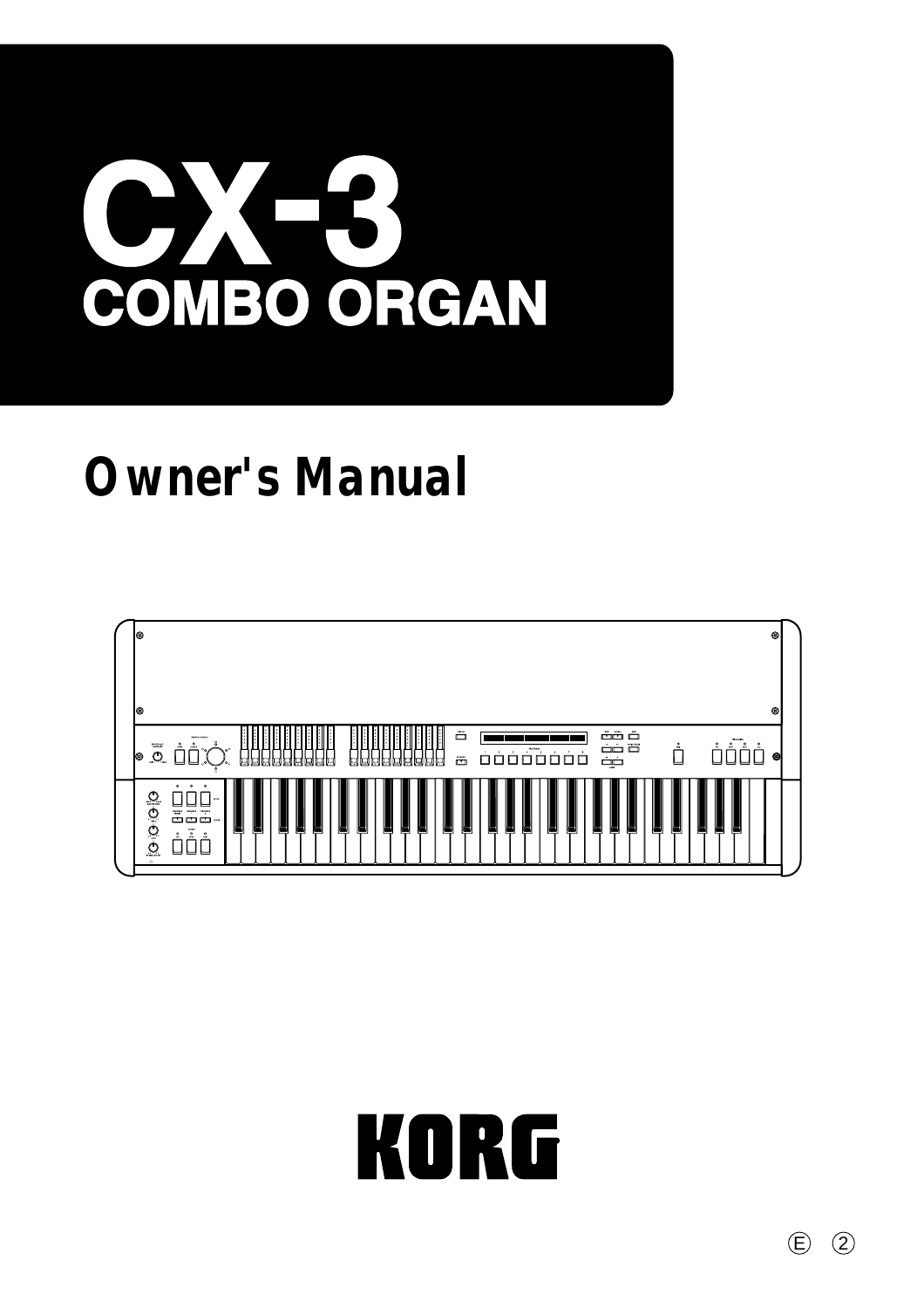# CX-3

## COMBO ORGAN

## Owner's Manual

KORG

Ⓔ ②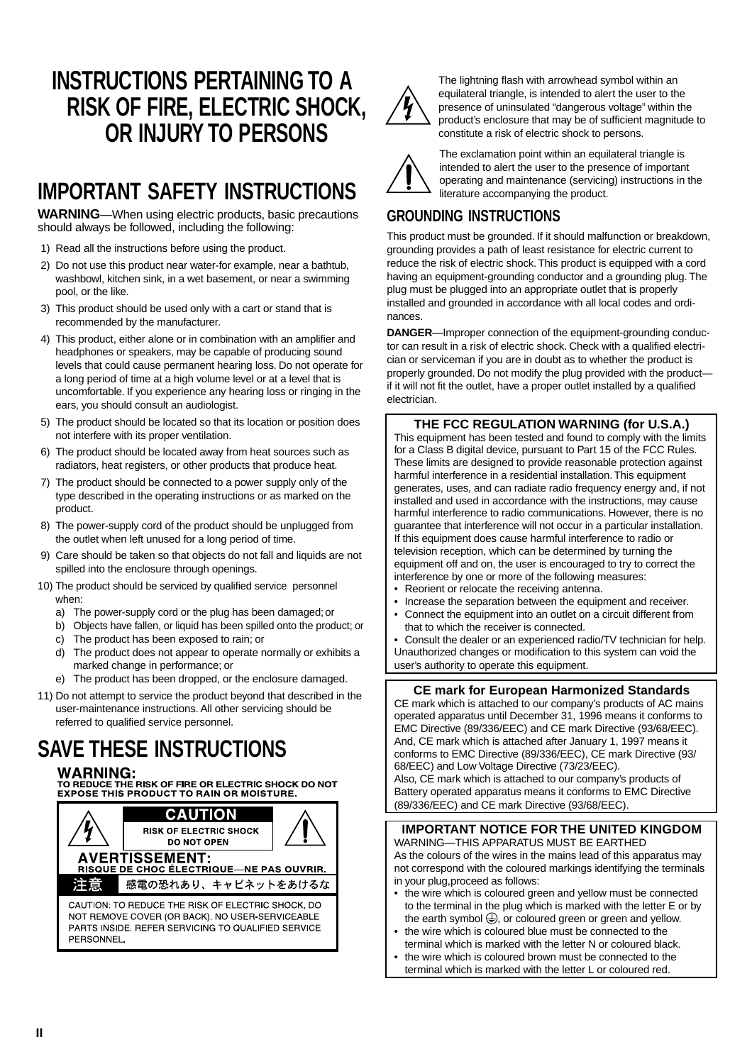# INSTRUCTIONS PERTAINING TO A RISK OF FIRE, ELECTRIC SHOCK, OR INJURY TO PERSONS

## IMPORTANT SAFETY INSTRUCTIONS

**WARNING**—When using electric products, basic precautions should always be followed, including the following:

1) Read all the instructions before using the product.
2) Do not use this product near water-for example, near a bathtub, washbowl, kitchen sink, in a wet basement, or near a swimming pool, or the like.
3) This product should be used only with a cart or stand that is recommended by the manufacturer.
4) This product, either alone or in combination with an amplifier and headphones or speakers, may be capable of producing sound levels that could cause permanent hearing loss. Do not operate for a long period of time at a high volume level or at a level that is uncomfortable. If you experience any hearing loss or ringing in the ears, you should consult an audiologist.
5) The product should be located so that its location or position does not interfere with its proper ventilation.
6) The product should be located away from heat sources such as radiators, heat registers, or other products that produce heat.
7) The product should be connected to a power supply only of the type described in the operating instructions or as marked on the product.
8) The power-supply cord of the product should be unplugged from the outlet when left unused for a long period of time.
9) Care should be taken so that objects do not fall and liquids are not spilled into the enclosure through openings.
10) The product should be serviced by qualified service personnel when:
    a) The power-supply cord or the plug has been damaged; or
    b) Objects have fallen, or liquid has been spilled onto the product; or
    c) The product has been exposed to rain; or
    d) The product does not appear to operate normally or exhibits a marked change in performance; or
    e) The product has been dropped, or the enclosure damaged.
11) Do not attempt to service the product beyond that described in the user-maintenance instructions. All other servicing should be referred to qualified service personnel.

## SAVE THESE INSTRUCTIONS

**WARNING:**
**TO REDUCE THE RISK OF FIRE OR ELECTRIC SHOCK DO NOT EXPOSE THIS PRODUCT TO RAIN OR MOISTURE.**

**CAUTION**
RISK OF ELECTRIC SHOCK
DO NOT OPEN

**AVERTISSEMENT:**
RISQUE DE CHOC ÉLECTRIQUE—NE PAS OUVRIR.

注意 感電の恐れあり、キャビネットをあけるな

CAUTION: TO REDUCE THE RISK OF ELECTRIC SHOCK, DO NOT REMOVE COVER (OR BACK). NO USER-SERVICEABLE PARTS INSIDE. REFER SERVICING TO QUALIFIED SERVICE PERSONNEL.

The lightning flash with arrowhead symbol within an equilateral triangle, is intended to alert the user to the presence of uninsulated “dangerous voltage” within the product’s enclosure that may be of sufficient magnitude to constitute a risk of electric shock to persons.

The exclamation point within an equilateral triangle is intended to alert the user to the presence of important operating and maintenance (servicing) instructions in the literature accompanying the product.

## GROUNDING INSTRUCTIONS

This product must be grounded. If it should malfunction or breakdown, grounding provides a path of least resistance for electric current to reduce the risk of electric shock. This product is equipped with a cord having an equipment-grounding conductor and a grounding plug. The plug must be plugged into an appropriate outlet that is properly installed and grounded in accordance with all local codes and ordinances.

**DANGER**—Improper connection of the equipment-grounding conductor can result in a risk of electric shock. Check with a qualified electrician or serviceman if you are in doubt as to whether the product is properly grounded. Do not modify the plug provided with the product—if it will not fit the outlet, have a proper outlet installed by a qualified electrician.

### THE FCC REGULATION WARNING (for U.S.A.)

This equipment has been tested and found to comply with the limits for a Class B digital device, pursuant to Part 15 of the FCC Rules. These limits are designed to provide reasonable protection against harmful interference in a residential installation. This equipment generates, uses, and can radiate radio frequency energy and, if not installed and used in accordance with the instructions, may cause harmful interference to radio communications. However, there is no guarantee that interference will not occur in a particular installation. If this equipment does cause harmful interference to radio or television reception, which can be determined by turning the equipment off and on, the user is encouraged to try to correct the interference by one or more of the following measures:

- Reorient or relocate the receiving antenna.
- Increase the separation between the equipment and receiver.
- Connect the equipment into an outlet on a circuit different from that to which the receiver is connected.
- Consult the dealer or an experienced radio/TV technician for help.

Unauthorized changes or modification to this system can void the user’s authority to operate this equipment.

### CE mark for European Harmonized Standards

CE mark which is attached to our company’s products of AC mains operated apparatus until December 31, 1996 means it conforms to EMC Directive (89/336/EEC) and CE mark Directive (93/68/EEC).
And, CE mark which is attached after January 1, 1997 means it conforms to EMC Directive (89/336/EEC), CE mark Directive (93/68/EEC) and Low Voltage Directive (73/23/EEC).
Also, CE mark which is attached to our company’s products of Battery operated apparatus means it conforms to EMC Directive (89/336/EEC) and CE mark Directive (93/68/EEC).

### IMPORTANT NOTICE FOR THE UNITED KINGDOM

WARNING—THIS APPARATUS MUST BE EARTHED
As the colours of the wires in the mains lead of this apparatus may not correspond with the coloured markings identifying the terminals in your plug,proceed as follows:

- the wire which is coloured green and yellow must be connected to the terminal in the plug which is marked with the letter E or by the earth symbol ⏚, or coloured green or green and yellow.
- the wire which is coloured blue must be connected to the terminal which is marked with the letter N or coloured black.
- the wire which is coloured brown must be connected to the terminal which is marked with the letter L or coloured red.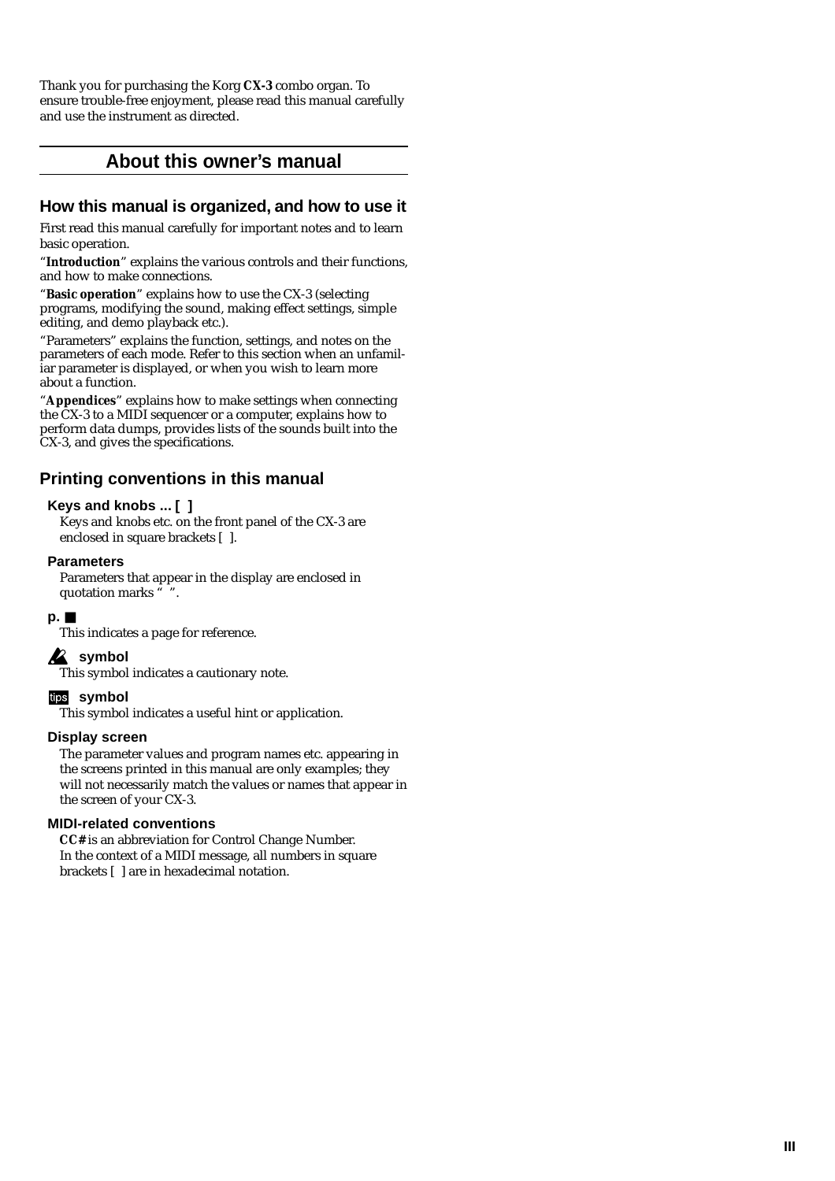Thank you for purchasing the Korg **CX-3** combo organ. To ensure trouble-free enjoyment, please read this manual carefully and use the instrument as directed.

# About this owner's manual

## How this manual is organized, and how to use it

First read this manual carefully for important notes and to learn basic operation.

"**Introduction**" explains the various controls and their functions, and how to make connections.

"**Basic operation**" explains how to use the CX-3 (selecting programs, modifying the sound, making effect settings, simple editing, and demo playback etc.).

"Parameters" explains the function, settings, and notes on the parameters of each mode. Refer to this section when an unfamiliar parameter is displayed, or when you wish to learn more about a function.

"**Appendices**" explains how to make settings when connecting the CX-3 to a MIDI sequencer or a computer, explains how to perform data dumps, provides lists of the sounds built into the CX-3, and gives the specifications.

## Printing conventions in this manual

### Keys and knobs ... [ ]

Keys and knobs etc. on the front panel of the CX-3 are enclosed in square brackets [ ].

### Parameters

Parameters that appear in the display are enclosed in quotation marks " ".

### p. ■

This indicates a page for reference.

### symbol

This symbol indicates a cautionary note.

### tips symbol

This symbol indicates a useful hint or application.

### Display screen

The parameter values and program names etc. appearing in the screens printed in this manual are only examples; they will not necessarily match the values or names that appear in the screen of your CX-3.

### MIDI-related conventions

**CC#** is an abbreviation for Control Change Number.
In the context of a MIDI message, all numbers in square brackets [ ] are in hexadecimal notation.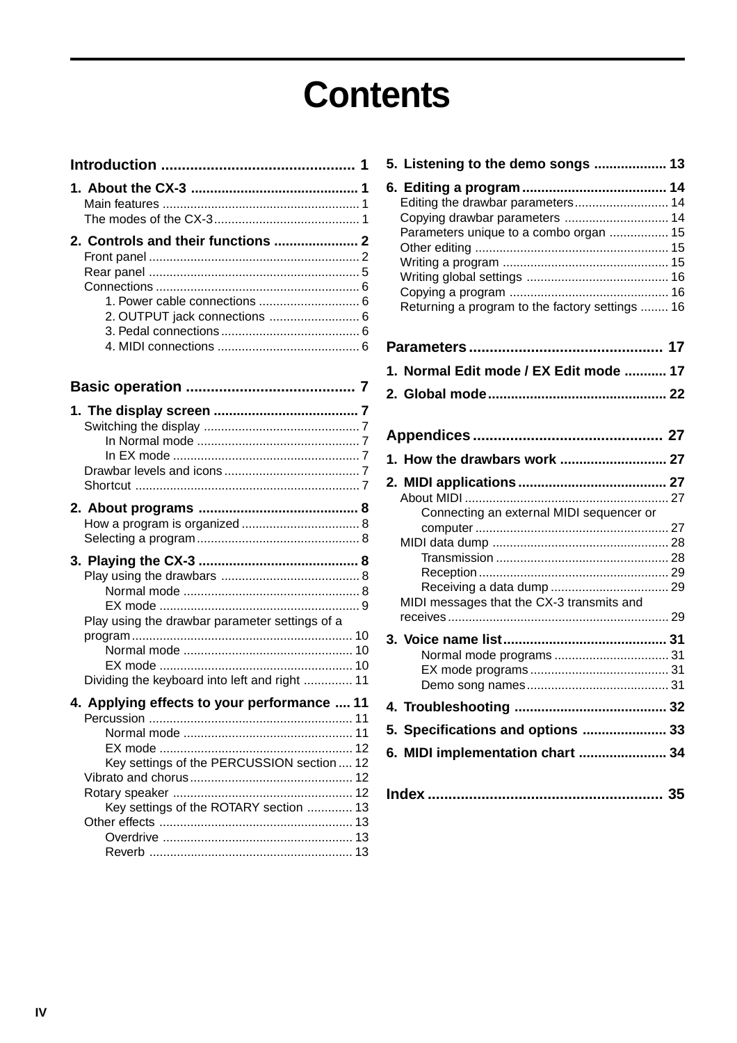# Contents

**Introduction ............................................... 1**

**1. About the CX-3 ............................................ 1**

Main features ......................................................... 1
The modes of the CX-3 .......................................... 1

**2. Controls and their functions ...................... 2**

Front panel ............................................................ 2
Rear panel ............................................................. 5
Connections ........................................................... 6
  1. Power cable connections ............................. 6
  2. OUTPUT jack connections .......................... 6
  3. Pedal connections ........................................ 6
  4. MIDI connections ......................................... 6

**Basic operation ......................................... 7**

**1. The display screen ..................................... 7**

Switching the display ............................................. 7
  In Normal mode ............................................... 7
  In EX mode ...................................................... 7
Drawbar levels and icons ....................................... 7
Shortcut ................................................................ 7

**2. About programs .......................................... 8**

How a program is organized .................................. 8
Selecting a program ............................................... 8

**3. Playing the CX-3 .......................................... 8**

Play using the drawbars ........................................ 8
  Normal mode ................................................... 8
  EX mode .......................................................... 9
Play using the drawbar parameter settings of a program ................................................................ 10
  Normal mode ................................................. 10
  EX mode ........................................................ 10
Dividing the keyboard into left and right .............. 11

**4. Applying effects to your performance .... 11**

Percussion ........................................................... 11
  Normal mode ................................................. 11
  EX mode ........................................................ 12
  Key settings of the PERCUSSION section .... 12
Vibrato and chorus ............................................... 12
Rotary speaker .................................................... 12
  Key settings of the ROTARY section ............. 13
Other effects ........................................................ 13
  Overdrive ....................................................... 13
  Reverb ........................................................... 13

**5. Listening to the demo songs ................... 13**

**6. Editing a program ...................................... 14**

Editing the drawbar parameters ........................... 14
Copying drawbar parameters .............................. 14
Parameters unique to a combo organ ................. 15
Other editing ........................................................ 15
Writing a program ................................................ 15
Writing global settings ......................................... 16
Copying a program .............................................. 16
Returning a program to the factory settings ........ 16

**Parameters ............................................... 17**

**1. Normal Edit mode / EX Edit mode ........... 17**

**2. Global mode ............................................... 22**

**Appendices .............................................. 27**

**1. How the drawbars work ............................ 27**

**2. MIDI applications ....................................... 27**

About MIDI ........................................................... 27
  Connecting an external MIDI sequencer or computer ........................................................ 27
MIDI data dump ................................................... 28
  Transmission .................................................. 28
  Reception ....................................................... 29
  Receiving a data dump .................................. 29
MIDI messages that the CX-3 transmits and receives ............................................................... 29

**3. Voice name list ........................................... 31**

  Normal mode programs ................................. 31
  EX mode programs ........................................ 31
  Demo song names ......................................... 31

**4. Troubleshooting ........................................ 32**

**5. Specifications and options ...................... 33**

**6. MIDI implementation chart ....................... 34**

**Index ......................................................... 35**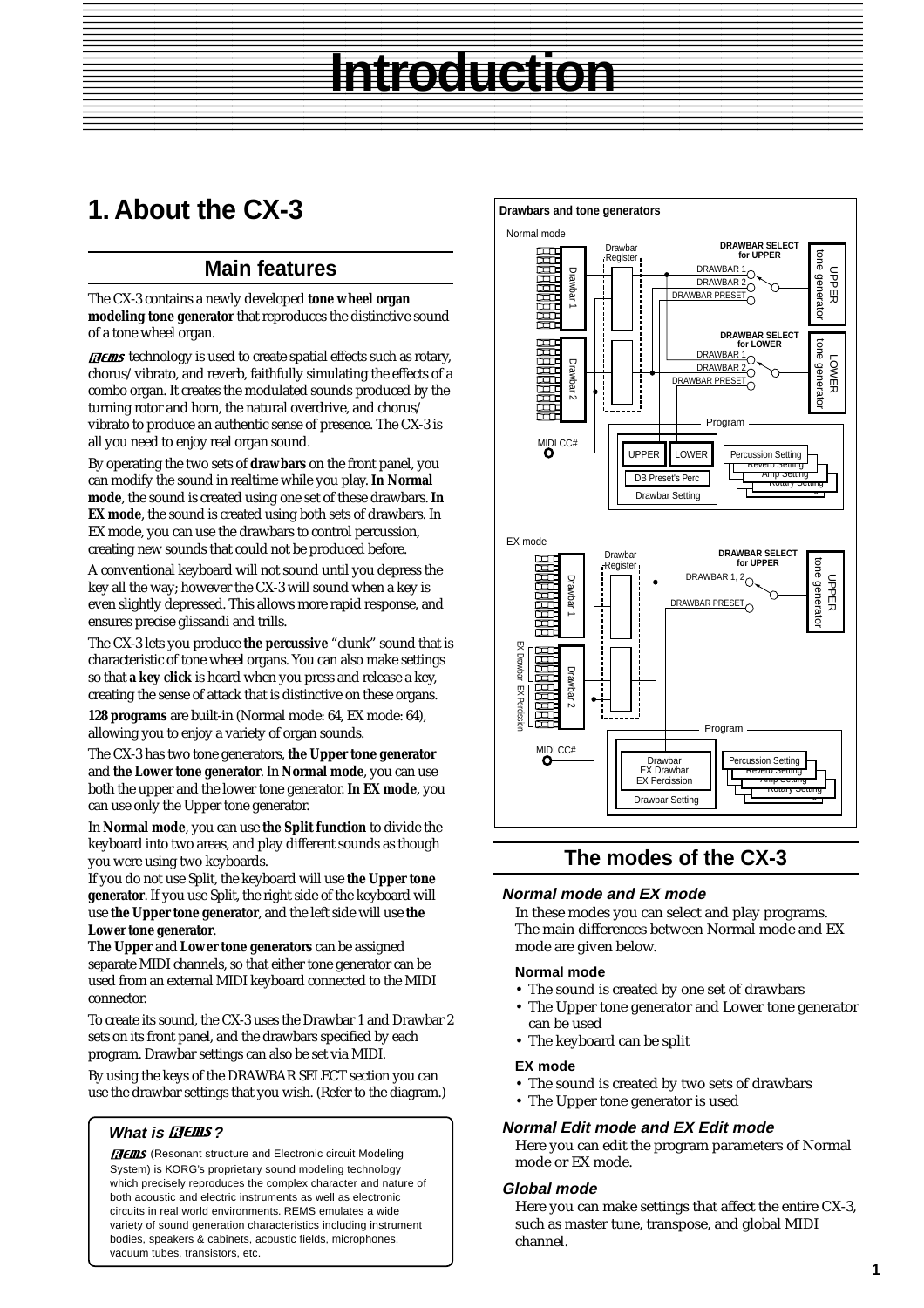# Introduction

## 1. About the CX-3

### Main features

The CX-3 contains a newly developed **tone wheel organ modeling tone generator** that reproduces the distinctive sound of a tone wheel organ.

REMS technology is used to create spatial effects such as rotary, chorus/vibrato, and reverb, faithfully simulating the effects of a combo organ. It creates the modulated sounds produced by the turning rotor and horn, the natural overdrive, and chorus/vibrato to produce an authentic sense of presence. The CX-3 is all you need to enjoy real organ sound.

By operating the two sets of **drawbars** on the front panel, you can modify the sound in realtime while you play. **In Normal mode**, the sound is created using one set of these drawbars. **In EX mode**, the sound is created using both sets of drawbars. In EX mode, you can use the drawbars to control percussion, creating new sounds that could not be produced before.

A conventional keyboard will not sound until you depress the key all the way; however the CX-3 will sound when a key is even slightly depressed. This allows more rapid response, and ensures precise glissandi and trills.

The CX-3 lets you produce **the percussive** "clunk" sound that is characteristic of tone wheel organs. You can also make settings so that **a key click** is heard when you press and release a key, creating the sense of attack that is distinctive on these organs.

**128 programs** are built-in (Normal mode: 64, EX mode: 64), allowing you to enjoy a variety of organ sounds.

The CX-3 has two tone generators, **the Upper tone generator** and **the Lower tone generator**. In **Normal mode**, you can use both the upper and the lower tone generator. **In EX mode**, you can use only the Upper tone generator.

In **Normal mode**, you can use **the Split function** to divide the keyboard into two areas, and play different sounds as though you were using two keyboards.
If you do not use Split, the keyboard will use **the Upper tone generator**. If you use Split, the right side of the keyboard will use **the Upper tone generator**, and the left side will use **the Lower tone generator**.
**The Upper** and **Lower tone generators** can be assigned separate MIDI channels, so that either tone generator can be used from an external MIDI keyboard connected to the MIDI connector.

To create its sound, the CX-3 uses the Drawbar 1 and Drawbar 2 sets on its front panel, and the drawbars specified by each program. Drawbar settings can also be set via MIDI.

By using the keys of the DRAWBAR SELECT section you can use the drawbar settings that you wish. (Refer to the diagram.)

> **What is REMS?**
>
> REMS (Resonant structure and Electronic circuit Modeling System) is KORG's proprietary sound modeling technology which precisely reproduces the complex character and nature of both acoustic and electric instruments as well as electronic circuits in real world environments. REMS emulates a wide variety of sound generation characteristics including instrument bodies, speakers & cabinets, acoustic fields, microphones, vacuum tubes, transistors, etc.

**Drawbars and tone generators**

Normal mode: Drawbar 1, Drawbar 2, Drawbar Register; DRAWBAR SELECT for UPPER (DRAWBAR 1, DRAWBAR 2, DRAWBAR PRESET) → UPPER tone generator; DRAWBAR SELECT for LOWER (DRAWBAR 1, DRAWBAR 2, DRAWBAR PRESET) → LOWER tone generator; MIDI CC#; Program (UPPER, LOWER, DB Preset's Perc, Drawbar Setting; Percussion Setting, Reverb Setting, Amp Setting, Rotary Setting)

EX mode: Drawbar 1, Drawbar 2 (EX Drawbar, EX Percission), Drawbar Register; DRAWBAR SELECT for UPPER (DRAWBAR 1, 2, DRAWBAR PRESET) → UPPER tone generator; MIDI CC#; Program (Drawbar, EX Drawbar, EX Percission, Drawbar Setting; Percussion Setting, Reverb Setting, Amp Setting, Rotary Setting)

### The modes of the CX-3

#### *Normal mode and EX mode*

In these modes you can select and play programs. The main differences between Normal mode and EX mode are given below.

**Normal mode**

- The sound is created by one set of drawbars
- The Upper tone generator and Lower tone generator can be used
- The keyboard can be split

**EX mode**

- The sound is created by two sets of drawbars
- The Upper tone generator is used

#### *Normal Edit mode and EX Edit mode*

Here you can edit the program parameters of Normal mode or EX mode.

#### *Global mode*

Here you can make settings that affect the entire CX-3, such as master tune, transpose, and global MIDI channel.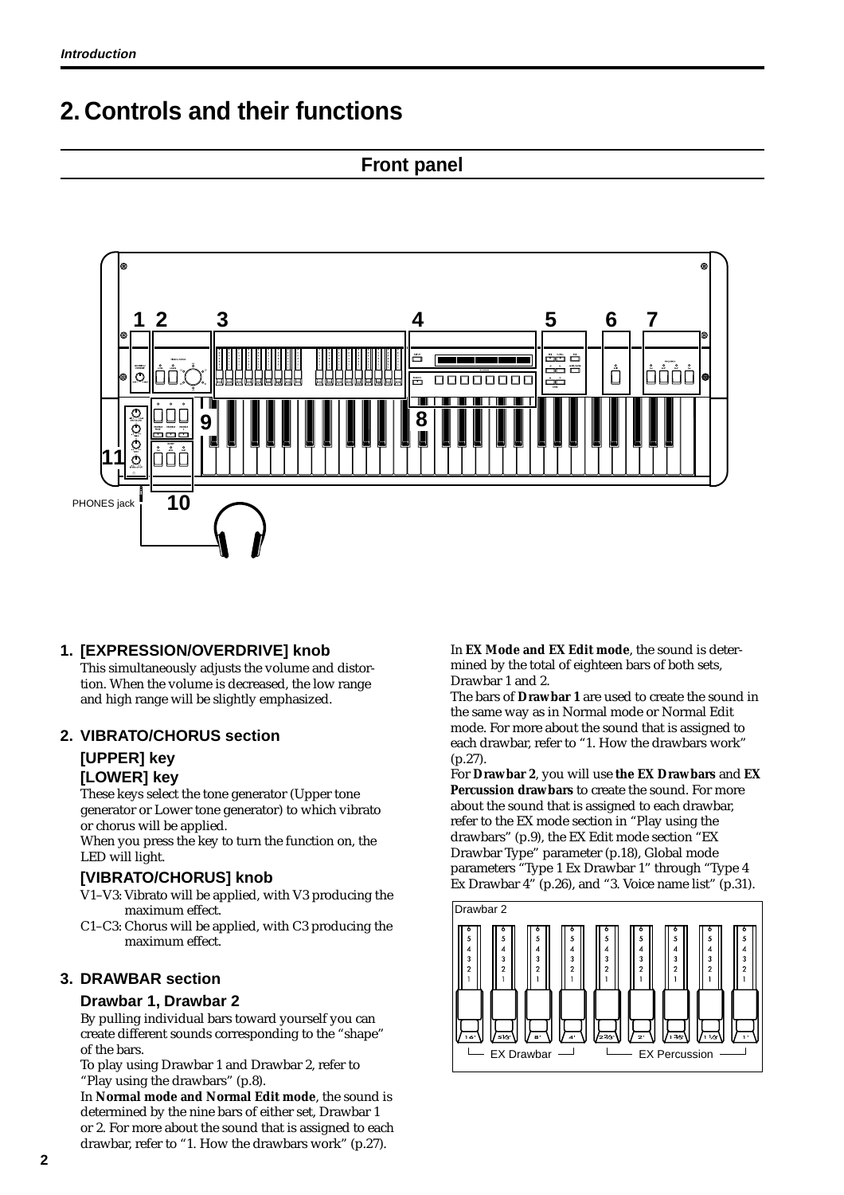# 2. Controls and their functions

## Front panel

PHONES jack

### 1. [EXPRESSION/OVERDRIVE] knob

This simultaneously adjusts the volume and distortion. When the volume is decreased, the low range and high range will be slightly emphasized.

### 2. VIBRATO/CHORUS section

#### [UPPER] key
#### [LOWER] key

These keys select the tone generator (Upper tone generator or Lower tone generator) to which vibrato or chorus will be applied.

When you press the key to turn the function on, the LED will light.

#### [VIBRATO/CHORUS] knob

V1–V3: Vibrato will be applied, with V3 producing the maximum effect.

C1–C3: Chorus will be applied, with C3 producing the maximum effect.

### 3. DRAWBAR section

#### Drawbar 1, Drawbar 2

By pulling individual bars toward yourself you can create different sounds corresponding to the “shape” of the bars.

To play using Drawbar 1 and Drawbar 2, refer to “Play using the drawbars” (p.8).

In **Normal mode and Normal Edit mode**, the sound is determined by the nine bars of either set, Drawbar 1 or 2. For more about the sound that is assigned to each drawbar, refer to “1. How the drawbars work” (p.27).

In **EX Mode and EX Edit mode**, the sound is determined by the total of eighteen bars of both sets, Drawbar 1 and 2.

The bars of **Drawbar 1** are used to create the sound in the same way as in Normal mode or Normal Edit mode. For more about the sound that is assigned to each drawbar, refer to “1. How the drawbars work” (p.27).

For **Drawbar 2**, you will use **the EX Drawbars** and **EX Percussion drawbars** to create the sound. For more about the sound that is assigned to each drawbar, refer to the EX mode section in “Play using the drawbars” (p.9), the EX Edit mode section “EX Drawbar Type” parameter (p.18), Global mode parameters “Type 1 Ex Drawbar 1” through “Type 4 Ex Drawbar 4” (p.26), and “3. Voice name list” (p.31).

Drawbar 2

EX Drawbar — EX Percussion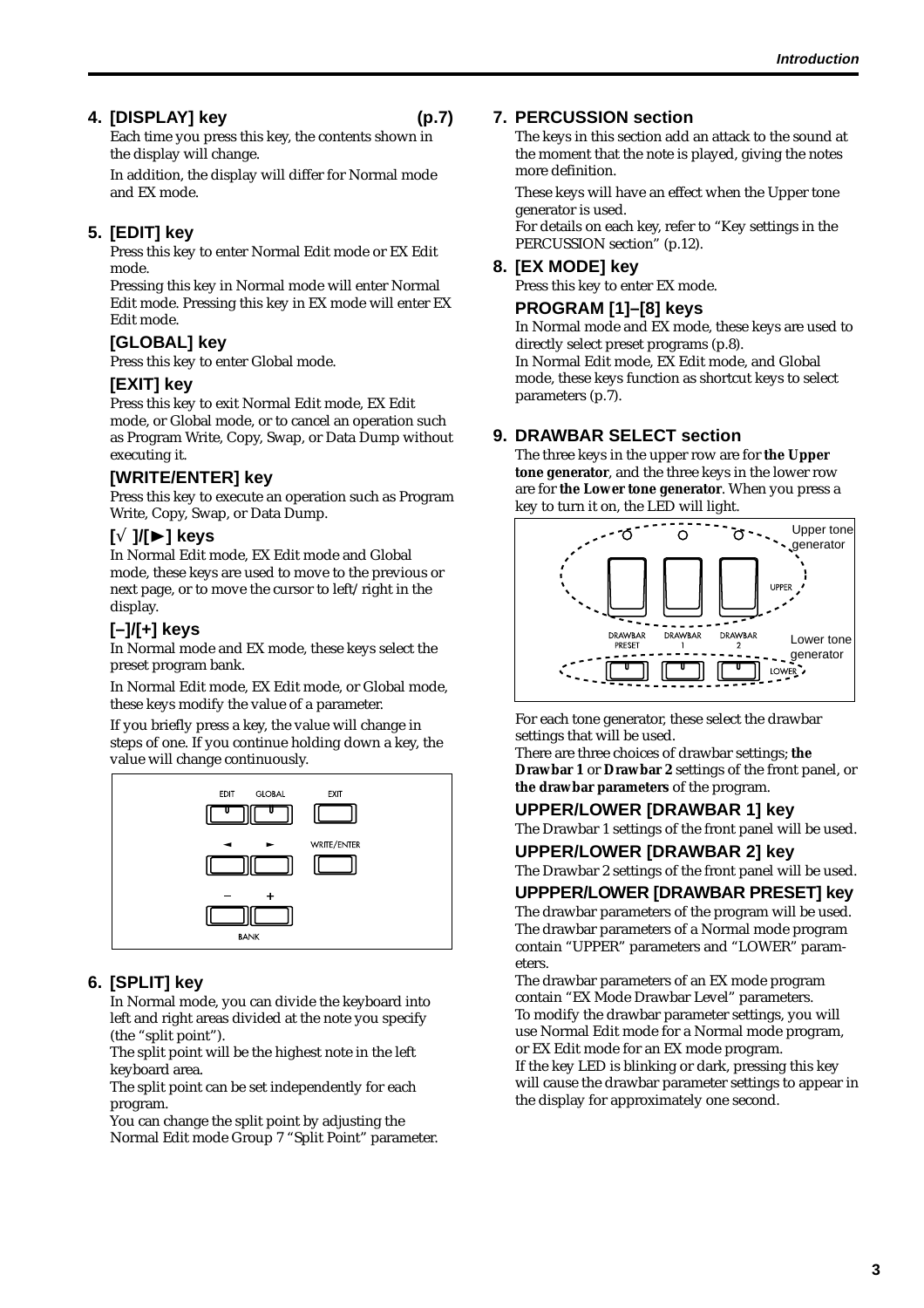## 4. [DISPLAY] key (p.7)

Each time you press this key, the contents shown in the display will change.

In addition, the display will differ for Normal mode and EX mode.

## 5. [EDIT] key

Press this key to enter Normal Edit mode or EX Edit mode.
Pressing this key in Normal mode will enter Normal Edit mode. Pressing this key in EX mode will enter EX Edit mode.

### [GLOBAL] key

Press this key to enter Global mode.

### [EXIT] key

Press this key to exit Normal Edit mode, EX Edit mode, or Global mode, or to cancel an operation such as Program Write, Copy, Swap, or Data Dump without executing it.

### [WRITE/ENTER] key

Press this key to execute an operation such as Program Write, Copy, Swap, or Data Dump.

### [√ ]/[►] keys

In Normal Edit mode, EX Edit mode and Global mode, these keys are used to move to the previous or next page, or to move the cursor to left/right in the display.

### [–]/[+] keys

In Normal mode and EX mode, these keys select the preset program bank.

In Normal Edit mode, EX Edit mode, or Global mode, these keys modify the value of a parameter.

If you briefly press a key, the value will change in steps of one. If you continue holding down a key, the value will change continuously.

EDIT GLOBAL EXIT
◄ ► WRITE/ENTER
– +
BANK

## 6. [SPLIT] key

In Normal mode, you can divide the keyboard into left and right areas divided at the note you specify (the "split point").
The split point will be the highest note in the left keyboard area.
The split point can be set independently for each program.
You can change the split point by adjusting the Normal Edit mode Group 7 "Split Point" parameter.

## 7. PERCUSSION section

The keys in this section add an attack to the sound at the moment that the note is played, giving the notes more definition.

These keys will have an effect when the Upper tone generator is used.
For details on each key, refer to "Key settings in the PERCUSSION section" (p.12).

## 8. [EX MODE] key

Press this key to enter EX mode.

### PROGRAM [1]–[8] keys

In Normal mode and EX mode, these keys are used to directly select preset programs (p.8).
In Normal Edit mode, EX Edit mode, and Global mode, these keys function as shortcut keys to select parameters (p.7).

## 9. DRAWBAR SELECT section

The three keys in the upper row are for **the Upper tone generator**, and the three keys in the lower row are for **the Lower tone generator**. When you press a key to turn it on, the LED will light.

Upper tone generator
UPPER
DRAWBAR PRESET DRAWBAR 1 DRAWBAR 2
Lower tone generator
LOWER

For each tone generator, these select the drawbar settings that will be used.
There are three choices of drawbar settings; **the Drawbar 1** or **Drawbar 2** settings of the front panel, or **the drawbar parameters** of the program.

### UPPER/LOWER [DRAWBAR 1] key

The Drawbar 1 settings of the front panel will be used.

### UPPER/LOWER [DRAWBAR 2] key

The Drawbar 2 settings of the front panel will be used.

### UPPPER/LOWER [DRAWBAR PRESET] key

The drawbar parameters of the program will be used.
The drawbar parameters of a Normal mode program contain "UPPER" parameters and "LOWER" parameters.
The drawbar parameters of an EX mode program contain "EX Mode Drawbar Level" parameters.
To modify the drawbar parameter settings, you will use Normal Edit mode for a Normal mode program, or EX Edit mode for an EX mode program.
If the key LED is blinking or dark, pressing this key will cause the drawbar parameter settings to appear in the display for approximately one second.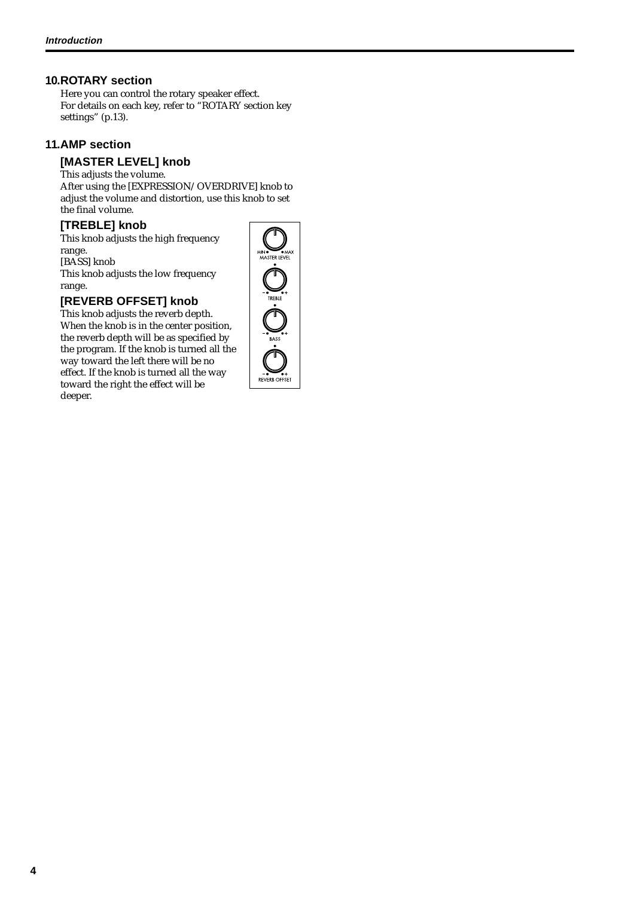## 10.ROTARY section

Here you can control the rotary speaker effect.
For details on each key, refer to "ROTARY section key settings" (p.13).

## 11.AMP section

### [MASTER LEVEL] knob

This adjusts the volume.
After using the [EXPRESSION/OVERDRIVE] knob to adjust the volume and distortion, use this knob to set the final volume.

### [TREBLE] knob

This knob adjusts the high frequency range.
[BASS] knob
This knob adjusts the low frequency range.

### [REVERB OFFSET] knob

This knob adjusts the reverb depth.
When the knob is in the center position, the reverb depth will be as specified by the program. If the knob is turned all the way toward the left there will be no effect. If the knob is turned all the way toward the right the effect will be deeper.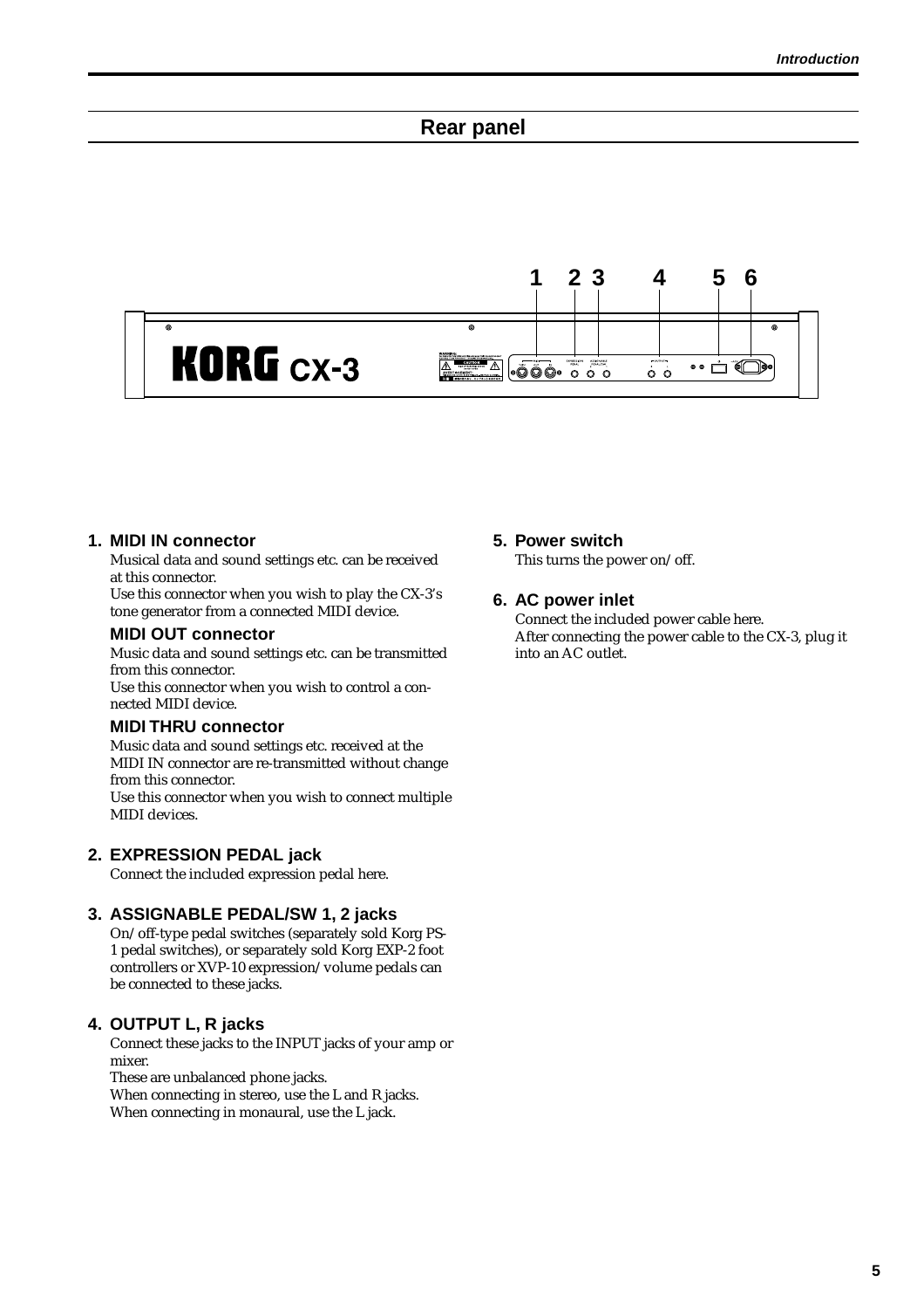## Rear panel

1. **MIDI IN connector**
   Musical data and sound settings etc. can be received at this connector.
   Use this connector when you wish to play the CX-3's tone generator from a connected MIDI device.

   **MIDI OUT connector**
   Music data and sound settings etc. can be transmitted from this connector.
   Use this connector when you wish to control a connected MIDI device.

   **MIDI THRU connector**
   Music data and sound settings etc. received at the MIDI IN connector are re-transmitted without change from this connector.
   Use this connector when you wish to connect multiple MIDI devices.

2. **EXPRESSION PEDAL jack**
   Connect the included expression pedal here.

3. **ASSIGNABLE PEDAL/SW 1, 2 jacks**
   On/off-type pedal switches (separately sold Korg PS-1 pedal switches), or separately sold Korg EXP-2 foot controllers or XVP-10 expression/volume pedals can be connected to these jacks.

4. **OUTPUT L, R jacks**
   Connect these jacks to the INPUT jacks of your amp or mixer.
   These are unbalanced phone jacks.
   When connecting in stereo, use the L and R jacks.
   When connecting in monaural, use the L jack.

5. **Power switch**
   This turns the power on/off.

6. **AC power inlet**
   Connect the included power cable here.
   After connecting the power cable to the CX-3, plug it into an AC outlet.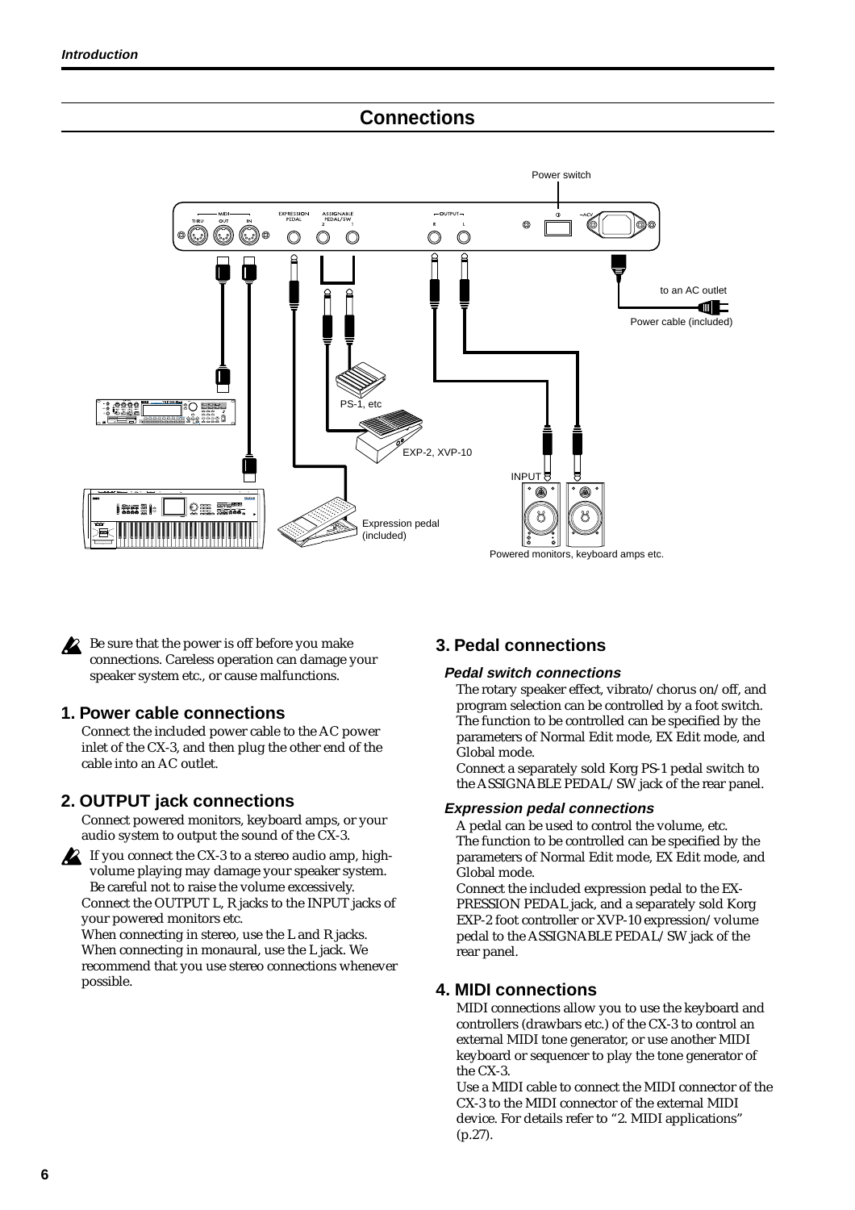## Connections

Be sure that the power is off before you make connections. Careless operation can damage your speaker system etc., or cause malfunctions.

### 1. Power cable connections

Connect the included power cable to the AC power inlet of the CX-3, and then plug the other end of the cable into an AC outlet.

### 2. OUTPUT jack connections

Connect powered monitors, keyboard amps, or your audio system to output the sound of the CX-3.

If you connect the CX-3 to a stereo audio amp, high-volume playing may damage your speaker system. Be careful not to raise the volume excessively.

Connect the OUTPUT L, R jacks to the INPUT jacks of your powered monitors etc.

When connecting in stereo, use the L and R jacks. When connecting in monaural, use the L jack. We recommend that you use stereo connections whenever possible.

### 3. Pedal connections

#### *Pedal switch connections*

The rotary speaker effect, vibrato/chorus on/off, and program selection can be controlled by a foot switch. The function to be controlled can be specified by the parameters of Normal Edit mode, EX Edit mode, and Global mode.

Connect a separately sold Korg PS-1 pedal switch to the ASSIGNABLE PEDAL/SW jack of the rear panel.

#### *Expression pedal connections*

A pedal can be used to control the volume, etc. The function to be controlled can be specified by the parameters of Normal Edit mode, EX Edit mode, and Global mode.

Connect the included expression pedal to the EXPRESSION PEDAL jack, and a separately sold Korg EXP-2 foot controller or XVP-10 expression/volume pedal to the ASSIGNABLE PEDAL/SW jack of the rear panel.

### 4. MIDI connections

MIDI connections allow you to use the keyboard and controllers (drawbars etc.) of the CX-3 to control an external MIDI tone generator, or use another MIDI keyboard or sequencer to play the tone generator of the CX-3.

Use a MIDI cable to connect the MIDI connector of the CX-3 to the MIDI connector of the external MIDI device. For details refer to “2. MIDI applications” (p.27).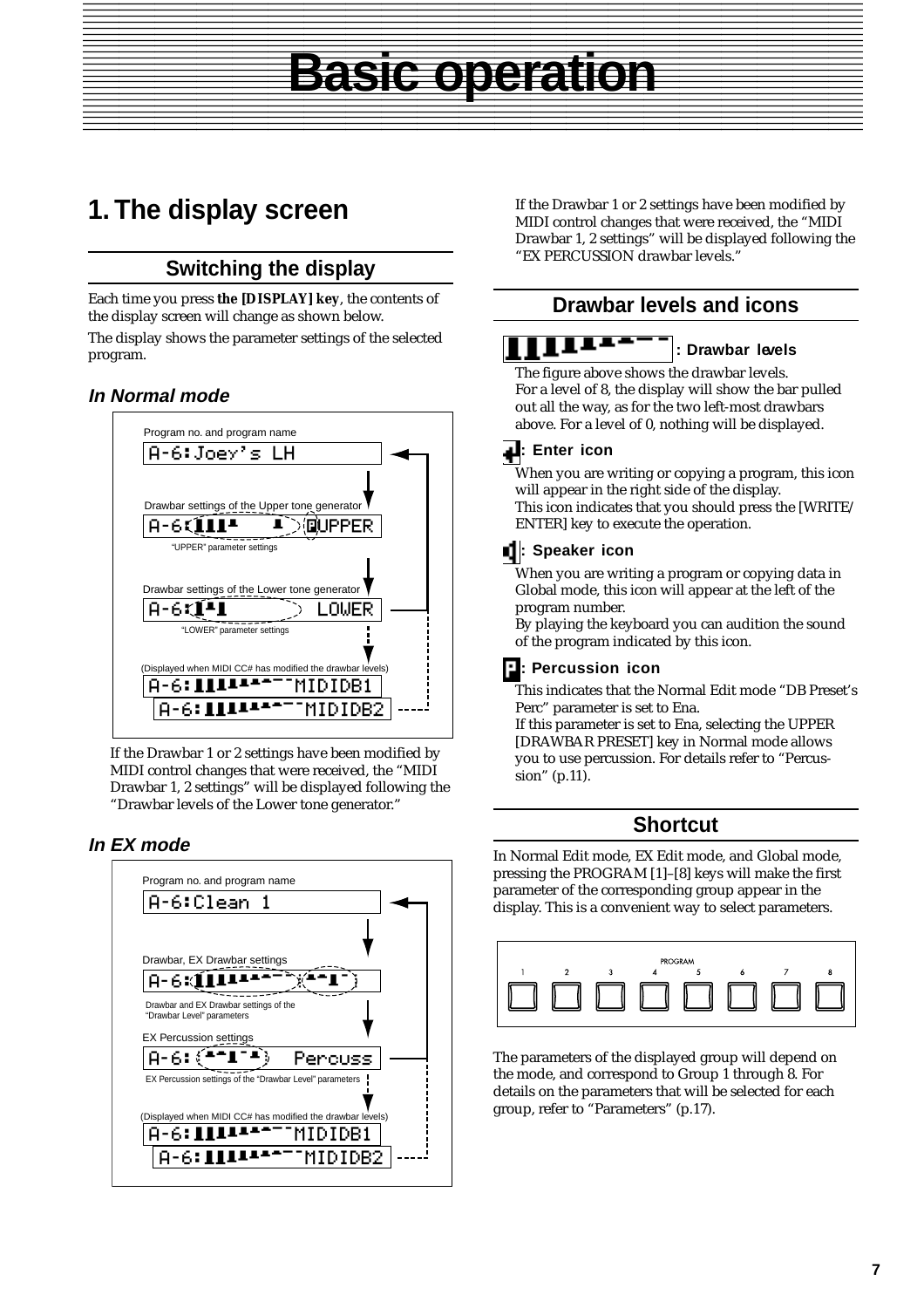# Basic operation

## 1. The display screen

### Switching the display

Each time you press **the [DISPLAY] key**, the contents of the display screen will change as shown below.

The display shows the parameter settings of the selected program.

#### *In Normal mode*

Program no. and program name

A-6:Joey's LH

Drawbar settings of the Upper tone generator

A-6: UPPER

"UPPER" parameter settings

Drawbar settings of the Lower tone generator

A-6: LOWER

"LOWER" parameter settings

(Displayed when MIDI CC# has modified the drawbar levels)

A-6: MIDIDB1

A-6: MIDIDB2

If the Drawbar 1 or 2 settings have been modified by MIDI control changes that were received, the "MIDI Drawbar 1, 2 settings" will be displayed following the "Drawbar levels of the Lower tone generator."

#### *In EX mode*

Program no. and program name

A-6:Clean 1

Drawbar, EX Drawbar settings

A-6:

Drawbar and EX Drawbar settings of the "Drawbar Level" parameters

EX Percussion settings

A-6: Percuss

EX Percussion settings of the "Drawbar Level" parameters

(Displayed when MIDI CC# has modified the drawbar levels)

A-6: MIDIDB1

A-6: MIDIDB2

If the Drawbar 1 or 2 settings have been modified by MIDI control changes that were received, the "MIDI Drawbar 1, 2 settings" will be displayed following the "EX PERCUSSION drawbar levels."

### Drawbar levels and icons

**: Drawbar levels**

The figure above shows the drawbar levels.
For a level of 8, the display will show the bar pulled out all the way, as for the two left-most drawbars above. For a level of 0, nothing will be displayed.

**: Enter icon**

When you are writing or copying a program, this icon will appear in the right side of the display.
This icon indicates that you should press the [WRITE/ENTER] key to execute the operation.

**: Speaker icon**

When you are writing a program or copying data in Global mode, this icon will appear at the left of the program number.
By playing the keyboard you can audition the sound of the program indicated by this icon.

**: Percussion icon**

This indicates that the Normal Edit mode "DB Preset's Perc" parameter is set to Ena.
If this parameter is set to Ena, selecting the UPPER [DRAWBAR PRESET] key in Normal mode allows you to use percussion. For details refer to "Percussion" (p.11).

### Shortcut

In Normal Edit mode, EX Edit mode, and Global mode, pressing the PROGRAM [1]–[8] keys will make the first parameter of the corresponding group appear in the display. This is a convenient way to select parameters.

PROGRAM
1 2 3 4 5 6 7 8

The parameters of the displayed group will depend on the mode, and correspond to Group 1 through 8. For details on the parameters that will be selected for each group, refer to "Parameters" (p.17).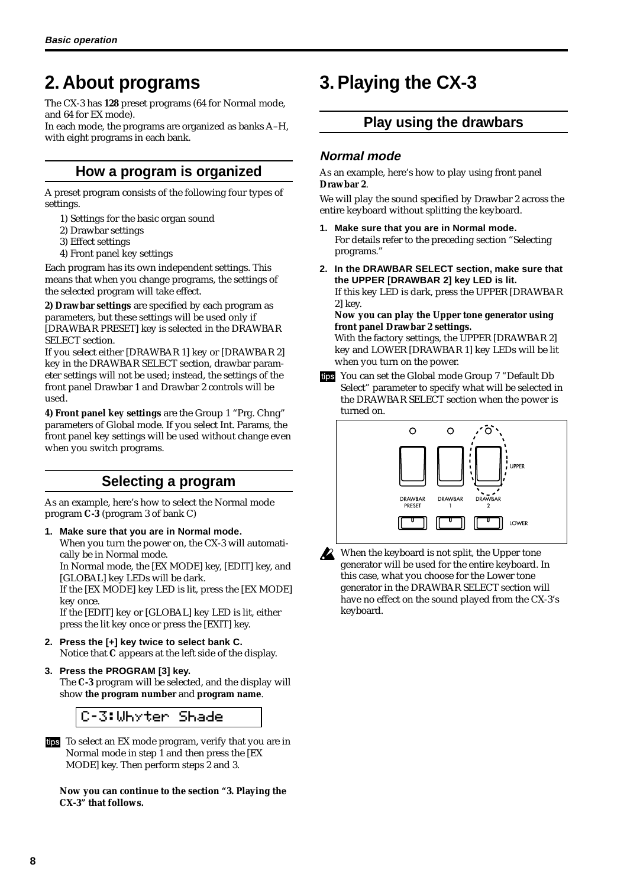# 2. About programs

The CX-3 has **128** preset programs (64 for Normal mode, and 64 for EX mode).
In each mode, the programs are organized as banks A–H, with eight programs in each bank.

## How a program is organized

A preset program consists of the following four types of settings.

1) Settings for the basic organ sound
2) Drawbar settings
3) Effect settings
4) Front panel key settings

Each program has its own independent settings. This means that when you change programs, the settings of the selected program will take effect.

**2) Drawbar settings** are specified by each program as parameters, but these settings will be used only if [DRAWBAR PRESET] key is selected in the DRAWBAR SELECT section.
If you select either [DRAWBAR 1] key or [DRAWBAR 2] key in the DRAWBAR SELECT section, drawbar parameter settings will not be used; instead, the settings of the front panel Drawbar 1 and Drawbar 2 controls will be used.

**4) Front panel key settings** are the Group 1 "Prg. Chng" parameters of Global mode. If you select Int. Params, the front panel key settings will be used without change even when you switch programs.

## Selecting a program

As an example, here's how to select the Normal mode program **C-3** (program 3 of bank C)

1. **Make sure that you are in Normal mode.**
   When you turn the power on, the CX-3 will automatically be in Normal mode.
   In Normal mode, the [EX MODE] key, [EDIT] key, and [GLOBAL] key LEDs will be dark.
   If the [EX MODE] key LED is lit, press the [EX MODE] key once.
   If the [EDIT] key or [GLOBAL] key LED is lit, either press the lit key once or press the [EXIT] key.
2. **Press the [+] key twice to select bank C.**
   Notice that **C** appears at the left side of the display.
3. **Press the PROGRAM [3] key.**
   The **C-3** program will be selected, and the display will show **the program number** and **program name**.

```
C-3:Whyter Shade
```

tips To select an EX mode program, verify that you are in Normal mode in step 1 and then press the [EX MODE] key. Then perform steps 2 and 3.

**Now you can continue to the section "3. Playing the CX-3" that follows.**

# 3. Playing the CX-3

## Play using the drawbars

### *Normal mode*

As an example, here's how to play using front panel **Drawbar 2**.

We will play the sound specified by Drawbar 2 across the entire keyboard without splitting the keyboard.

1. **Make sure that you are in Normal mode.**
   For details refer to the preceding section "Selecting programs."
2. **In the DRAWBAR SELECT section, make sure that the UPPER [DRAWBAR 2] key LED is lit.**
   If this key LED is dark, press the UPPER [DRAWBAR 2] key.
   **Now you can play the Upper tone generator using front panel Drawbar 2 settings.**
   With the factory settings, the UPPER [DRAWBAR 2] key and LOWER [DRAWBAR 1] key LEDs will be lit when you turn on the power.

tips You can set the Global mode Group 7 "Default Db Select" parameter to specify what will be selected in the DRAWBAR SELECT section when the power is turned on.

DRAWBAR PRESET | DRAWBAR 1 | DRAWBAR 2 | UPPER | LOWER

When the keyboard is not split, the Upper tone generator will be used for the entire keyboard. In this case, what you choose for the Lower tone generator in the DRAWBAR SELECT section will have no effect on the sound played from the CX-3's keyboard.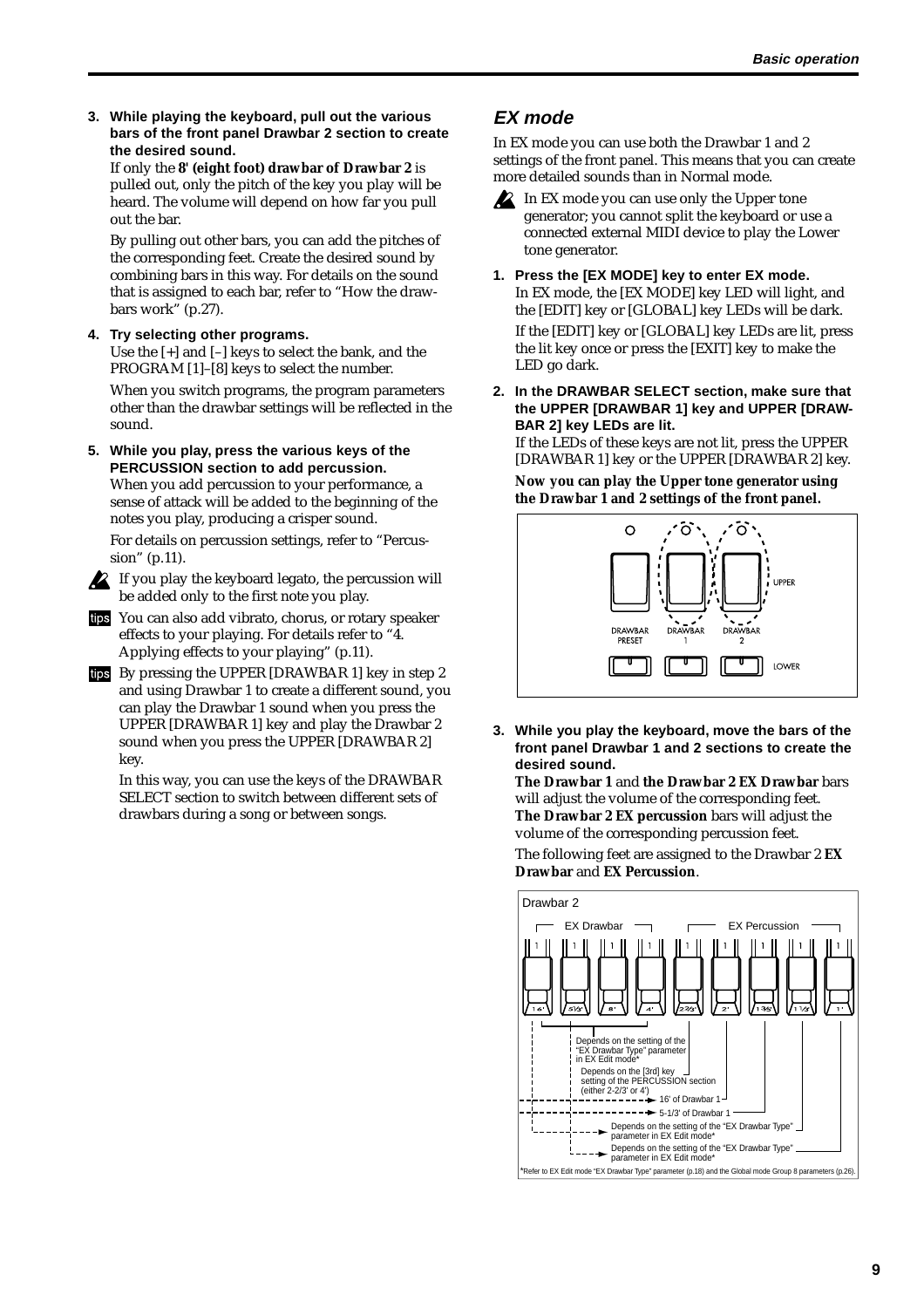3. **While playing the keyboard, pull out the various bars of the front panel Drawbar 2 section to create the desired sound.**
   If only the **8' (eight foot) drawbar of Drawbar 2** is pulled out, only the pitch of the key you play will be heard. The volume will depend on how far you pull out the bar.

   By pulling out other bars, you can add the pitches of the corresponding feet. Create the desired sound by combining bars in this way. For details on the sound that is assigned to each bar, refer to "How the drawbars work" (p.27).

4. **Try selecting other programs.**
   Use the [+] and [–] keys to select the bank, and the PROGRAM [1]–[8] keys to select the number.

   When you switch programs, the program parameters other than the drawbar settings will be reflected in the sound.

5. **While you play, press the various keys of the PERCUSSION section to add percussion.**
   When you add percussion to your performance, a sense of attack will be added to the beginning of the notes you play, producing a crisper sound.

   For details on percussion settings, refer to "Percussion" (p.11).

If you play the keyboard legato, the percussion will be added only to the first note you play.

tips You can also add vibrato, chorus, or rotary speaker effects to your playing. For details refer to "4. Applying effects to your playing" (p.11).

tips By pressing the UPPER [DRAWBAR 1] key in step 2 and using Drawbar 1 to create a different sound, you can play the Drawbar 1 sound when you press the UPPER [DRAWBAR 1] key and play the Drawbar 2 sound when you press the UPPER [DRAWBAR 2] key.

In this way, you can use the keys of the DRAWBAR SELECT section to switch between different sets of drawbars during a song or between songs.

## EX mode

In EX mode you can use both the Drawbar 1 and 2 settings of the front panel. This means that you can create more detailed sounds than in Normal mode.

In EX mode you can use only the Upper tone generator; you cannot split the keyboard or use a connected external MIDI device to play the Lower tone generator.

1. **Press the [EX MODE] key to enter EX mode.**
   In EX mode, the [EX MODE] key LED will light, and the [EDIT] key or [GLOBAL] key LEDs will be dark.
   If the [EDIT] key or [GLOBAL] key LEDs are lit, press the lit key once or press the [EXIT] key to make the LED go dark.

2. **In the DRAWBAR SELECT section, make sure that the UPPER [DRAWBAR 1] key and UPPER [DRAWBAR 2] key LEDs are lit.**
   If the LEDs of these keys are not lit, press the UPPER [DRAWBAR 1] key or the UPPER [DRAWBAR 2] key.

   **Now you can play the Upper tone generator using the Drawbar 1 and 2 settings of the front panel.**

3. **While you play the keyboard, move the bars of the front panel Drawbar 1 and 2 sections to create the desired sound.**
   **The Drawbar 1** and **the Drawbar 2 EX Drawbar** bars will adjust the volume of the corresponding feet. **The Drawbar 2 EX percussion** bars will adjust the volume of the corresponding percussion feet.

   The following feet are assigned to the Drawbar 2 **EX Drawbar** and **EX Percussion**.

Drawbar 2 — EX Drawbar: 16', 5-1/3', 8', 4'; EX Percussion: 2-2/3', 2', 1-3/5', 1-1/3', 1'

- Depends on the setting of the "EX Drawbar Type" parameter in EX Edit mode*
- Depends on the [3rd] key setting of the PERCUSSION section (either 2-2/3' or 4')
- 16' of Drawbar 1
- 5-1/3' of Drawbar 1
- Depends on the setting of the "EX Drawbar Type" parameter in EX Edit mode*
- Depends on the setting of the "EX Drawbar Type" parameter in EX Edit mode*

*Refer to EX Edit mode "EX Drawbar Type" parameter (p.18) and the Global mode Group 8 parameters (p.26).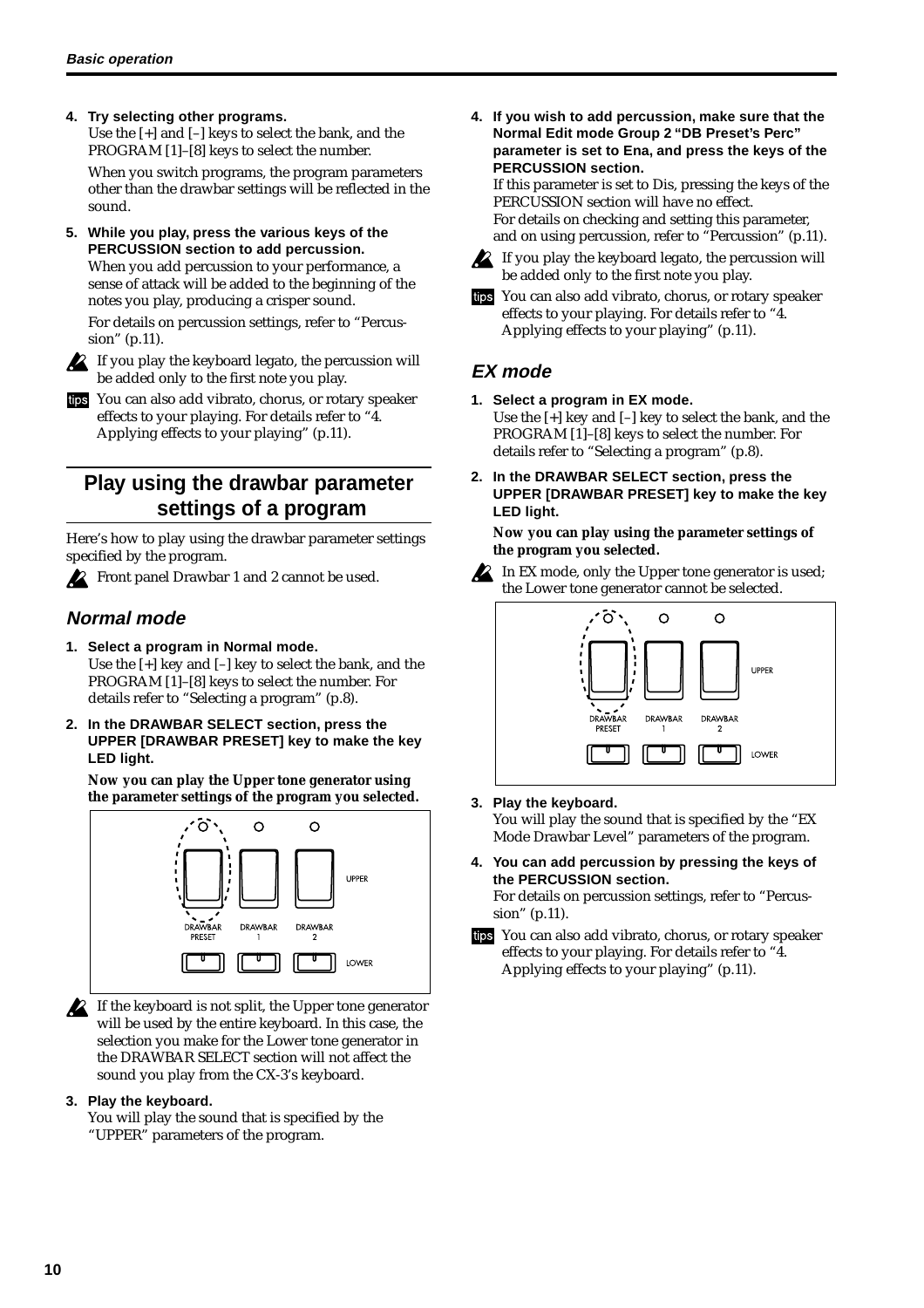4. **Try selecting other programs.**
   Use the [+] and [–] keys to select the bank, and the PROGRAM [1]–[8] keys to select the number.

   When you switch programs, the program parameters other than the drawbar settings will be reflected in the sound.

5. **While you play, press the various keys of the PERCUSSION section to add percussion.**
   When you add percussion to your performance, a sense of attack will be added to the beginning of the notes you play, producing a crisper sound.

   For details on percussion settings, refer to "Percussion" (p.11).

If you play the keyboard legato, the percussion will be added only to the first note you play.

tips You can also add vibrato, chorus, or rotary speaker effects to your playing. For details refer to "4. Applying effects to your playing" (p.11).

## Play using the drawbar parameter settings of a program

Here's how to play using the drawbar parameter settings specified by the program.

Front panel Drawbar 1 and 2 cannot be used.

### Normal mode

1. **Select a program in Normal mode.**
   Use the [+] key and [–] key to select the bank, and the PROGRAM [1]–[8] keys to select the number. For details refer to "Selecting a program" (p.8).

2. **In the DRAWBAR SELECT section, press the UPPER [DRAWBAR PRESET] key to make the key LED light.**

   **Now you can play the Upper tone generator using the parameter settings of the program you selected.**

If the keyboard is not split, the Upper tone generator will be used by the entire keyboard. In this case, the selection you make for the Lower tone generator in the DRAWBAR SELECT section will not affect the sound you play from the CX-3's keyboard.

3. **Play the keyboard.**
   You will play the sound that is specified by the "UPPER" parameters of the program.

4. **If you wish to add percussion, make sure that the Normal Edit mode Group 2 "DB Preset's Perc" parameter is set to Ena, and press the keys of the PERCUSSION section.**
   If this parameter is set to Dis, pressing the keys of the PERCUSSION section will have no effect.
   For details on checking and setting this parameter, and on using percussion, refer to "Percussion" (p.11).

If you play the keyboard legato, the percussion will be added only to the first note you play.

tips You can also add vibrato, chorus, or rotary speaker effects to your playing. For details refer to "4. Applying effects to your playing" (p.11).

### EX mode

1. **Select a program in EX mode.**
   Use the [+] key and [–] key to select the bank, and the PROGRAM [1]–[8] keys to select the number. For details refer to "Selecting a program" (p.8).

2. **In the DRAWBAR SELECT section, press the UPPER [DRAWBAR PRESET] key to make the key LED light.**

   **Now you can play using the parameter settings of the program you selected.**

In EX mode, only the Upper tone generator is used; the Lower tone generator cannot be selected.

3. **Play the keyboard.**
   You will play the sound that is specified by the "EX Mode Drawbar Level" parameters of the program.

4. **You can add percussion by pressing the keys of the PERCUSSION section.**
   For details on percussion settings, refer to "Percussion" (p.11).

tips You can also add vibrato, chorus, or rotary speaker effects to your playing. For details refer to "4. Applying effects to your playing" (p.11).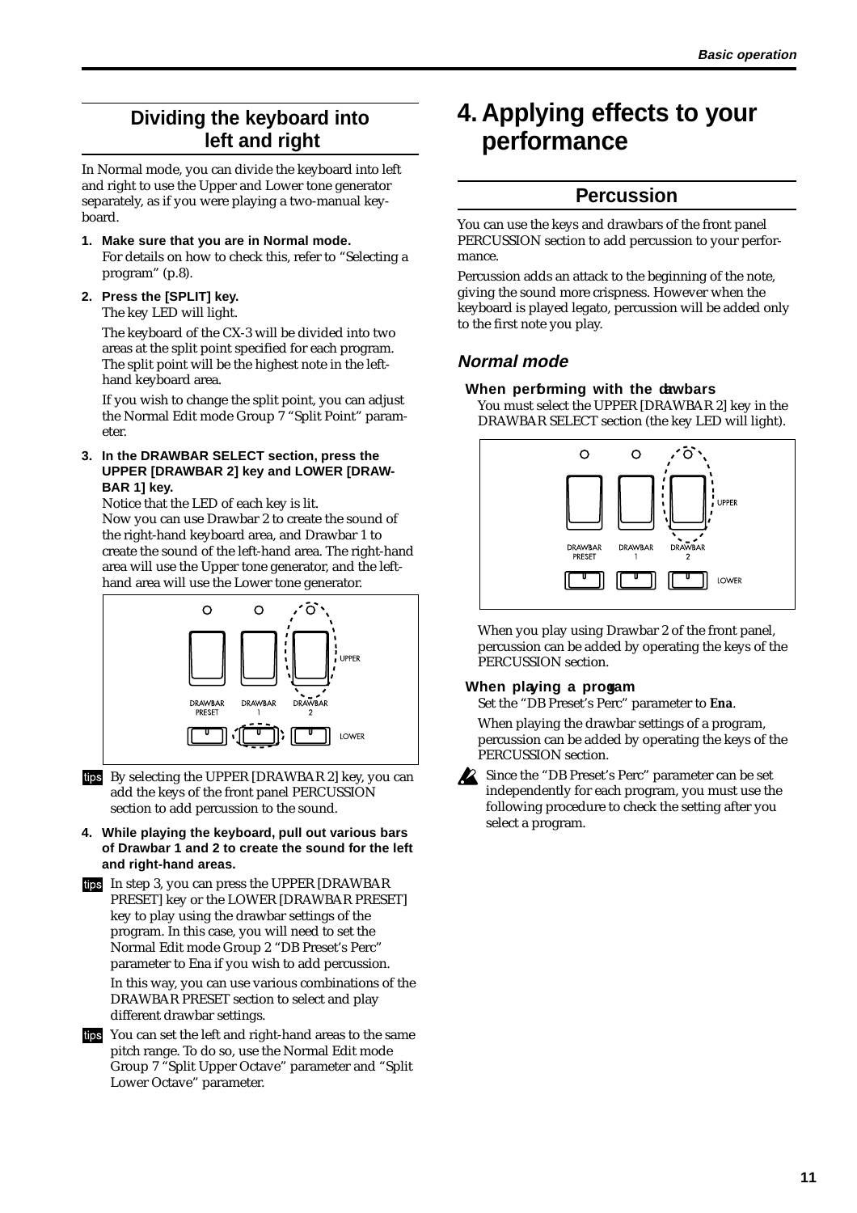## Dividing the keyboard into left and right

In Normal mode, you can divide the keyboard into left and right to use the Upper and Lower tone generator separately, as if you were playing a two-manual keyboard.

1. **Make sure that you are in Normal mode.**
   For details on how to check this, refer to "Selecting a program" (p.8).

2. **Press the [SPLIT] key.**
   The key LED will light.

   The keyboard of the CX-3 will be divided into two areas at the split point specified for each program. The split point will be the highest note in the left-hand keyboard area.

   If you wish to change the split point, you can adjust the Normal Edit mode Group 7 "Split Point" parameter.

3. **In the DRAWBAR SELECT section, press the UPPER [DRAWBAR 2] key and LOWER [DRAWBAR 1] key.**
   Notice that the LED of each key is lit.
   Now you can use Drawbar 2 to create the sound of the right-hand keyboard area, and Drawbar 1 to create the sound of the left-hand area. The right-hand area will use the Upper tone generator, and the left-hand area will use the Lower tone generator.

tips By selecting the UPPER [DRAWBAR 2] key, you can add the keys of the front panel PERCUSSION section to add percussion to the sound.

4. **While playing the keyboard, pull out various bars of Drawbar 1 and 2 to create the sound for the left and right-hand areas.**

tips In step 3, you can press the UPPER [DRAWBAR PRESET] key or the LOWER [DRAWBAR PRESET] key to play using the drawbar settings of the program. In this case, you will need to set the Normal Edit mode Group 2 "DB Preset's Perc" parameter to Ena if you wish to add percussion.

In this way, you can use various combinations of the DRAWBAR PRESET section to select and play different drawbar settings.

tips You can set the left and right-hand areas to the same pitch range. To do so, use the Normal Edit mode Group 7 "Split Upper Octave" parameter and "Split Lower Octave" parameter.

# 4. Applying effects to your performance

## Percussion

You can use the keys and drawbars of the front panel PERCUSSION section to add percussion to your performance.

Percussion adds an attack to the beginning of the note, giving the sound more crispness. However when the keyboard is played legato, percussion will be added only to the first note you play.

### *Normal mode*

**When performing with the drawbars**

You must select the UPPER [DRAWBAR 2] key in the DRAWBAR SELECT section (the key LED will light).

When you play using Drawbar 2 of the front panel, percussion can be added by operating the keys of the PERCUSSION section.

**When playing a program**

Set the "DB Preset's Perc" parameter to **Ena**.

When playing the drawbar settings of a program, percussion can be added by operating the keys of the PERCUSSION section.

Since the "DB Preset's Perc" parameter can be set independently for each program, you must use the following procedure to check the setting after you select a program.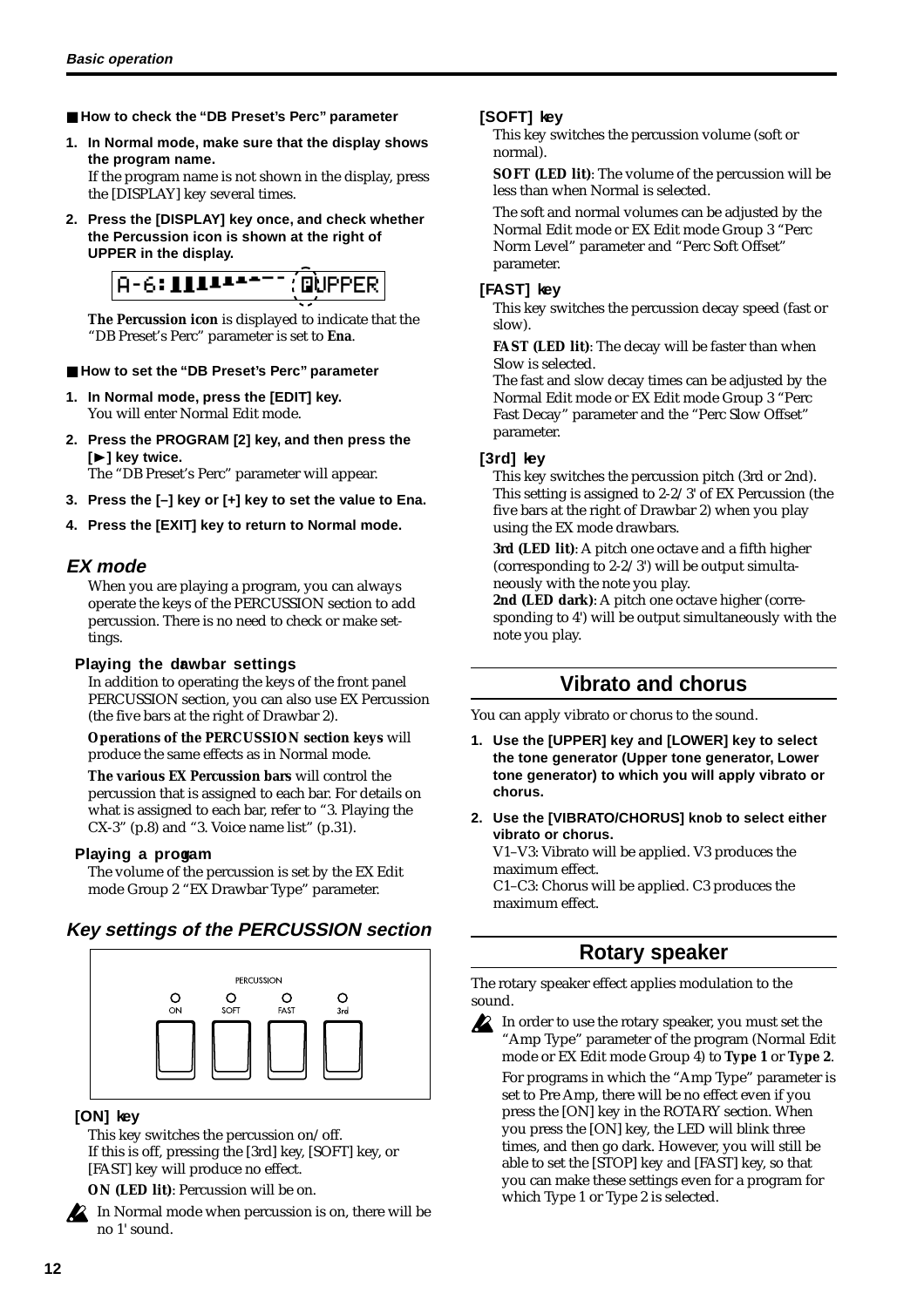■ **How to check the "DB Preset's Perc" parameter**

1. **In Normal mode, make sure that the display shows the program name.**
   If the program name is not shown in the display, press the [DISPLAY] key several times.
2. **Press the [DISPLAY] key once, and check whether the Percussion icon is shown at the right of UPPER in the display.**

   A-6: ▮▮▮▮▮▮▮▮▮ UPPER

   **The Percussion icon** is displayed to indicate that the "DB Preset's Perc" parameter is set to **Ena**.

■ **How to set the "DB Preset's Perc" parameter**

1. **In Normal mode, press the [EDIT] key.**
   You will enter Normal Edit mode.
2. **Press the PROGRAM [2] key, and then press the [►] key twice.**
   The "DB Preset's Perc" parameter will appear.
3. **Press the [–] key or [+] key to set the value to Ena.**
4. **Press the [EXIT] key to return to Normal mode.**

### EX mode

When you are playing a program, you can always operate the keys of the PERCUSSION section to add percussion. There is no need to check or make settings.

**Playing the drawbar settings**

In addition to operating the keys of the front panel PERCUSSION section, you can also use EX Percussion (the five bars at the right of Drawbar 2).

**Operations of the PERCUSSION section keys** will produce the same effects as in Normal mode.

**The various EX Percussion bars** will control the percussion that is assigned to each bar. For details on what is assigned to each bar, refer to "3. Playing the CX-3" (p.8) and "3. Voice name list" (p.31).

**Playing a program**

The volume of the percussion is set by the EX Edit mode Group 2 "EX Drawbar Type" parameter.

### Key settings of the PERCUSSION section

PERCUSSION
ON SOFT FAST 3rd

**[ON] key**

This key switches the percussion on/off.
If this is off, pressing the [3rd] key, [SOFT] key, or [FAST] key will produce no effect.

**ON (LED lit)**: Percussion will be on.

In Normal mode when percussion is on, there will be no 1' sound.

**[SOFT] key**

This key switches the percussion volume (soft or normal).

**SOFT (LED lit)**: The volume of the percussion will be less than when Normal is selected.

The soft and normal volumes can be adjusted by the Normal Edit mode or EX Edit mode Group 3 "Perc Norm Level" parameter and "Perc Soft Offset" parameter.

**[FAST] key**

This key switches the percussion decay speed (fast or slow).

**FAST (LED lit)**: The decay will be faster than when Slow is selected.
The fast and slow decay times can be adjusted by the Normal Edit mode or EX Edit mode Group 3 "Perc Fast Decay" parameter and the "Perc Slow Offset" parameter.

**[3rd] key**

This key switches the percussion pitch (3rd or 2nd). This setting is assigned to 2-2/3' of EX Percussion (the five bars at the right of Drawbar 2) when you play using the EX mode drawbars.

**3rd (LED lit)**: A pitch one octave and a fifth higher (corresponding to 2-2/3') will be output simultaneously with the note you play.
**2nd (LED dark)**: A pitch one octave higher (corresponding to 4') will be output simultaneously with the note you play.

## Vibrato and chorus

You can apply vibrato or chorus to the sound.

1. **Use the [UPPER] key and [LOWER] key to select the tone generator (Upper tone generator, Lower tone generator) to which you will apply vibrato or chorus.**
2. **Use the [VIBRATO/CHORUS] knob to select either vibrato or chorus.**
   V1–V3: Vibrato will be applied. V3 produces the maximum effect.
   C1–C3: Chorus will be applied. C3 produces the maximum effect.

## Rotary speaker

The rotary speaker effect applies modulation to the sound.

In order to use the rotary speaker, you must set the "Amp Type" parameter of the program (Normal Edit mode or EX Edit mode Group 4) to **Type 1** or **Type 2**.
For programs in which the "Amp Type" parameter is set to Pre Amp, there will be no effect even if you press the [ON] key in the ROTARY section. When you press the [ON] key, the LED will blink three times, and then go dark. However, you will still be able to set the [STOP] key and [FAST] key, so that you can make these settings even for a program for which Type 1 or Type 2 is selected.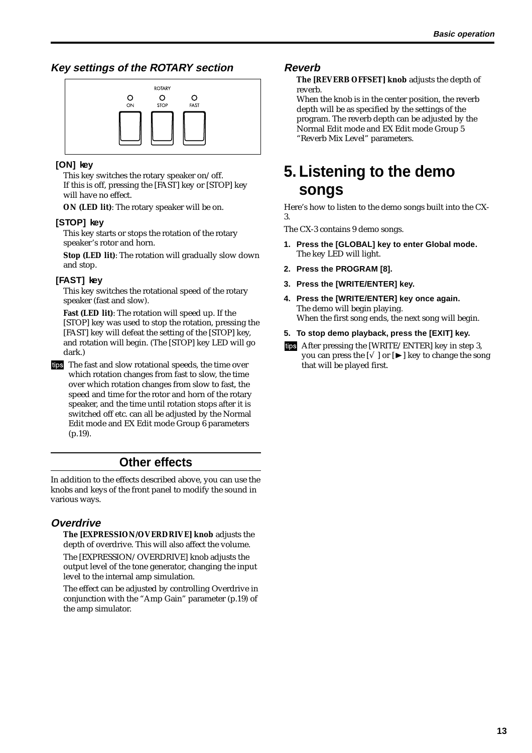### Key settings of the ROTARY section

#### [ON] key

This key switches the rotary speaker on/off.
If this is off, pressing the [FAST] key or [STOP] key will have no effect.

**ON (LED lit)**: The rotary speaker will be on.

#### [STOP] key

This key starts or stops the rotation of the rotary speaker's rotor and horn.

**Stop (LED lit)**: The rotation will gradually slow down and stop.

#### [FAST] key

This key switches the rotational speed of the rotary speaker (fast and slow).

**Fast (LED lit)**: The rotation will speed up. If the [STOP] key was used to stop the rotation, pressing the [FAST] key will defeat the setting of the [STOP] key, and rotation will begin. (The [STOP] key LED will go dark.)

tips The fast and slow rotational speeds, the time over which rotation changes from fast to slow, the time over which rotation changes from slow to fast, the speed and time for the rotor and horn of the rotary speaker, and the time until rotation stops after it is switched off etc. can all be adjusted by the Normal Edit mode and EX Edit mode Group 6 parameters (p.19).

## Other effects

In addition to the effects described above, you can use the knobs and keys of the front panel to modify the sound in various ways.

### Overdrive

**The [EXPRESSION/OVERDRIVE] knob** adjusts the depth of overdrive. This will also affect the volume.

The [EXPRESSION/OVERDRIVE] knob adjusts the output level of the tone generator, changing the input level to the internal amp simulation.

The effect can be adjusted by controlling Overdrive in conjunction with the "Amp Gain" parameter (p.19) of the amp simulator.

### Reverb

**The [REVERB OFFSET] knob** adjusts the depth of reverb.
When the knob is in the center position, the reverb depth will be as specified by the settings of the program. The reverb depth can be adjusted by the Normal Edit mode and EX Edit mode Group 5 "Reverb Mix Level" parameters.

# 5. Listening to the demo songs

Here's how to listen to the demo songs built into the CX-3.

The CX-3 contains 9 demo songs.

1. **Press the [GLOBAL] key to enter Global mode.**
   The key LED will light.
2. **Press the PROGRAM [8].**
3. **Press the [WRITE/ENTER] key.**
4. **Press the [WRITE/ENTER] key once again.**
   The demo will begin playing.
   When the first song ends, the next song will begin.
5. **To stop demo playback, press the [EXIT] key.**

tips After pressing the [WRITE/ENTER] key in step 3, you can press the [√ ] or [►] key to change the song that will be played first.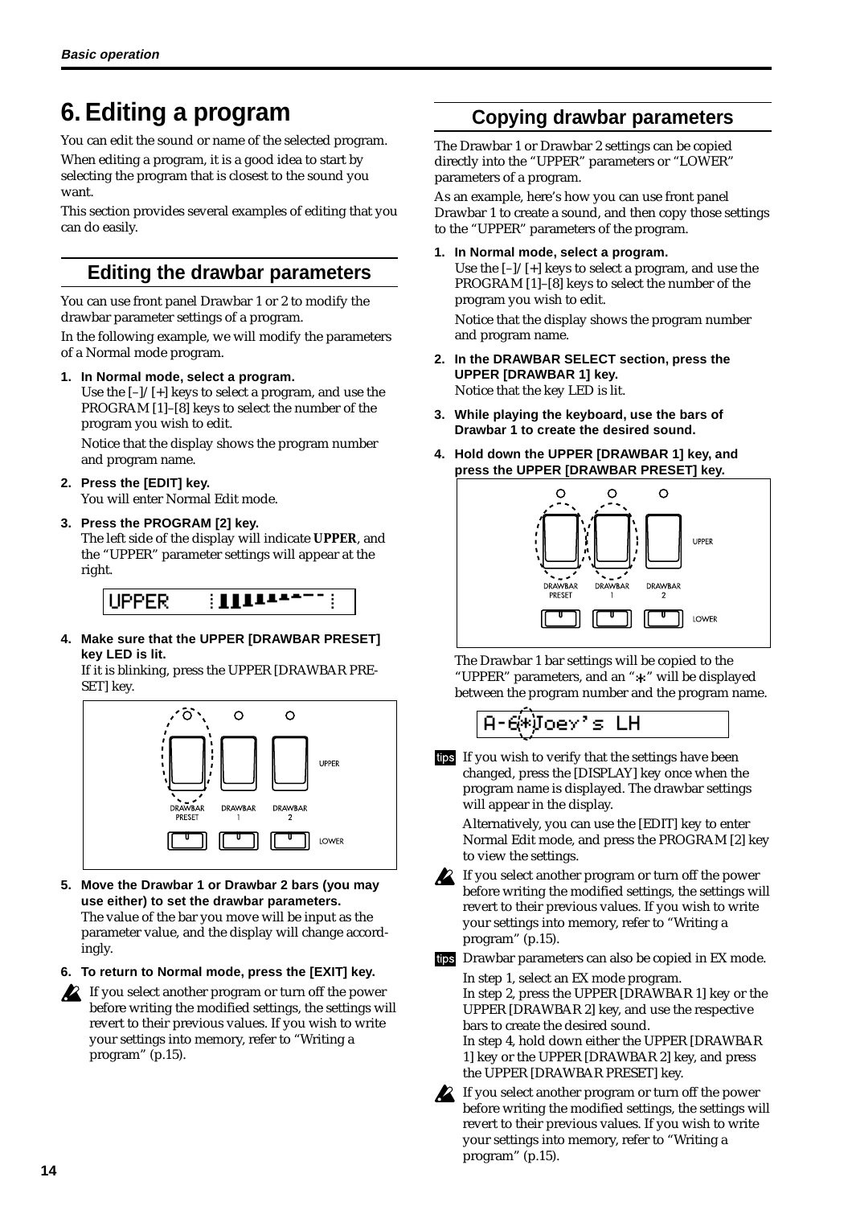# 6. Editing a program

You can edit the sound or name of the selected program.

When editing a program, it is a good idea to start by selecting the program that is closest to the sound you want.

This section provides several examples of editing that you can do easily.

## Editing the drawbar parameters

You can use front panel Drawbar 1 or 2 to modify the drawbar parameter settings of a program.

In the following example, we will modify the parameters of a Normal mode program.

1. **In Normal mode, select a program.**
   Use the [–]/[+] keys to select a program, and use the PROGRAM [1]–[8] keys to select the number of the program you wish to edit.

   Notice that the display shows the program number and program name.

2. **Press the [EDIT] key.**
   You will enter Normal Edit mode.

3. **Press the PROGRAM [2] key.**
   The left side of the display will indicate ***UPPER***, and the "UPPER" parameter settings will appear at the right.

4. **Make sure that the UPPER [DRAWBAR PRESET] key LED is lit.**
   If it is blinking, press the UPPER [DRAWBAR PRESET] key.

5. **Move the Drawbar 1 or Drawbar 2 bars (you may use either) to set the drawbar parameters.**
   The value of the bar you move will be input as the parameter value, and the display will change accordingly.

6. **To return to Normal mode, press the [EXIT] key.**

If you select another program or turn off the power before writing the modified settings, the settings will revert to their previous values. If you wish to write your settings into memory, refer to "Writing a program" (p.15).

## Copying drawbar parameters

The Drawbar 1 or Drawbar 2 settings can be copied directly into the "UPPER" parameters or "LOWER" parameters of a program.

As an example, here's how you can use front panel Drawbar 1 to create a sound, and then copy those settings to the "UPPER" parameters of the program.

1. **In Normal mode, select a program.**
   Use the [–]/[+] keys to select a program, and use the PROGRAM [1]–[8] keys to select the number of the program you wish to edit.

   Notice that the display shows the program number and program name.

2. **In the DRAWBAR SELECT section, press the UPPER [DRAWBAR 1] key.**
   Notice that the key LED is lit.

3. **While playing the keyboard, use the bars of Drawbar 1 to create the desired sound.**

4. **Hold down the UPPER [DRAWBAR 1] key, and press the UPPER [DRAWBAR PRESET] key.**

   The Drawbar 1 bar settings will be copied to the "UPPER" parameters, and an "*" will be displayed between the program number and the program name.

   A-6*Joey's LH

**tips** If you wish to verify that the settings have been changed, press the [DISPLAY] key once when the program name is displayed. The drawbar settings will appear in the display.

Alternatively, you can use the [EDIT] key to enter Normal Edit mode, and press the PROGRAM [2] key to view the settings.

If you select another program or turn off the power before writing the modified settings, the settings will revert to their previous values. If you wish to write your settings into memory, refer to "Writing a program" (p.15).

**tips** Drawbar parameters can also be copied in EX mode.

In step 1, select an EX mode program.
In step 2, press the UPPER [DRAWBAR 1] key or the UPPER [DRAWBAR 2] key, and use the respective bars to create the desired sound.
In step 4, hold down either the UPPER [DRAWBAR 1] key or the UPPER [DRAWBAR 2] key, and press the UPPER [DRAWBAR PRESET] key.

If you select another program or turn off the power before writing the modified settings, the settings will revert to their previous values. If you wish to write your settings into memory, refer to "Writing a program" (p.15).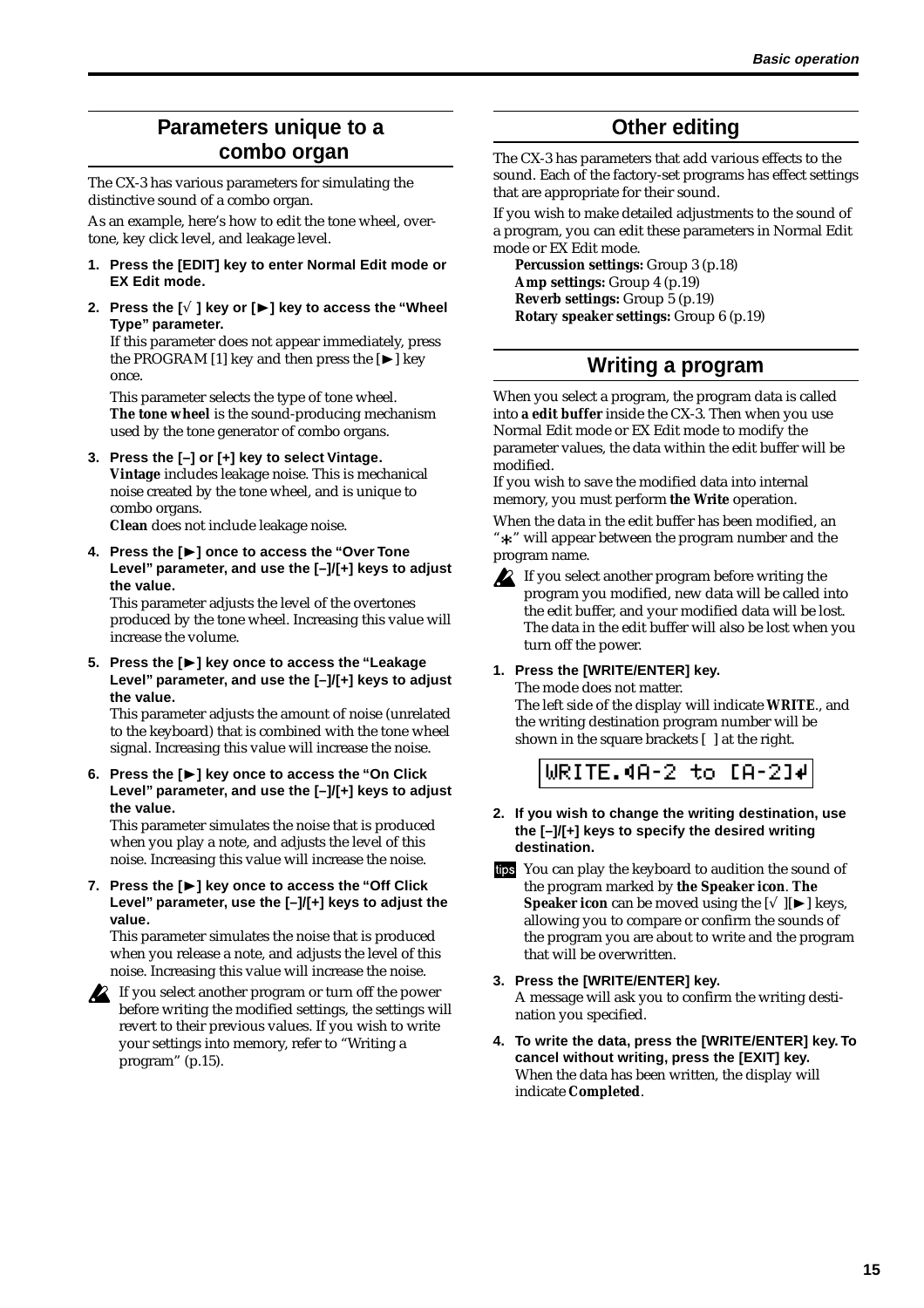## Parameters unique to a combo organ

The CX-3 has various parameters for simulating the distinctive sound of a combo organ.

As an example, here's how to edit the tone wheel, overtone, key click level, and leakage level.

1. **Press the [EDIT] key to enter Normal Edit mode or EX Edit mode.**
2. **Press the [√ ] key or [►] key to access the "Wheel Type" parameter.**
   If this parameter does not appear immediately, press the PROGRAM [1] key and then press the [►] key once.
   This parameter selects the type of tone wheel. **The tone wheel** is the sound-producing mechanism used by the tone generator of combo organs.
3. **Press the [–] or [+] key to select Vintage.**
   **Vintage** includes leakage noise. This is mechanical noise created by the tone wheel, and is unique to combo organs.
   **Clean** does not include leakage noise.
4. **Press the [►] once to access the "Over Tone Level" parameter, and use the [–]/[+] keys to adjust the value.**
   This parameter adjusts the level of the overtones produced by the tone wheel. Increasing this value will increase the volume.
5. **Press the [►] key once to access the "Leakage Level" parameter, and use the [–]/[+] keys to adjust the value.**
   This parameter adjusts the amount of noise (unrelated to the keyboard) that is combined with the tone wheel signal. Increasing this value will increase the noise.
6. **Press the [►] key once to access the "On Click Level" parameter, and use the [–]/[+] keys to adjust the value.**
   This parameter simulates the noise that is produced when you play a note, and adjusts the level of this noise. Increasing this value will increase the noise.
7. **Press the [►] key once to access the "Off Click Level" parameter, use the [–]/[+] keys to adjust the value.**
   This parameter simulates the noise that is produced when you release a note, and adjusts the level of this noise. Increasing this value will increase the noise.

If you select another program or turn off the power before writing the modified settings, the settings will revert to their previous values. If you wish to write your settings into memory, refer to "Writing a program" (p.15).

## Other editing

The CX-3 has parameters that add various effects to the sound. Each of the factory-set programs has effect settings that are appropriate for their sound.

If you wish to make detailed adjustments to the sound of a program, you can edit these parameters in Normal Edit mode or EX Edit mode.

**Percussion settings:** Group 3 (p.18)
**Amp settings:** Group 4 (p.19)
**Reverb settings:** Group 5 (p.19)
**Rotary speaker settings:** Group 6 (p.19)

## Writing a program

When you select a program, the program data is called into **a edit buffer** inside the CX-3. Then when you use Normal Edit mode or EX Edit mode to modify the parameter values, the data within the edit buffer will be modified.
If you wish to save the modified data into internal memory, you must perform **the Write** operation.

When the data in the edit buffer has been modified, an "*" will appear between the program number and the program name.

If you select another program before writing the program you modified, new data will be called into the edit buffer, and your modified data will be lost. The data in the edit buffer will also be lost when you turn off the power.

1. **Press the [WRITE/ENTER] key.**
   The mode does not matter.
   The left side of the display will indicate **WRITE**., and the writing destination program number will be shown in the square brackets [ ] at the right.

   `WRITE.◄A-2 to [A-2]↵`

2. **If you wish to change the writing destination, use the [–]/[+] keys to specify the desired writing destination.**

tips: You can play the keyboard to audition the sound of the program marked by **the Speaker icon**. **The Speaker icon** can be moved using the [√ ][►] keys, allowing you to compare or confirm the sounds of the program you are about to write and the program that will be overwritten.

3. **Press the [WRITE/ENTER] key.**
   A message will ask you to confirm the writing destination you specified.
4. **To write the data, press the [WRITE/ENTER] key. To cancel without writing, press the [EXIT] key.**
   When the data has been written, the display will indicate **Completed**.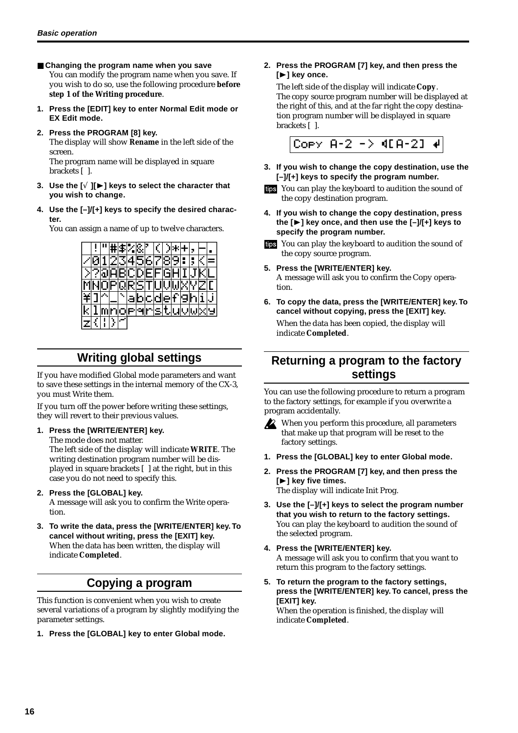■ **Changing the program name when you save**

You can modify the program name when you save. If you wish to do so, use the following procedure **before step 1 of the Writing procedure**.

1. **Press the [EDIT] key to enter Normal Edit mode or EX Edit mode.**
2. **Press the PROGRAM [8] key.**
   The display will show **Rename** in the left side of the screen.
   The program name will be displayed in square brackets [ ].
3. **Use the [√ ][►] keys to select the character that you wish to change.**
4. **Use the [–]/[+] keys to specify the desired character.**
   You can assign a name of up to twelve characters.

| | ! | " | # | $ | % | & | ' | ( | ) | * | + | , | – | . |
|---|---|---|---|---|---|---|---|---|---|---|---|---|---|---|
| / | 0 | 1 | 2 | 3 | 4 | 5 | 6 | 7 | 8 | 9 | : | ; | < | = |
| > | ? | @ | A | B | C | D | E | F | G | H | I | J | K | L |
| M | N | O | P | Q | R | S | T | U | V | W | X | Y | Z | [ |
| ¥ | ] | ^ | _ | ` | a | b | c | d | e | f | g | h | i | j |
| k | l | m | n | o | p | q | r | s | t | u | v | w | x | y |
| z | { | ¦ | } | ⁻ | | | | | | | | | | |

## Writing global settings

If you have modified Global mode parameters and want to save these settings in the internal memory of the CX-3, you must Write them.

If you turn off the power before writing these settings, they will revert to their previous values.

1. **Press the [WRITE/ENTER] key.**
   The mode does not matter.
   The left side of the display will indicate **WRITE**. The writing destination program number will be displayed in square brackets [ ] at the right, but in this case you do not need to specify this.
2. **Press the [GLOBAL] key.**
   A message will ask you to confirm the Write operation.
3. **To write the data, press the [WRITE/ENTER] key. To cancel without writing, press the [EXIT] key.**
   When the data has been written, the display will indicate **Completed**.

## Copying a program

This function is convenient when you wish to create several variations of a program by slightly modifying the parameter settings.

1. **Press the [GLOBAL] key to enter Global mode.**
2. **Press the PROGRAM [7] key, and then press the [►] key once.**
   The left side of the display will indicate **Copy**.
   The copy source program number will be displayed at the right of this, and at the far right the copy destination program number will be displayed in square brackets [ ].

   `Copy A-2 -> ◄[A-2] ↵`

3. **If you wish to change the copy destination, use the [–]/[+] keys to specify the program number.**

   tips You can play the keyboard to audition the sound of the copy destination program.

4. **If you wish to change the copy destination, press the [►] key once, and then use the [–]/[+] keys to specify the program number.**

   tips You can play the keyboard to audition the sound of the copy source program.

5. **Press the [WRITE/ENTER] key.**
   A message will ask you to confirm the Copy operation.
6. **To copy the data, press the [WRITE/ENTER] key. To cancel without copying, press the [EXIT] key.**
   When the data has been copied, the display will indicate **Completed**.

## Returning a program to the factory settings

You can use the following procedure to return a program to the factory settings, for example if you overwrite a program accidentally.

⚠ When you perform this procedure, all parameters that make up that program will be reset to the factory settings.

1. **Press the [GLOBAL] key to enter Global mode.**
2. **Press the PROGRAM [7] key, and then press the [►] key five times.**
   The display will indicate Init Prog.
3. **Use the [–]/[+] keys to select the program number that you wish to return to the factory settings.**
   You can play the keyboard to audition the sound of the selected program.
4. **Press the [WRITE/ENTER] key.**
   A message will ask you to confirm that you want to return this program to the factory settings.
5. **To return the program to the factory settings, press the [WRITE/ENTER] key. To cancel, press the [EXIT] key.**
   When the operation is finished, the display will indicate **Completed**.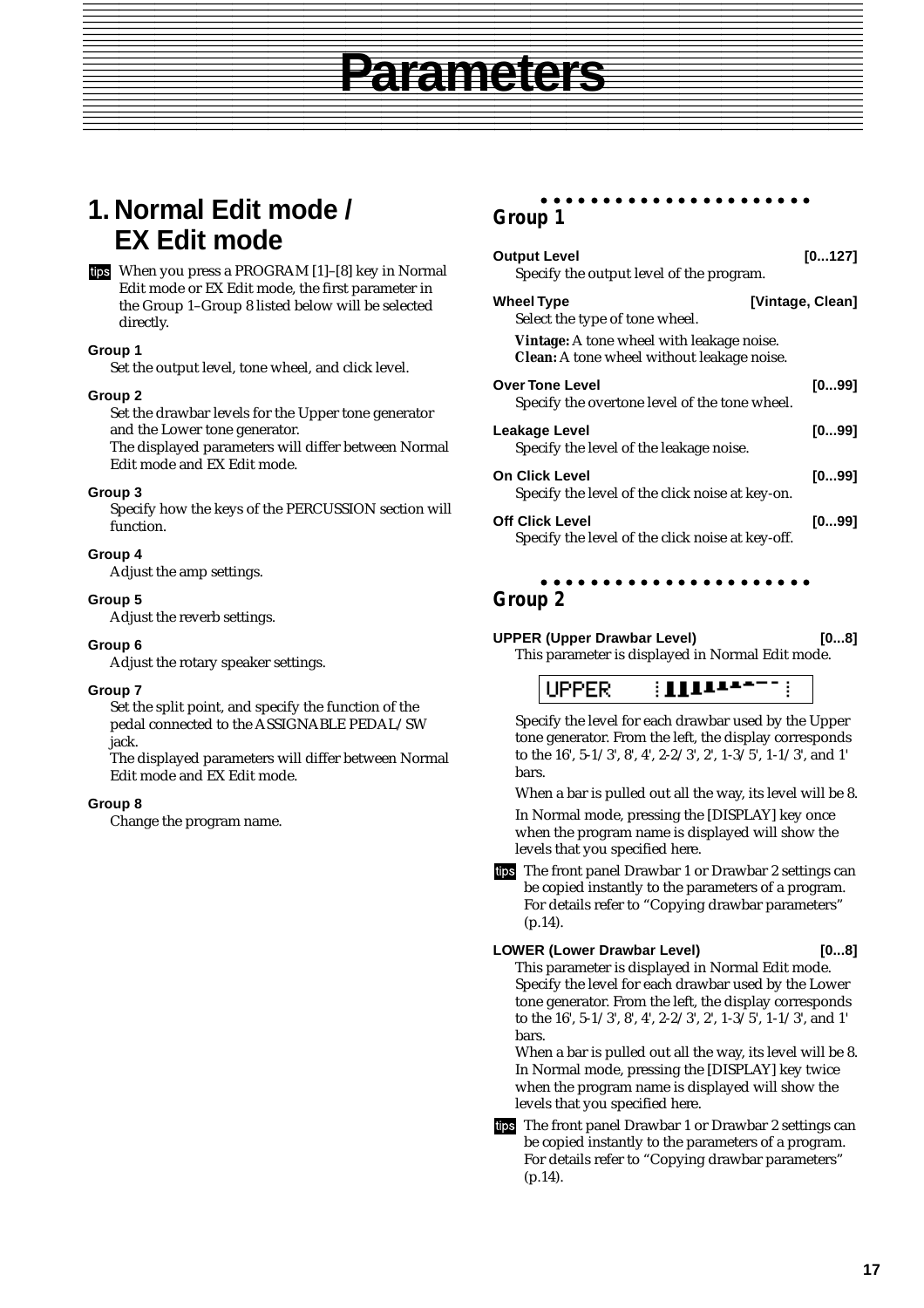# Parameters

## 1. Normal Edit mode / EX Edit mode

tips When you press a PROGRAM [1]–[8] key in Normal Edit mode or EX Edit mode, the first parameter in the Group 1–Group 8 listed below will be selected directly.

**Group 1**
Set the output level, tone wheel, and click level.

**Group 2**
Set the drawbar levels for the Upper tone generator and the Lower tone generator.
The displayed parameters will differ between Normal Edit mode and EX Edit mode.

**Group 3**
Specify how the keys of the PERCUSSION section will function.

**Group 4**
Adjust the amp settings.

**Group 5**
Adjust the reverb settings.

**Group 6**
Adjust the rotary speaker settings.

**Group 7**
Set the split point, and specify the function of the pedal connected to the ASSIGNABLE PEDAL/SW jack.
The displayed parameters will differ between Normal Edit mode and EX Edit mode.

**Group 8**
Change the program name.

### Group 1

**Output Level** **[0...127]**
Specify the output level of the program.

**Wheel Type** **[Vintage, Clean]**
Select the type of tone wheel.

***Vintage:*** A tone wheel with leakage noise.
***Clean:*** A tone wheel without leakage noise.

**Over Tone Level** **[0...99]**
Specify the overtone level of the tone wheel.

**Leakage Level** **[0...99]**
Specify the level of the leakage noise.

**On Click Level** **[0...99]**
Specify the level of the click noise at key-on.

**Off Click Level** **[0...99]**
Specify the level of the click noise at key-off.

### Group 2

**UPPER (Upper Drawbar Level)** **[0...8]**
This parameter is displayed in Normal Edit mode.

```
UPPER
```

Specify the level for each drawbar used by the Upper tone generator. From the left, the display corresponds to the 16', 5-1/3', 8', 4', 2-2/3', 2', 1-3/5', 1-1/3', and 1' bars.

When a bar is pulled out all the way, its level will be 8.

In Normal mode, pressing the [DISPLAY] key once when the program name is displayed will show the levels that you specified here.

tips The front panel Drawbar 1 or Drawbar 2 settings can be copied instantly to the parameters of a program. For details refer to “Copying drawbar parameters” (p.14).

**LOWER (Lower Drawbar Level)** **[0...8]**
This parameter is displayed in Normal Edit mode.
Specify the level for each drawbar used by the Lower tone generator. From the left, the display corresponds to the 16', 5-1/3', 8', 4', 2-2/3', 2', 1-3/5', 1-1/3', and 1' bars.
When a bar is pulled out all the way, its level will be 8.
In Normal mode, pressing the [DISPLAY] key twice when the program name is displayed will show the levels that you specified here.

tips The front panel Drawbar 1 or Drawbar 2 settings can be copied instantly to the parameters of a program. For details refer to “Copying drawbar parameters” (p.14).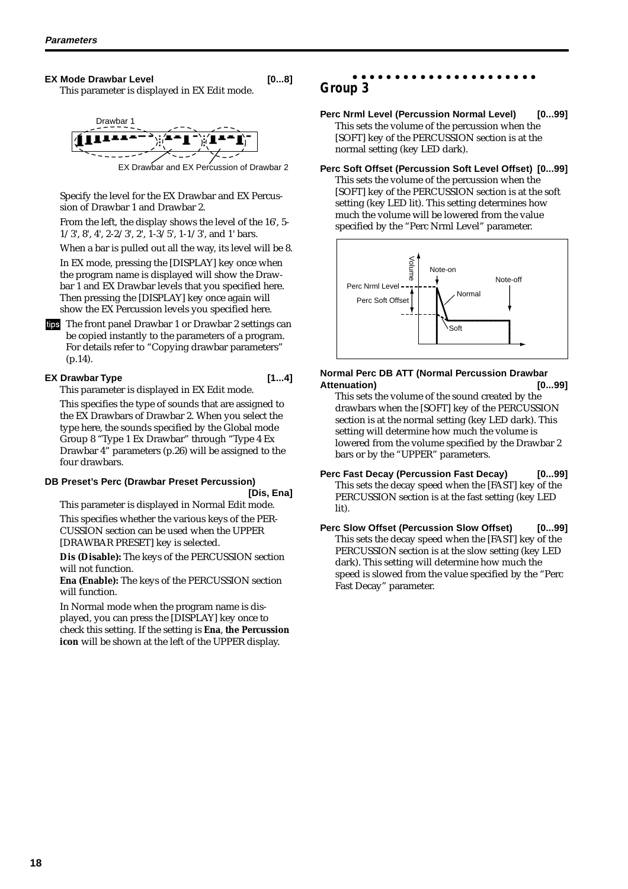#### EX Mode Drawbar Level [0...8]

This parameter is displayed in EX Edit mode.

Drawbar 1

EX Drawbar and EX Percussion of Drawbar 2

Specify the level for the EX Drawbar and EX Percussion of Drawbar 1 and Drawbar 2.

From the left, the display shows the level of the 16', 5-1/3', 8', 4', 2-2/3', 2', 1-3/5', 1-1/3', and 1' bars.

When a bar is pulled out all the way, its level will be 8.

In EX mode, pressing the [DISPLAY] key once when the program name is displayed will show the Drawbar 1 and EX Drawbar levels that you specified here. Then pressing the [DISPLAY] key once again will show the EX Percussion levels you specified here.

tips The front panel Drawbar 1 or Drawbar 2 settings can be copied instantly to the parameters of a program. For details refer to "Copying drawbar parameters" (p.14).

#### EX Drawbar Type [1...4]

This parameter is displayed in EX Edit mode.

This specifies the type of sounds that are assigned to the EX Drawbars of Drawbar 2. When you select the type here, the sounds specified by the Global mode Group 8 "Type 1 Ex Drawbar" through "Type 4 Ex Drawbar 4" parameters (p.26) will be assigned to the four drawbars.

#### DB Preset's Perc (Drawbar Preset Percussion) [Dis, Ena]

This parameter is displayed in Normal Edit mode.

This specifies whether the various keys of the PERCUSSION section can be used when the UPPER [DRAWBAR PRESET] key is selected.

**Dis (Disable):** The keys of the PERCUSSION section will not function.
**Ena (Enable):** The keys of the PERCUSSION section will function.

In Normal mode when the program name is displayed, you can press the [DISPLAY] key once to check this setting. If the setting is **Ena**, **the Percussion icon** will be shown at the left of the UPPER display.

## Group 3

#### Perc Nrml Level (Percussion Normal Level) [0...99]

This sets the volume of the percussion when the [SOFT] key of the PERCUSSION section is at the normal setting (key LED dark).

#### Perc Soft Offset (Percussion Soft Level Offset) [0...99]

This sets the volume of the percussion when the [SOFT] key of the PERCUSSION section is at the soft setting (key LED lit). This setting determines how much the volume will be lowered from the value specified by the "Perc Nrml Level" parameter.

Volume, Note-on, Note-off, Perc Nrml Level, Perc Soft Offset, Normal, Soft

#### Normal Perc DB ATT (Normal Percussion Drawbar Attenuation) [0...99]

This sets the volume of the sound created by the drawbars when the [SOFT] key of the PERCUSSION section is at the normal setting (key LED dark). This setting will determine how much the volume is lowered from the volume specified by the Drawbar 2 bars or by the "UPPER" parameters.

#### Perc Fast Decay (Percussion Fast Decay) [0...99]

This sets the decay speed when the [FAST] key of the PERCUSSION section is at the fast setting (key LED lit).

#### Perc Slow Offset (Percussion Slow Offset) [0...99]

This sets the decay speed when the [FAST] key of the PERCUSSION section is at the slow setting (key LED dark). This setting will determine how much the speed is slowed from the value specified by the "Perc Fast Decay" parameter.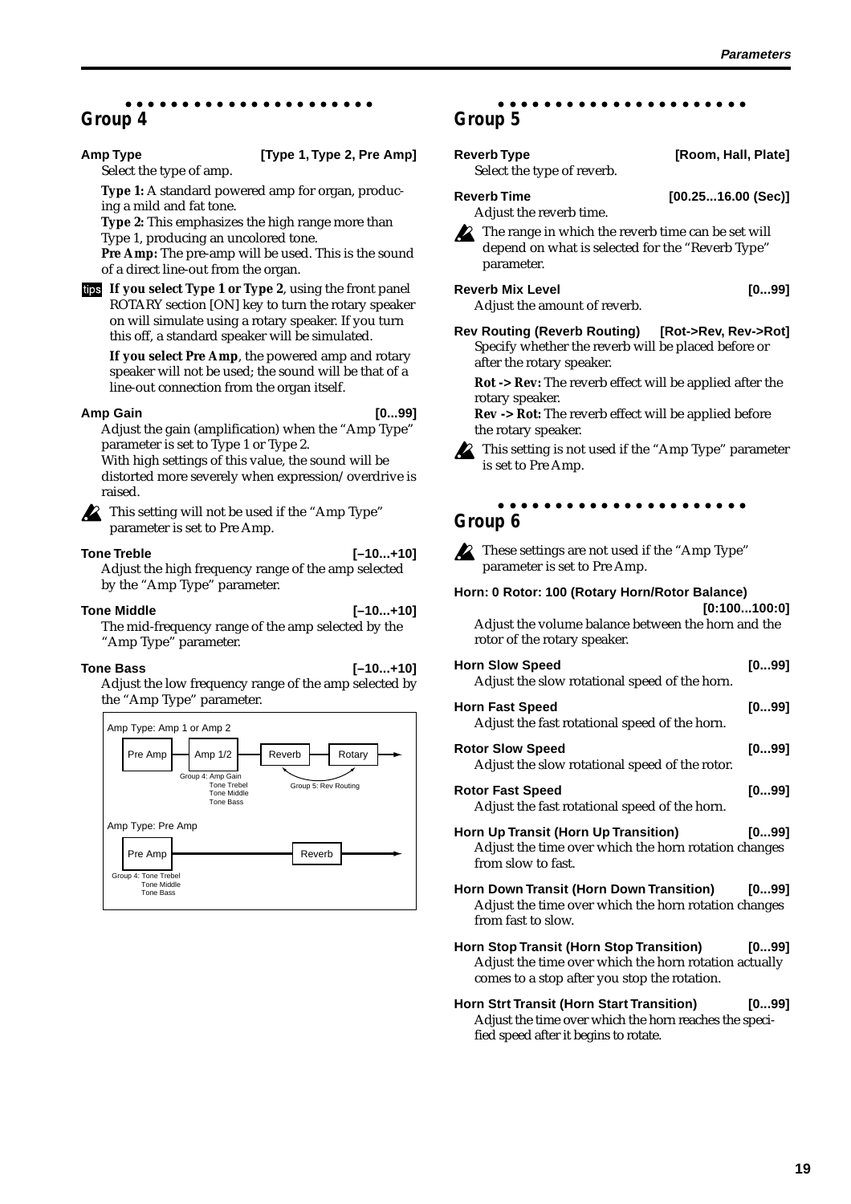## Group 4

**Amp Type** **[Type 1, Type 2, Pre Amp]**

Select the type of amp.

**Type 1:** A standard powered amp for organ, producing a mild and fat tone.
**Type 2:** This emphasizes the high range more than Type 1, producing an uncolored tone.
**Pre Amp:** The pre-amp will be used. This is the sound of a direct line-out from the organ.

tips **If you select Type 1 or Type 2**, using the front panel ROTARY section [ON] key to turn the rotary speaker on will simulate using a rotary speaker. If you turn this off, a standard speaker will be simulated.

**If you select Pre Amp**, the powered amp and rotary speaker will not be used; the sound will be that of a line-out connection from the organ itself.

**Amp Gain** **[0...99]**

Adjust the gain (amplification) when the "Amp Type" parameter is set to Type 1 or Type 2.
With high settings of this value, the sound will be distorted more severely when expression/overdrive is raised.

This setting will not be used if the "Amp Type" parameter is set to Pre Amp.

**Tone Treble** **[–10...+10]**

Adjust the high frequency range of the amp selected by the "Amp Type" parameter.

**Tone Middle** **[–10...+10]**

The mid-frequency range of the amp selected by the "Amp Type" parameter.

**Tone Bass** **[–10...+10]**

Adjust the low frequency range of the amp selected by the "Amp Type" parameter.

Amp Type: Amp 1 or Amp 2

Pre Amp → Amp 1/2 → Reverb ↔ Rotary →

Group 4: Amp Gain, Tone Trebel, Tone Middle, Tone Bass — Group 5: Rev Routing

Amp Type: Pre Amp

Pre Amp → Reverb →

Group 4: Tone Trebel, Tone Middle, Tone Bass

## Group 5

**Reverb Type** **[Room, Hall, Plate]**

Select the type of reverb.

**Reverb Time** **[00.25...16.00 (Sec)]**

Adjust the reverb time.

The range in which the reverb time can be set will depend on what is selected for the "Reverb Type" parameter.

**Reverb Mix Level** **[0...99]**

Adjust the amount of reverb.

**Rev Routing (Reverb Routing)** **[Rot->Rev, Rev->Rot]**

Specify whether the reverb will be placed before or after the rotary speaker.

**Rot -> Rev:** The reverb effect will be applied after the rotary speaker.
**Rev -> Rot:** The reverb effect will be applied before the rotary speaker.

This setting is not used if the "Amp Type" parameter is set to Pre Amp.

## Group 6

These settings are not used if the "Amp Type" parameter is set to Pre Amp.

**Horn: 0 Rotor: 100 (Rotary Horn/Rotor Balance)** **[0:100...100:0]**

Adjust the volume balance between the horn and the rotor of the rotary speaker.

**Horn Slow Speed** **[0...99]**

Adjust the slow rotational speed of the horn.

**Horn Fast Speed** **[0...99]**

Adjust the fast rotational speed of the horn.

**Rotor Slow Speed** **[0...99]**

Adjust the slow rotational speed of the rotor.

**Rotor Fast Speed** **[0...99]**

Adjust the fast rotational speed of the horn.

**Horn Up Transit (Horn Up Transition)** **[0...99]**

Adjust the time over which the horn rotation changes from slow to fast.

**Horn Down Transit (Horn Down Transition)** **[0...99]**

Adjust the time over which the horn rotation changes from fast to slow.

**Horn Stop Transit (Horn Stop Transition)** **[0...99]**

Adjust the time over which the horn rotation actually comes to a stop after you stop the rotation.

**Horn Strt Transit (Horn Start Transition)** **[0...99]**

Adjust the time over which the horn reaches the specified speed after it begins to rotate.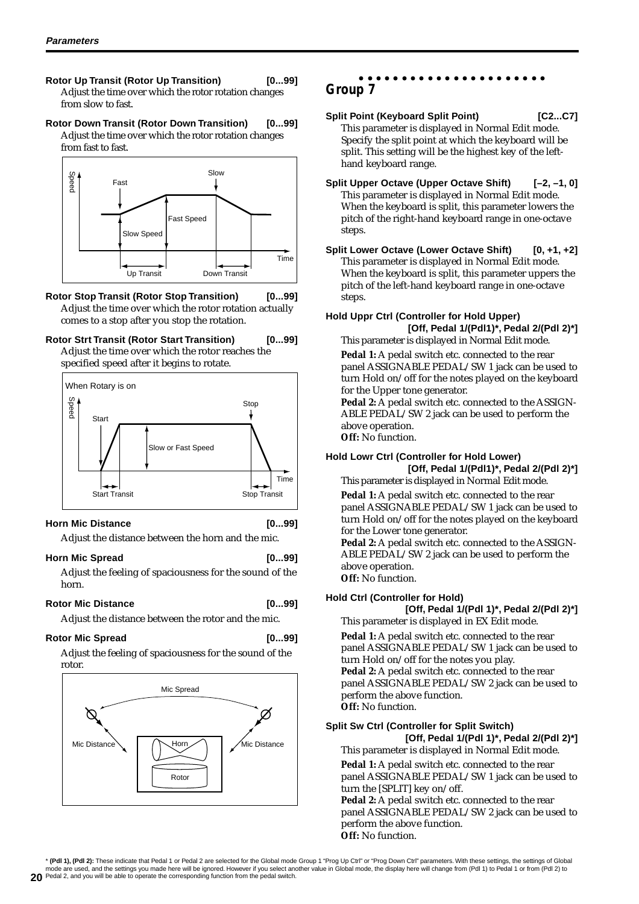**Rotor Up Transit (Rotor Up Transition) [0...99]**
Adjust the time over which the rotor rotation changes from slow to fast.

**Rotor Down Transit (Rotor Down Transition) [0...99]**
Adjust the time over which the rotor rotation changes from fast to fast.

**Rotor Stop Transit (Rotor Stop Transition) [0...99]**
Adjust the time over which the rotor rotation actually comes to a stop after you stop the rotation.

**Rotor Strt Transit (Rotor Start Transition) [0...99]**
Adjust the time over which the rotor reaches the specified speed after it begins to rotate.

**Horn Mic Distance [0...99]**

Adjust the distance between the horn and the mic.

**Horn Mic Spread [0...99]**

Adjust the feeling of spaciousness for the sound of the horn.

**Rotor Mic Distance [0...99]**

Adjust the distance between the rotor and the mic.

**Rotor Mic Spread [0...99]**

Adjust the feeling of spaciousness for the sound of the rotor.

## Group 7

**Split Point (Keyboard Split Point) [C2...C7]**
This parameter is displayed in Normal Edit mode. Specify the split point at which the keyboard will be split. This setting will be the highest key of the left-hand keyboard range.

**Split Upper Octave (Upper Octave Shift) [–2, –1, 0]**
This parameter is displayed in Normal Edit mode. When the keyboard is split, this parameter lowers the pitch of the right-hand keyboard range in one-octave steps.

**Split Lower Octave (Lower Octave Shift) [0, +1, +2]**
This parameter is displayed in Normal Edit mode. When the keyboard is split, this parameter uppers the pitch of the left-hand keyboard range in one-octave steps.

**Hold Uppr Ctrl (Controller for Hold Upper) [Off, Pedal 1/(Pdl1)*, Pedal 2/(Pdl 2)*]**
This parameter is displayed in Normal Edit mode.

**Pedal 1:** A pedal switch etc. connected to the rear panel ASSIGNABLE PEDAL/SW 1 jack can be used to turn Hold on/off for the notes played on the keyboard for the Upper tone generator.
**Pedal 2:** A pedal switch etc. connected to the ASSIGNABLE PEDAL/SW 2 jack can be used to perform the above operation.
**Off:** No function.

**Hold Lowr Ctrl (Controller for Hold Lower) [Off, Pedal 1/(Pdl1)*, Pedal 2/(Pdl 2)*]**
This parameter is displayed in Normal Edit mode.

**Pedal 1:** A pedal switch etc. connected to the rear panel ASSIGNABLE PEDAL/SW 1 jack can be used to turn Hold on/off for the notes played on the keyboard for the Lower tone generator.
**Pedal 2:** A pedal switch etc. connected to the ASSIGNABLE PEDAL/SW 2 jack can be used to perform the above operation.
**Off:** No function.

**Hold Ctrl (Controller for Hold) [Off, Pedal 1/(Pdl 1)*, Pedal 2/(Pdl 2)*]**
This parameter is displayed in EX Edit mode.

**Pedal 1:** A pedal switch etc. connected to the rear panel ASSIGNABLE PEDAL/SW 1 jack can be used to turn Hold on/off for the notes you play.
**Pedal 2:** A pedal switch etc. connected to the rear panel ASSIGNABLE PEDAL/SW 2 jack can be used to perform the above function.
**Off:** No function.

**Split Sw Ctrl (Controller for Split Switch) [Off, Pedal 1/(Pdl 1)*, Pedal 2/(Pdl 2)*]**
This parameter is displayed in Normal Edit mode.

**Pedal 1:** A pedal switch etc. connected to the rear panel ASSIGNABLE PEDAL/SW 1 jack can be used to turn the [SPLIT] key on/off.
**Pedal 2:** A pedal switch etc. connected to the rear panel ASSIGNABLE PEDAL/SW 2 jack can be used to perform the above function.
**Off:** No function.

* **(Pdl 1), (Pdl 2):** These indicate that Pedal 1 or Pedal 2 are selected for the Global mode Group 1 "Prog Up Ctrl" or "Prog Down Ctrl" parameters. With these settings, the settings of Global mode are used, and the settings you made here will be ignored. However if you select another value in Global mode, the display here will change from (Pdl 1) to Pedal 1 or from (Pdl 2) to Pedal 2, and you will be able to operate the corresponding function from the pedal switch.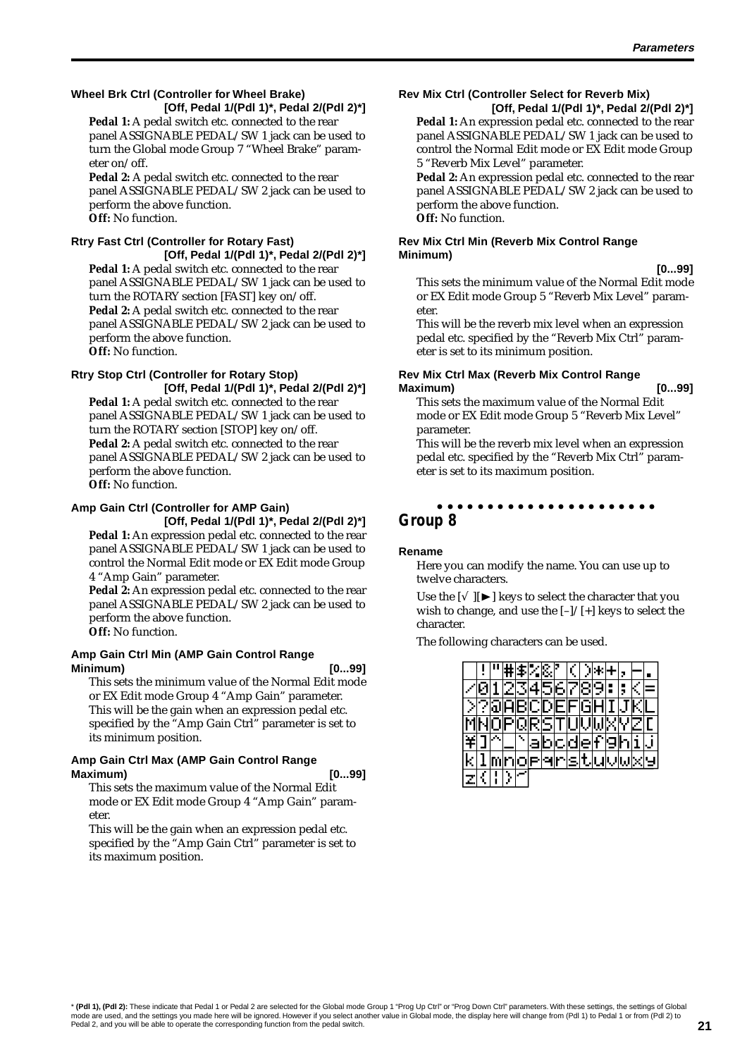### Wheel Brk Ctrl (Controller for Wheel Brake)

**[Off, Pedal 1/(Pdl 1)*, Pedal 2/(Pdl 2)*]**

**Pedal 1:** A pedal switch etc. connected to the rear panel ASSIGNABLE PEDAL/SW 1 jack can be used to turn the Global mode Group 7 "Wheel Brake" parameter on/off.

**Pedal 2:** A pedal switch etc. connected to the rear panel ASSIGNABLE PEDAL/SW 2 jack can be used to perform the above function.

**Off:** No function.

### Rtry Fast Ctrl (Controller for Rotary Fast)

**[Off, Pedal 1/(Pdl 1)*, Pedal 2/(Pdl 2)*]**

**Pedal 1:** A pedal switch etc. connected to the rear panel ASSIGNABLE PEDAL/SW 1 jack can be used to turn the ROTARY section [FAST] key on/off.

**Pedal 2:** A pedal switch etc. connected to the rear panel ASSIGNABLE PEDAL/SW 2 jack can be used to perform the above function.

**Off:** No function.

### Rtry Stop Ctrl (Controller for Rotary Stop)

**[Off, Pedal 1/(Pdl 1)*, Pedal 2/(Pdl 2)*]**

**Pedal 1:** A pedal switch etc. connected to the rear panel ASSIGNABLE PEDAL/SW 1 jack can be used to turn the ROTARY section [STOP] key on/off.

**Pedal 2:** A pedal switch etc. connected to the rear panel ASSIGNABLE PEDAL/SW 2 jack can be used to perform the above function.

**Off:** No function.

### Amp Gain Ctrl (Controller for AMP Gain)

**[Off, Pedal 1/(Pdl 1)*, Pedal 2/(Pdl 2)*]**

**Pedal 1:** An expression pedal etc. connected to the rear panel ASSIGNABLE PEDAL/SW 1 jack can be used to control the Normal Edit mode or EX Edit mode Group 4 "Amp Gain" parameter.

**Pedal 2:** An expression pedal etc. connected to the rear panel ASSIGNABLE PEDAL/SW 2 jack can be used to perform the above function.

**Off:** No function.

### Amp Gain Ctrl Min (AMP Gain Control Range Minimum) [0...99]

This sets the minimum value of the Normal Edit mode or EX Edit mode Group 4 "Amp Gain" parameter.

This will be the gain when an expression pedal etc. specified by the "Amp Gain Ctrl" parameter is set to its minimum position.

### Amp Gain Ctrl Max (AMP Gain Control Range Maximum) [0...99]

This sets the maximum value of the Normal Edit mode or EX Edit mode Group 4 "Amp Gain" parameter.

This will be the gain when an expression pedal etc. specified by the "Amp Gain Ctrl" parameter is set to its maximum position.

### Rev Mix Ctrl (Controller Select for Reverb Mix)

**[Off, Pedal 1/(Pdl 1)*, Pedal 2/(Pdl 2)*]**

**Pedal 1:** An expression pedal etc. connected to the rear panel ASSIGNABLE PEDAL/SW 1 jack can be used to control the Normal Edit mode or EX Edit mode Group 5 "Reverb Mix Level" parameter.

**Pedal 2:** An expression pedal etc. connected to the rear panel ASSIGNABLE PEDAL/SW 2 jack can be used to perform the above function.

**Off:** No function.

### Rev Mix Ctrl Min (Reverb Mix Control Range Minimum)

**[0...99]**

This sets the minimum value of the Normal Edit mode or EX Edit mode Group 5 "Reverb Mix Level" parameter.

This will be the reverb mix level when an expression pedal etc. specified by the "Reverb Mix Ctrl" parameter is set to its minimum position.

### Rev Mix Ctrl Max (Reverb Mix Control Range Maximum) [0...99]

This sets the maximum value of the Normal Edit mode or EX Edit mode Group 5 "Reverb Mix Level" parameter.

This will be the reverb mix level when an expression pedal etc. specified by the "Reverb Mix Ctrl" parameter is set to its maximum position.

## Group 8

### Rename

Here you can modify the name. You can use up to twelve characters.

Use the [√][►] keys to select the character that you wish to change, and use the [–]/[+] keys to select the character.

The following characters can be used.

|  | ! | " | # | $ | % | & | ' | ( | ) | * | + | , | - | . |
|---|---|---|---|---|---|---|---|---|---|---|---|---|---|---|
| / | 0 | 1 | 2 | 3 | 4 | 5 | 6 | 7 | 8 | 9 | : | ; | < | = |
| > | ? | @ | A | B | C | D | E | F | G | H | I | J | K | L |
| M | N | O | P | Q | R | S | T | U | V | W | X | Y | Z | [ |
| ¥ | ] | ^ | _ | ` | a | b | c | d | e | f | g | h | i | j |
| k | l | m | n | o | p | q | r | s | t | u | v | w | x | y |
| z | { | ¦ | } | ~ |  |  |  |  |  |  |  |  |  |  |

\* **(Pdl 1), (Pdl 2):** These indicate that Pedal 1 or Pedal 2 are selected for the Global mode Group 1 "Prog Up Ctrl" or "Prog Down Ctrl" parameters. With these settings, the settings of Global mode are used, and the settings you made here will be ignored. However if you select another value in Global mode, the display here will change from (Pdl 1) to Pedal 1 or from (Pdl 2) to Pedal 2, and you will be able to operate the corresponding function from the pedal switch.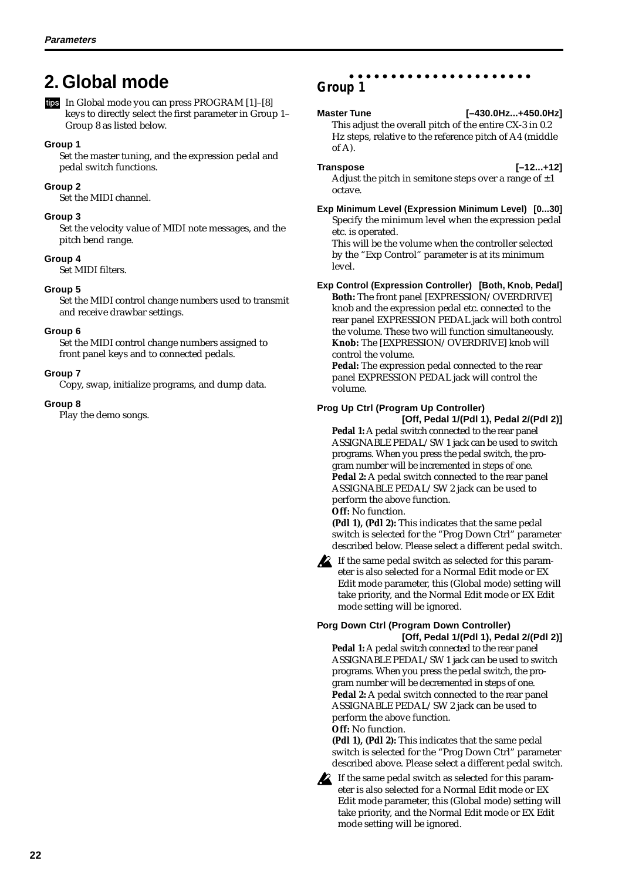# 2. Global mode

tips In Global mode you can press PROGRAM [1]–[8] keys to directly select the first parameter in Group 1–Group 8 as listed below.

**Group 1**
Set the master tuning, and the expression pedal and pedal switch functions.

**Group 2**
Set the MIDI channel.

**Group 3**
Set the velocity value of MIDI note messages, and the pitch bend range.

**Group 4**
Set MIDI filters.

**Group 5**
Set the MIDI control change numbers used to transmit and receive drawbar settings.

**Group 6**
Set the MIDI control change numbers assigned to front panel keys and to connected pedals.

**Group 7**
Copy, swap, initialize programs, and dump data.

**Group 8**
Play the demo songs.

## Group 1

**Master Tune [–430.0Hz...+450.0Hz]**
This adjust the overall pitch of the entire CX-3 in 0.2 Hz steps, relative to the reference pitch of A4 (middle of A).

**Transpose [–12...+12]**
Adjust the pitch in semitone steps over a range of ±1 octave.

**Exp Minimum Level (Expression Minimum Level) [0...30]**
Specify the minimum level when the expression pedal etc. is operated.
This will be the volume when the controller selected by the "Exp Control" parameter is at its minimum level.

**Exp Control (Expression Controller) [Both, Knob, Pedal]**
**Both:** The front panel [EXPRESSION/OVERDRIVE] knob and the expression pedal etc. connected to the rear panel EXPRESSION PEDAL jack will both control the volume. These two will function simultaneously.
**Knob:** The [EXPRESSION/OVERDRIVE] knob will control the volume.
**Pedal:** The expression pedal connected to the rear panel EXPRESSION PEDAL jack will control the volume.

**Prog Up Ctrl (Program Up Controller) [Off, Pedal 1/(Pdl 1), Pedal 2/(Pdl 2)]**
**Pedal 1:** A pedal switch connected to the rear panel ASSIGNABLE PEDAL/SW 1 jack can be used to switch programs. When you press the pedal switch, the program number will be incremented in steps of one.
**Pedal 2:** A pedal switch connected to the rear panel ASSIGNABLE PEDAL/SW 2 jack can be used to perform the above function.
**Off:** No function.
**(Pdl 1), (Pdl 2):** This indicates that the same pedal switch is selected for the "Prog Down Ctrl" parameter described below. Please select a different pedal switch.

If the same pedal switch as selected for this parameter is also selected for a Normal Edit mode or EX Edit mode parameter, this (Global mode) setting will take priority, and the Normal Edit mode or EX Edit mode setting will be ignored.

**Porg Down Ctrl (Program Down Controller) [Off, Pedal 1/(Pdl 1), Pedal 2/(Pdl 2)]**
**Pedal 1:** A pedal switch connected to the rear panel ASSIGNABLE PEDAL/SW 1 jack can be used to switch programs. When you press the pedal switch, the program number will be decremented in steps of one.
**Pedal 2:** A pedal switch connected to the rear panel ASSIGNABLE PEDAL/SW 2 jack can be used to perform the above function.
**Off:** No function.
**(Pdl 1), (Pdl 2):** This indicates that the same pedal switch is selected for the "Prog Down Ctrl" parameter described above. Please select a different pedal switch.

If the same pedal switch as selected for this parameter is also selected for a Normal Edit mode or EX Edit mode parameter, this (Global mode) setting will take priority, and the Normal Edit mode or EX Edit mode setting will be ignored.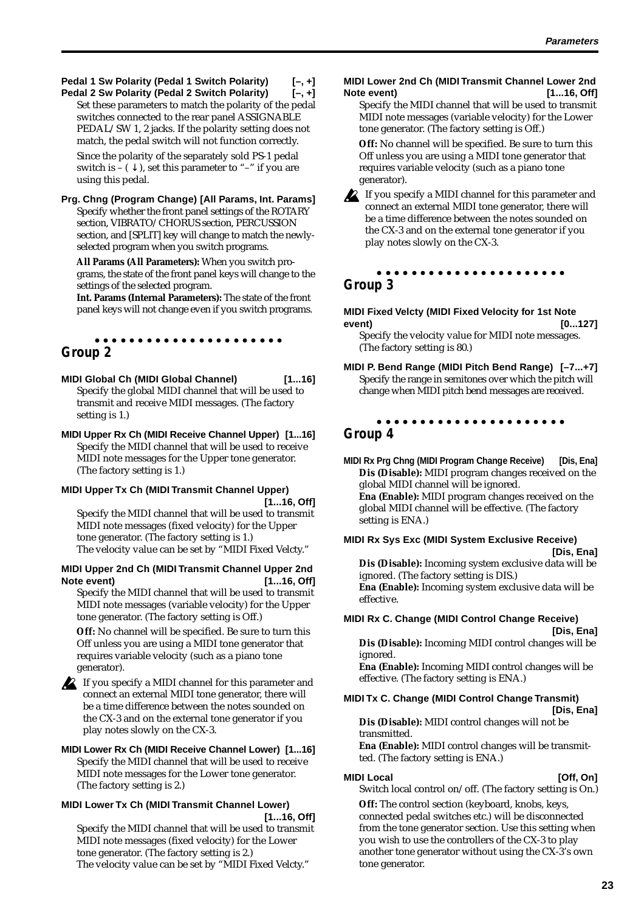**Pedal 1 Sw Polarity (Pedal 1 Switch Polarity) [–, +]**
**Pedal 2 Sw Polarity (Pedal 2 Switch Polarity) [–, +]**

Set these parameters to match the polarity of the pedal switches connected to the rear panel ASSIGNABLE PEDAL/SW 1, 2 jacks. If the polarity setting does not match, the pedal switch will not function correctly.

Since the polarity of the separately sold PS-1 pedal switch is – ( ↓ ), set this parameter to "–" if you are using this pedal.

**Prg. Chng (Program Change) [All Params, Int. Params]**

Specify whether the front panel settings of the ROTARY section, VIBRATO/CHORUS section, PERCUSSION section, and [SPLIT] key will change to match the newly-selected program when you switch programs.

**All Params (All Parameters):** When you switch programs, the state of the front panel keys will change to the settings of the selected program.
**Int. Params (Internal Parameters):** The state of the front panel keys will not change even if you switch programs.

## Group 2

**MIDI Global Ch (MIDI Global Channel) [1...16]**

Specify the global MIDI channel that will be used to transmit and receive MIDI messages. (The factory setting is 1.)

**MIDI Upper Rx Ch (MIDI Receive Channel Upper) [1...16]**

Specify the MIDI channel that will be used to receive MIDI note messages for the Upper tone generator. (The factory setting is 1.)

**MIDI Upper Tx Ch (MIDI Transmit Channel Upper) [1...16, Off]**

Specify the MIDI channel that will be used to transmit MIDI note messages (fixed velocity) for the Upper tone generator. (The factory setting is 1.)
The velocity value can be set by "MIDI Fixed Velcty."

**MIDI Upper 2nd Ch (MIDI Transmit Channel Upper 2nd Note event) [1...16, Off]**

Specify the MIDI channel that will be used to transmit MIDI note messages (variable velocity) for the Upper tone generator. (The factory setting is Off.)

**Off:** No channel will be specified. Be sure to turn this Off unless you are using a MIDI tone generator that requires variable velocity (such as a piano tone generator).

If you specify a MIDI channel for this parameter and connect an external MIDI tone generator, there will be a time difference between the notes sounded on the CX-3 and on the external tone generator if you play notes slowly on the CX-3.

**MIDI Lower Rx Ch (MIDI Receive Channel Lower) [1...16]**

Specify the MIDI channel that will be used to receive MIDI note messages for the Lower tone generator. (The factory setting is 2.)

**MIDI Lower Tx Ch (MIDI Transmit Channel Lower) [1...16, Off]**

Specify the MIDI channel that will be used to transmit MIDI note messages (fixed velocity) for the Lower tone generator. (The factory setting is 2.)
The velocity value can be set by "MIDI Fixed Velcty."

**MIDI Lower 2nd Ch (MIDI Transmit Channel Lower 2nd Note event) [1...16, Off]**

Specify the MIDI channel that will be used to transmit MIDI note messages (variable velocity) for the Lower tone generator. (The factory setting is Off.)

**Off:** No channel will be specified. Be sure to turn this Off unless you are using a MIDI tone generator that requires variable velocity (such as a piano tone generator).

If you specify a MIDI channel for this parameter and connect an external MIDI tone generator, there will be a time difference between the notes sounded on the CX-3 and on the external tone generator if you play notes slowly on the CX-3.

## Group 3

**MIDI Fixed Velcty (MIDI Fixed Velocity for 1st Note event) [0...127]**

Specify the velocity value for MIDI note messages. (The factory setting is 80.)

**MIDI P. Bend Range (MIDI Pitch Bend Range) [–7...+7]**

Specify the range in semitones over which the pitch will change when MIDI pitch bend messages are received.

## Group 4

**MIDI Rx Prg Chng (MIDI Program Change Receive) [Dis, Ena]**

**Dis (Disable):** MIDI program changes received on the global MIDI channel will be ignored.
**Ena (Enable):** MIDI program changes received on the global MIDI channel will be effective. (The factory setting is ENA.)

**MIDI Rx Sys Exc (MIDI System Exclusive Receive) [Dis, Ena]**

**Dis (Disable):** Incoming system exclusive data will be ignored. (The factory setting is DIS.)
**Ena (Enable):** Incoming system exclusive data will be effective.

**MIDI Rx C. Change (MIDI Control Change Receive) [Dis, Ena]**

**Dis (Disable):** Incoming MIDI control changes will be ignored.
**Ena (Enable):** Incoming MIDI control changes will be effective. (The factory setting is ENA.)

**MIDI Tx C. Change (MIDI Control Change Transmit) [Dis, Ena]**

**Dis (Disable):** MIDI control changes will not be transmitted.
**Ena (Enable):** MIDI control changes will be transmitted. (The factory setting is ENA.)

**MIDI Local [Off, On]**

Switch local control on/off. (The factory setting is On.)

**Off:** The control section (keyboard, knobs, keys, connected pedal switches etc.) will be disconnected from the tone generator section. Use this setting when you wish to use the controllers of the CX-3 to play another tone generator without using the CX-3's own tone generator.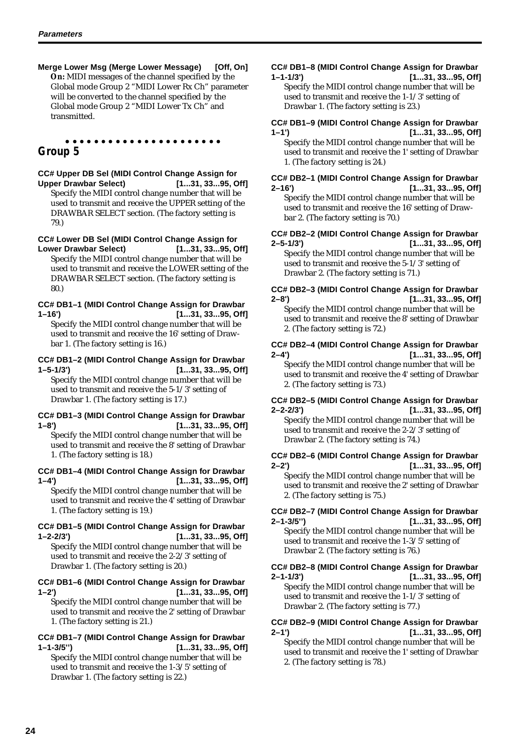**Merge Lower Msg (Merge Lower Message) [Off, On]**

**On:** MIDI messages of the channel specified by the Global mode Group 2 "MIDI Lower Rx Ch" parameter will be converted to the channel specified by the Global mode Group 2 "MIDI Lower Tx Ch" and transmitted.

## Group 5

**CC# Upper DB Sel (MIDI Control Change Assign for Upper Drawbar Select) [1...31, 33...95, Off]**

Specify the MIDI control change number that will be used to transmit and receive the UPPER setting of the DRAWBAR SELECT section. (The factory setting is 79.)

**CC# Lower DB Sel (MIDI Control Change Assign for Lower Drawbar Select) [1...31, 33...95, Off]**

Specify the MIDI control change number that will be used to transmit and receive the LOWER setting of the DRAWBAR SELECT section. (The factory setting is 80.)

**CC# DB1–1 (MIDI Control Change Assign for Drawbar 1–16') [1...31, 33...95, Off]**

Specify the MIDI control change number that will be used to transmit and receive the 16' setting of Drawbar 1. (The factory setting is 16.)

**CC# DB1–2 (MIDI Control Change Assign for Drawbar 1–5-1/3') [1...31, 33...95, Off]**

Specify the MIDI control change number that will be used to transmit and receive the 5-1/3' setting of Drawbar 1. (The factory setting is 17.)

**CC# DB1–3 (MIDI Control Change Assign for Drawbar 1–8') [1...31, 33...95, Off]**

Specify the MIDI control change number that will be used to transmit and receive the 8' setting of Drawbar 1. (The factory setting is 18.)

**CC# DB1–4 (MIDI Control Change Assign for Drawbar 1–4') [1...31, 33...95, Off]**

Specify the MIDI control change number that will be used to transmit and receive the 4' setting of Drawbar 1. (The factory setting is 19.)

**CC# DB1–5 (MIDI Control Change Assign for Drawbar 1–2-2/3') [1...31, 33...95, Off]**

Specify the MIDI control change number that will be used to transmit and receive the 2-2/3' setting of Drawbar 1. (The factory setting is 20.)

**CC# DB1–6 (MIDI Control Change Assign for Drawbar 1–2') [1...31, 33...95, Off]**

Specify the MIDI control change number that will be used to transmit and receive the 2' setting of Drawbar 1. (The factory setting is 21.)

**CC# DB1–7 (MIDI Control Change Assign for Drawbar 1–1-3/5'') [1...31, 33...95, Off]**

Specify the MIDI control change number that will be used to transmit and receive the 1-3/5' setting of Drawbar 1. (The factory setting is 22.)

**CC# DB1–8 (MIDI Control Change Assign for Drawbar 1–1-1/3') [1...31, 33...95, Off]**

Specify the MIDI control change number that will be used to transmit and receive the 1-1/3' setting of Drawbar 1. (The factory setting is 23.)

**CC# DB1–9 (MIDI Control Change Assign for Drawbar 1–1') [1...31, 33...95, Off]**

Specify the MIDI control change number that will be used to transmit and receive the 1' setting of Drawbar 1. (The factory setting is 24.)

**CC# DB2–1 (MIDI Control Change Assign for Drawbar 2–16') [1...31, 33...95, Off]**

Specify the MIDI control change number that will be used to transmit and receive the 16' setting of Drawbar 2. (The factory setting is 70.)

**CC# DB2–2 (MIDI Control Change Assign for Drawbar 2–5-1/3') [1...31, 33...95, Off]**

Specify the MIDI control change number that will be used to transmit and receive the 5-1/3' setting of Drawbar 2. (The factory setting is 71.)

**CC# DB2–3 (MIDI Control Change Assign for Drawbar 2–8') [1...31, 33...95, Off]**

Specify the MIDI control change number that will be used to transmit and receive the 8' setting of Drawbar 2. (The factory setting is 72.)

**CC# DB2–4 (MIDI Control Change Assign for Drawbar 2–4') [1...31, 33...95, Off]**

Specify the MIDI control change number that will be used to transmit and receive the 4' setting of Drawbar 2. (The factory setting is 73.)

**CC# DB2–5 (MIDI Control Change Assign for Drawbar 2–2-2/3') [1...31, 33...95, Off]**

Specify the MIDI control change number that will be used to transmit and receive the 2-2/3' setting of Drawbar 2. (The factory setting is 74.)

**CC# DB2–6 (MIDI Control Change Assign for Drawbar 2–2') [1...31, 33...95, Off]**

Specify the MIDI control change number that will be used to transmit and receive the 2' setting of Drawbar 2. (The factory setting is 75.)

**CC# DB2–7 (MIDI Control Change Assign for Drawbar 2–1-3/5'') [1...31, 33...95, Off]**

Specify the MIDI control change number that will be used to transmit and receive the 1-3/5' setting of Drawbar 2. (The factory setting is 76.)

**CC# DB2–8 (MIDI Control Change Assign for Drawbar 2–1-1/3') [1...31, 33...95, Off]**

Specify the MIDI control change number that will be used to transmit and receive the 1-1/3' setting of Drawbar 2. (The factory setting is 77.)

**CC# DB2–9 (MIDI Control Change Assign for Drawbar 2–1') [1...31, 33...95, Off]**

Specify the MIDI control change number that will be used to transmit and receive the 1' setting of Drawbar 2. (The factory setting is 78.)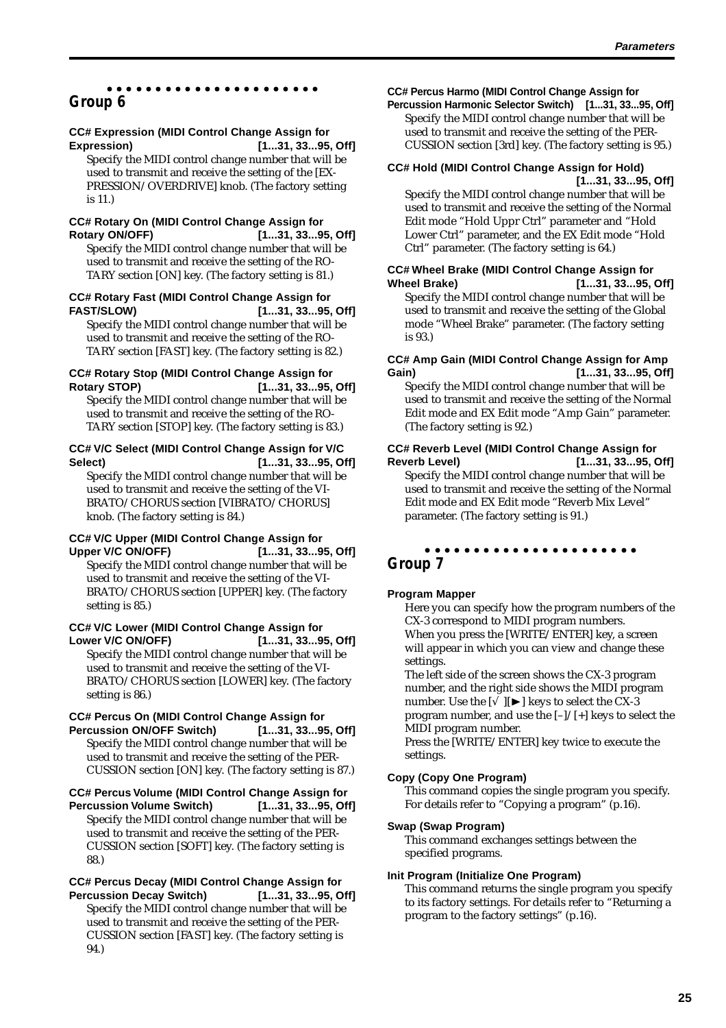## Group 6

**CC# Expression (MIDI Control Change Assign for Expression)** **[1...31, 33...95, Off]**

Specify the MIDI control change number that will be used to transmit and receive the setting of the [EXPRESSION/OVERDRIVE] knob. (The factory setting is 11.)

**CC# Rotary On (MIDI Control Change Assign for Rotary ON/OFF)** **[1...31, 33...95, Off]**

Specify the MIDI control change number that will be used to transmit and receive the setting of the ROTARY section [ON] key. (The factory setting is 81.)

**CC# Rotary Fast (MIDI Control Change Assign for FAST/SLOW)** **[1...31, 33...95, Off]**

Specify the MIDI control change number that will be used to transmit and receive the setting of the ROTARY section [FAST] key. (The factory setting is 82.)

**CC# Rotary Stop (MIDI Control Change Assign for Rotary STOP)** **[1...31, 33...95, Off]**

Specify the MIDI control change number that will be used to transmit and receive the setting of the ROTARY section [STOP] key. (The factory setting is 83.)

**CC# V/C Select (MIDI Control Change Assign for V/C Select)** **[1...31, 33...95, Off]**

Specify the MIDI control change number that will be used to transmit and receive the setting of the VIBRATO/CHORUS section [VIBRATO/CHORUS] knob. (The factory setting is 84.)

**CC# V/C Upper (MIDI Control Change Assign for Upper V/C ON/OFF)** **[1...31, 33...95, Off]**

Specify the MIDI control change number that will be used to transmit and receive the setting of the VIBRATO/CHORUS section [UPPER] key. (The factory setting is 85.)

**CC# V/C Lower (MIDI Control Change Assign for Lower V/C ON/OFF)** **[1...31, 33...95, Off]**

Specify the MIDI control change number that will be used to transmit and receive the setting of the VIBRATO/CHORUS section [LOWER] key. (The factory setting is 86.)

**CC# Percus On (MIDI Control Change Assign for Percussion ON/OFF Switch)** **[1...31, 33...95, Off]**

Specify the MIDI control change number that will be used to transmit and receive the setting of the PERCUSSION section [ON] key. (The factory setting is 87.)

**CC# Percus Volume (MIDI Control Change Assign for Percussion Volume Switch)** **[1...31, 33...95, Off]**

Specify the MIDI control change number that will be used to transmit and receive the setting of the PERCUSSION section [SOFT] key. (The factory setting is 88.)

**CC# Percus Decay (MIDI Control Change Assign for Percussion Decay Switch)** **[1...31, 33...95, Off]**

Specify the MIDI control change number that will be used to transmit and receive the setting of the PERCUSSION section [FAST] key. (The factory setting is 94.)

**CC# Percus Harmo (MIDI Control Change Assign for Percussion Harmonic Selector Switch)** **[1...31, 33...95, Off]**

Specify the MIDI control change number that will be used to transmit and receive the setting of the PERCUSSION section [3rd] key. (The factory setting is 95.)

**CC# Hold (MIDI Control Change Assign for Hold)** **[1...31, 33...95, Off]**

Specify the MIDI control change number that will be used to transmit and receive the setting of the Normal Edit mode "Hold Uppr Ctrl" parameter and "Hold Lower Ctrl" parameter, and the EX Edit mode "Hold Ctrl" parameter. (The factory setting is 64.)

**CC# Wheel Brake (MIDI Control Change Assign for Wheel Brake)** **[1...31, 33...95, Off]**

Specify the MIDI control change number that will be used to transmit and receive the setting of the Global mode "Wheel Brake" parameter. (The factory setting is 93.)

**CC# Amp Gain (MIDI Control Change Assign for Amp Gain)** **[1...31, 33...95, Off]**

Specify the MIDI control change number that will be used to transmit and receive the setting of the Normal Edit mode and EX Edit mode "Amp Gain" parameter. (The factory setting is 92.)

**CC# Reverb Level (MIDI Control Change Assign for Reverb Level)** **[1...31, 33...95, Off]**

Specify the MIDI control change number that will be used to transmit and receive the setting of the Normal Edit mode and EX Edit mode "Reverb Mix Level" parameter. (The factory setting is 91.)

## Group 7

**Program Mapper**

Here you can specify how the program numbers of the CX-3 correspond to MIDI program numbers.
When you press the [WRITE/ENTER] key, a screen will appear in which you can view and change these settings.
The left side of the screen shows the CX-3 program number, and the right side shows the MIDI program number. Use the [√][►] keys to select the CX-3 program number, and use the [–]/[+] keys to select the MIDI program number.
Press the [WRITE/ENTER] key twice to execute the settings.

**Copy (Copy One Program)**

This command copies the single program you specify. For details refer to "Copying a program" (p.16).

**Swap (Swap Program)**

This command exchanges settings between the specified programs.

**Init Program (Initialize One Program)**

This command returns the single program you specify to its factory settings. For details refer to "Returning a program to the factory settings" (p.16).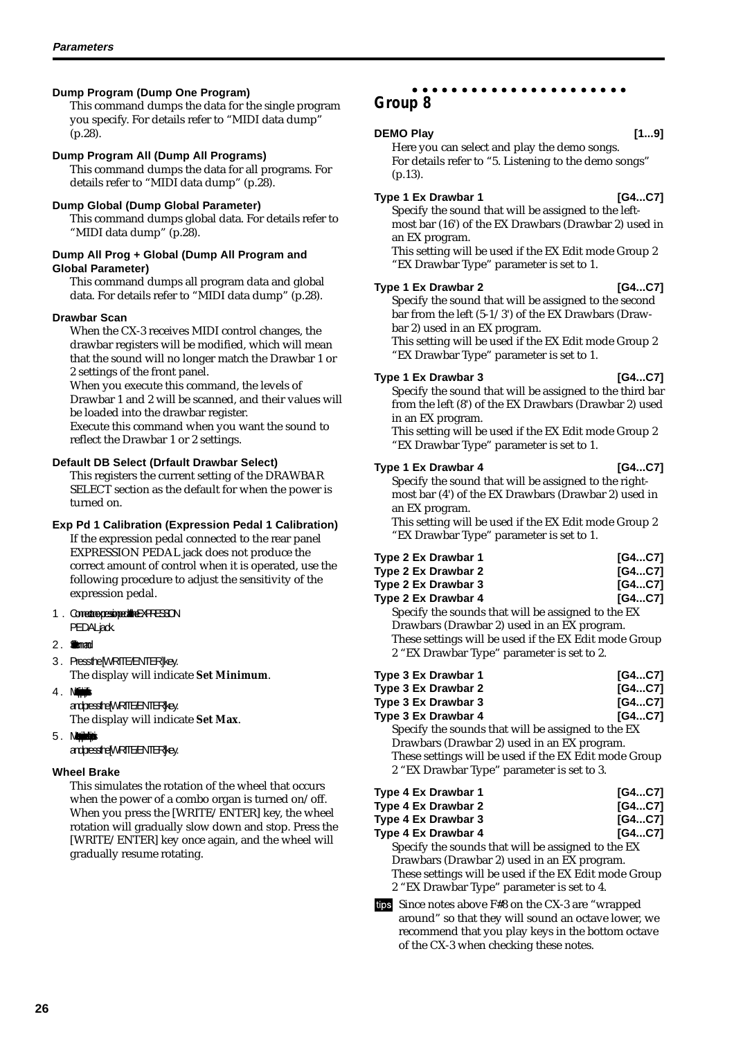**Dump Program (Dump One Program)**

This command dumps the data for the single program you specify. For details refer to "MIDI data dump" (p.28).

**Dump Program All (Dump All Programs)**

This command dumps the data for all programs. For details refer to "MIDI data dump" (p.28).

**Dump Global (Dump Global Parameter)**

This command dumps global data. For details refer to "MIDI data dump" (p.28).

**Dump All Prog + Global (Dump All Program and Global Parameter)**

This command dumps all program data and global data. For details refer to "MIDI data dump" (p.28).

**Drawbar Scan**

When the CX-3 receives MIDI control changes, the drawbar registers will be modified, which will mean that the sound will no longer match the Drawbar 1 or 2 settings of the front panel.

When you execute this command, the levels of Drawbar 1 and 2 will be scanned, and their values will be loaded into the drawbar register.

Execute this command when you want the sound to reflect the Drawbar 1 or 2 settings.

**Default DB Select (Drfault Drawbar Select)**

This registers the current setting of the DRAWBAR SELECT section as the default for when the power is turned on.

**Exp Pd 1 Calibration (Expression Pedal 1 Calibration)**

If the expression pedal connected to the rear panel EXPRESSION PEDAL jack does not produce the correct amount of control when it is operated, use the following procedure to adjust the sensitivity of the expression pedal.

1. Connect an expression pedal to the EXPRESSION PEDAL jack.
2. Select this command.
3. Press the [WRITE/ENTER] key.
   The display will indicate **Set Minimum**.
4. Move the expression pedal to its minimum position and press the [WRITE/ENTER] key.
   The display will indicate **Set Max**.
5. Move the expression pedal to its maximum position and press the [WRITE/ENTER] key.

**Wheel Brake**

This simulates the rotation of the wheel that occurs when the power of a combo organ is turned on/off. When you press the [WRITE/ENTER] key, the wheel rotation will gradually slow down and stop. Press the [WRITE/ENTER] key once again, and the wheel will gradually resume rotating.

## Group 8

**DEMO Play** **[1...9]**

Here you can select and play the demo songs. For details refer to "5. Listening to the demo songs" (p.13).

**Type 1 Ex Drawbar 1** **[G4...C7]**

Specify the sound that will be assigned to the left-most bar (16') of the EX Drawbars (Drawbar 2) used in an EX program.

This setting will be used if the EX Edit mode Group 2 "EX Drawbar Type" parameter is set to 1.

**Type 1 Ex Drawbar 2** **[G4...C7]**

Specify the sound that will be assigned to the second bar from the left (5-1/3') of the EX Drawbars (Drawbar 2) used in an EX program.

This setting will be used if the EX Edit mode Group 2 "EX Drawbar Type" parameter is set to 1.

**Type 1 Ex Drawbar 3** **[G4...C7]**

Specify the sound that will be assigned to the third bar from the left (8') of the EX Drawbars (Drawbar 2) used in an EX program.

This setting will be used if the EX Edit mode Group 2 "EX Drawbar Type" parameter is set to 1.

**Type 1 Ex Drawbar 4** **[G4...C7]**

Specify the sound that will be assigned to the right-most bar (4') of the EX Drawbars (Drawbar 2) used in an EX program.

This setting will be used if the EX Edit mode Group 2 "EX Drawbar Type" parameter is set to 1.

**Type 2 Ex Drawbar 1** **[G4...C7]**
**Type 2 Ex Drawbar 2** **[G4...C7]**
**Type 2 Ex Drawbar 3** **[G4...C7]**
**Type 2 Ex Drawbar 4** **[G4...C7]**

Specify the sounds that will be assigned to the EX Drawbars (Drawbar 2) used in an EX program.

These settings will be used if the EX Edit mode Group 2 "EX Drawbar Type" parameter is set to 2.

**Type 3 Ex Drawbar 1** **[G4...C7]**
**Type 3 Ex Drawbar 2** **[G4...C7]**
**Type 3 Ex Drawbar 3** **[G4...C7]**
**Type 3 Ex Drawbar 4** **[G4...C7]**

Specify the sounds that will be assigned to the EX Drawbars (Drawbar 2) used in an EX program.

These settings will be used if the EX Edit mode Group 2 "EX Drawbar Type" parameter is set to 3.

**Type 4 Ex Drawbar 1** **[G4...C7]**
**Type 4 Ex Drawbar 2** **[G4...C7]**
**Type 4 Ex Drawbar 3** **[G4...C7]**
**Type 4 Ex Drawbar 4** **[G4...C7]**

Specify the sounds that will be assigned to the EX Drawbars (Drawbar 2) used in an EX program.

These settings will be used if the EX Edit mode Group 2 "EX Drawbar Type" parameter is set to 4.

tips Since notes above F#8 on the CX-3 are "wrapped around" so that they will sound an octave lower, we recommend that you play keys in the bottom octave of the CX-3 when checking these notes.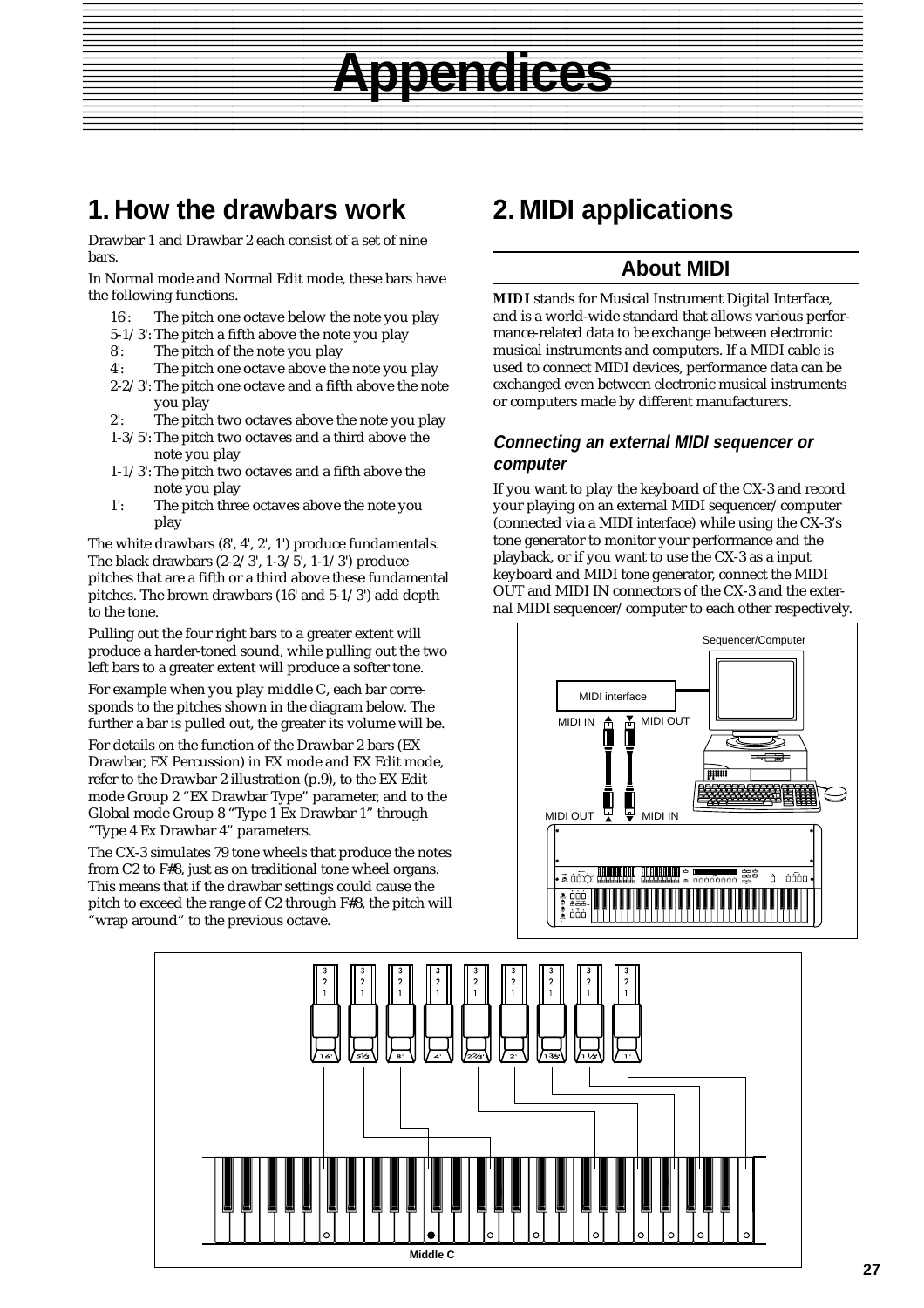# Appendices

## 1. How the drawbars work

Drawbar 1 and Drawbar 2 each consist of a set of nine bars.

In Normal mode and Normal Edit mode, these bars have the following functions.

- 16': The pitch one octave below the note you play
- 5-1/3': The pitch a fifth above the note you play
- 8': The pitch of the note you play
- 4': The pitch one octave above the note you play
- 2-2/3': The pitch one octave and a fifth above the note you play
- 2': The pitch two octaves above the note you play
- 1-3/5': The pitch two octaves and a third above the note you play
- 1-1/3': The pitch two octaves and a fifth above the note you play
- 1': The pitch three octaves above the note you play

The white drawbars (8', 4', 2', 1') produce fundamentals. The black drawbars (2-2/3', 1-3/5', 1-1/3') produce pitches that are a fifth or a third above these fundamental pitches. The brown drawbars (16' and 5-1/3') add depth to the tone.

Pulling out the four right bars to a greater extent will produce a harder-toned sound, while pulling out the two left bars to a greater extent will produce a softer tone.

For example when you play middle C, each bar corresponds to the pitches shown in the diagram below. The further a bar is pulled out, the greater its volume will be.

For details on the function of the Drawbar 2 bars (EX Drawbar, EX Percussion) in EX mode and EX Edit mode, refer to the Drawbar 2 illustration (p.9), to the EX Edit mode Group 2 "EX Drawbar Type" parameter, and to the Global mode Group 8 "Type 1 Ex Drawbar 1" through "Type 4 Ex Drawbar 4" parameters.

The CX-3 simulates 79 tone wheels that produce the notes from C2 to F#8, just as on traditional tone wheel organs. This means that if the drawbar settings could cause the pitch to exceed the range of C2 through F#8, the pitch will "wrap around" to the previous octave.

## 2. MIDI applications

### About MIDI

**MIDI** stands for Musical Instrument Digital Interface, and is a world-wide standard that allows various performance-related data to be exchange between electronic musical instruments and computers. If a MIDI cable is used to connect MIDI devices, performance data can be exchanged even between electronic musical instruments or computers made by different manufacturers.

#### *Connecting an external MIDI sequencer or computer*

If you want to play the keyboard of the CX-3 and record your playing on an external MIDI sequencer/computer (connected via a MIDI interface) while using the CX-3's tone generator to monitor your performance and the playback, or if you want to use the CX-3 as a input keyboard and MIDI tone generator, connect the MIDI OUT and MIDI IN connectors of the CX-3 and the external MIDI sequencer/computer to each other respectively.

Sequencer/Computer

MIDI interface

MIDI IN MIDI OUT

MIDI OUT MIDI IN

16' 5-1/3' 8' 4' 2-2/3' 2' 1-3/5' 1-1/3' 1'

Middle C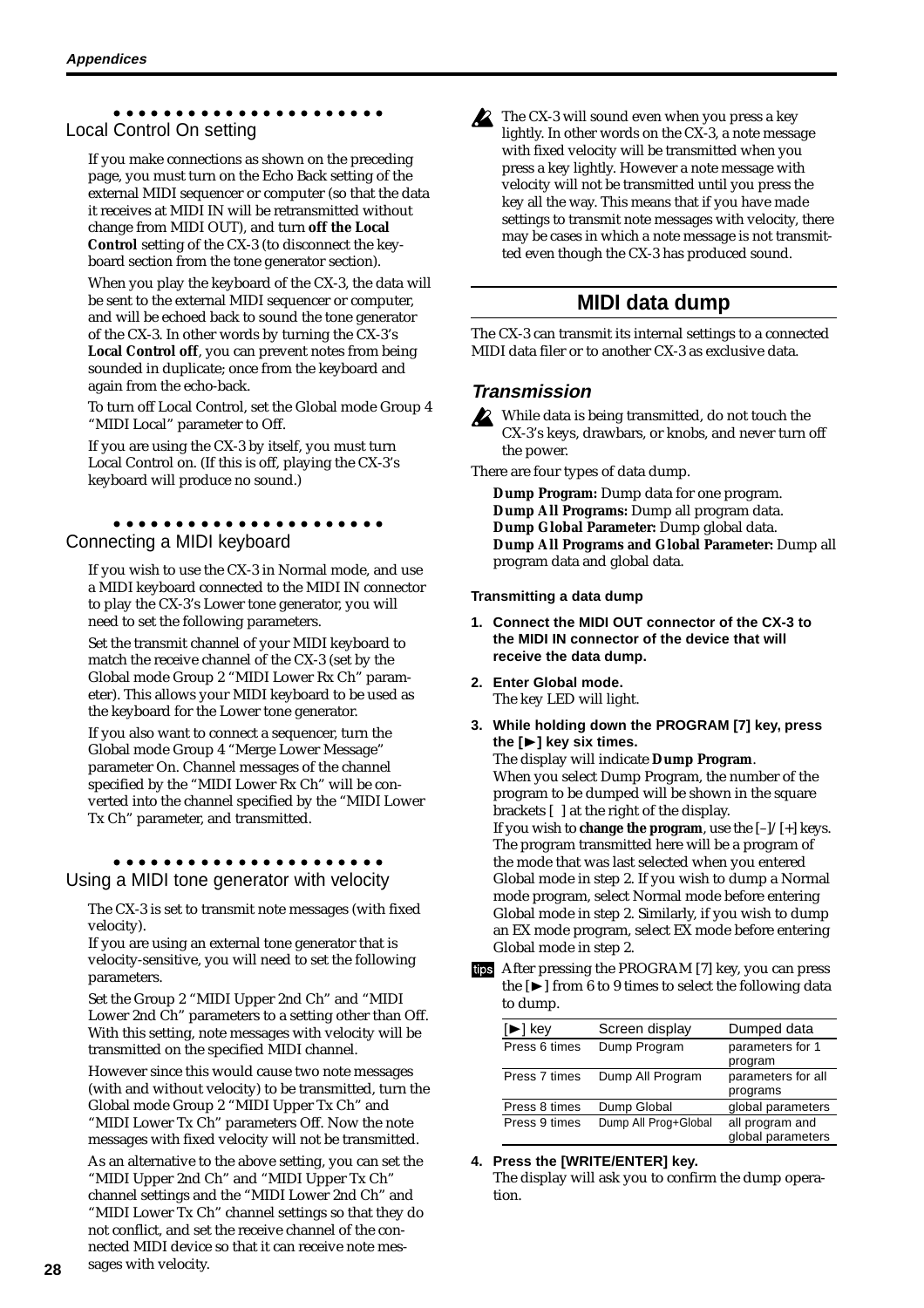### Local Control On setting

If you make connections as shown on the preceding page, you must turn on the Echo Back setting of the external MIDI sequencer or computer (so that the data it receives at MIDI IN will be retransmitted without change from MIDI OUT), and turn **off the Local Control** setting of the CX-3 (to disconnect the keyboard section from the tone generator section).

When you play the keyboard of the CX-3, the data will be sent to the external MIDI sequencer or computer, and will be echoed back to sound the tone generator of the CX-3. In other words by turning the CX-3's **Local Control off**, you can prevent notes from being sounded in duplicate; once from the keyboard and again from the echo-back.

To turn off Local Control, set the Global mode Group 4 "MIDI Local" parameter to Off.

If you are using the CX-3 by itself, you must turn Local Control on. (If this is off, playing the CX-3's keyboard will produce no sound.)

### Connecting a MIDI keyboard

If you wish to use the CX-3 in Normal mode, and use a MIDI keyboard connected to the MIDI IN connector to play the CX-3's Lower tone generator, you will need to set the following parameters.

Set the transmit channel of your MIDI keyboard to match the receive channel of the CX-3 (set by the Global mode Group 2 "MIDI Lower Rx Ch" parameter). This allows your MIDI keyboard to be used as the keyboard for the Lower tone generator.

If you also want to connect a sequencer, turn the Global mode Group 4 "Merge Lower Message" parameter On. Channel messages of the channel specified by the "MIDI Lower Rx Ch" will be converted into the channel specified by the "MIDI Lower Tx Ch" parameter, and transmitted.

### Using a MIDI tone generator with velocity

The CX-3 is set to transmit note messages (with fixed velocity).
If you are using an external tone generator that is velocity-sensitive, you will need to set the following parameters.

Set the Group 2 "MIDI Upper 2nd Ch" and "MIDI Lower 2nd Ch" parameters to a setting other than Off. With this setting, note messages with velocity will be transmitted on the specified MIDI channel.

However since this would cause two note messages (with and without velocity) to be transmitted, turn the Global mode Group 2 "MIDI Upper Tx Ch" and "MIDI Lower Tx Ch" parameters Off. Now the note messages with fixed velocity will not be transmitted.

As an alternative to the above setting, you can set the "MIDI Upper 2nd Ch" and "MIDI Upper Tx Ch" channel settings and the "MIDI Lower 2nd Ch" and "MIDI Lower Tx Ch" channel settings so that they do not conflict, and set the receive channel of the connected MIDI device so that it can receive note messages with velocity.

The CX-3 will sound even when you press a key lightly. In other words on the CX-3, a note message with fixed velocity will be transmitted when you press a key lightly. However a note message with velocity will not be transmitted until you press the key all the way. This means that if you have made settings to transmit note messages with velocity, there may be cases in which a note message is not transmitted even though the CX-3 has produced sound.

## MIDI data dump

The CX-3 can transmit its internal settings to a connected MIDI data filer or to another CX-3 as exclusive data.

### *Transmission*

While data is being transmitted, do not touch the CX-3's keys, drawbars, or knobs, and never turn off the power.

There are four types of data dump.

**Dump Program:** Dump data for one program.
**Dump All Programs:** Dump all program data.
**Dump Global Parameter:** Dump global data.
**Dump All Programs and Global Parameter:** Dump all program data and global data.

#### Transmitting a data dump

1. **Connect the MIDI OUT connector of the CX-3 to the MIDI IN connector of the device that will receive the data dump.**
2. **Enter Global mode.**
   The key LED will light.
3. **While holding down the PROGRAM [7] key, press the [►] key six times.**
   The display will indicate **Dump Program**.
   When you select Dump Program, the number of the program to be dumped will be shown in the square brackets [ ] at the right of the display.
   If you wish to **change the program**, use the [–]/[+] keys. The program transmitted here will be a program of the mode that was last selected when you entered Global mode in step 2. If you wish to dump a Normal mode program, select Normal mode before entering Global mode in step 2. Similarly, if you wish to dump an EX mode program, select EX mode before entering Global mode in step 2.

tips After pressing the PROGRAM [7] key, you can press the [►] from 6 to 9 times to select the following data to dump.

| [►] key | Screen display | Dumped data |
|---|---|---|
| Press 6 times | Dump Program | parameters for 1 program |
| Press 7 times | Dump All Program | parameters for all programs |
| Press 8 times | Dump Global | global parameters |
| Press 9 times | Dump All Prog+Global | all program and global parameters |

4. **Press the [WRITE/ENTER] key.**
   The display will ask you to confirm the dump operation.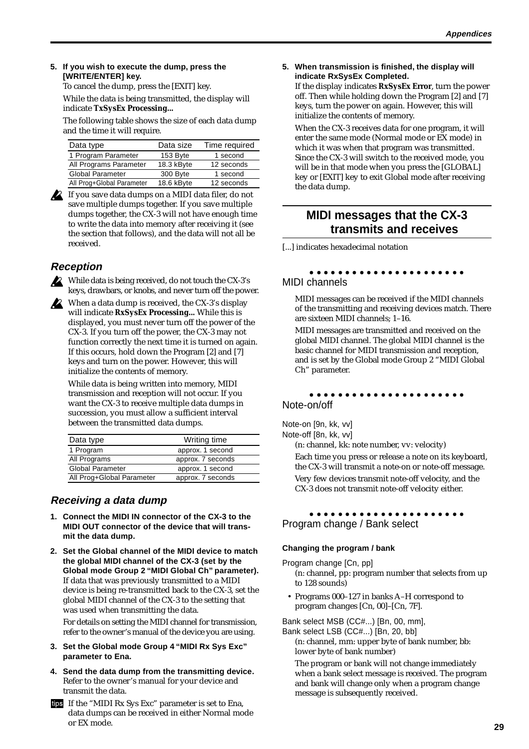5. **If you wish to execute the dump, press the [WRITE/ENTER] key.**
   To cancel the dump, press the [EXIT] key.

   While the data is being transmitted, the display will indicate **TxSysEx Processing...**

   The following table shows the size of each data dump and the time it will require.

| Data type | Data size | Time required |
|---|---|---|
| 1 Program Parameter | 153 Byte | 1 second |
| All Programs Parameter | 18.3 kByte | 12 seconds |
| Global Parameter | 300 Byte | 1 second |
| All Prog+Global Parameter | 18.6 kByte | 12 seconds |

If you save data dumps on a MIDI data filer, do not save multiple dumps together. If you save multiple dumps together, the CX-3 will not have enough time to write the data into memory after receiving it (see the section that follows), and the data will not all be received.

### Reception

While data is being received, do not touch the CX-3's keys, drawbars, or knobs, and never turn off the power.

When a data dump is received, the CX-3's display will indicate **RxSysEx Processing...** While this is displayed, you must never turn off the power of the CX-3. If you turn off the power, the CX-3 may not function correctly the next time it is turned on again. If this occurs, hold down the Program [2] and [7] keys and turn on the power. However, this will initialize the contents of memory.

While data is being written into memory, MIDI transmission and reception will not occur. If you want the CX-3 to receive multiple data dumps in succession, you must allow a sufficient interval between the transmitted data dumps.

| Data type | Writing time |
|---|---|
| 1 Program | approx. 1 second |
| All Programs | approx. 7 seconds |
| Global Parameter | approx. 1 second |
| All Prog+Global Parameter | approx. 7 seconds |

### Receiving a data dump

1. **Connect the MIDI IN connector of the CX-3 to the MIDI OUT connector of the device that will transmit the data dump.**

2. **Set the Global channel of the MIDI device to match the global MIDI channel of the CX-3 (set by the Global mode Group 2 "MIDI Global Ch" parameter).**
   If data that was previously transmitted to a MIDI device is being re-transmitted back to the CX-3, set the global MIDI channel of the CX-3 to the setting that was used when transmitting the data.

   For details on setting the MIDI channel for transmission, refer to the owner's manual of the device you are using.

3. **Set the Global mode Group 4 "MIDI Rx Sys Exc" parameter to Ena.**

4. **Send the data dump from the transmitting device.**
   Refer to the owner's manual for your device and transmit the data.

tips If the "MIDI Rx Sys Exc" parameter is set to Ena, data dumps can be received in either Normal mode or EX mode.

5. **When transmission is finished, the display will indicate RxSysEx Completed.**
   If the display indicates **RxSysEx Error**, turn the power off. Then while holding down the Program [2] and [7] keys, turn the power on again. However, this will initialize the contents of memory.

   When the CX-3 receives data for one program, it will enter the same mode (Normal mode or EX mode) in which it was when that program was transmitted. Since the CX-3 will switch to the received mode, you will be in that mode when you press the [GLOBAL] key or [EXIT] key to exit Global mode after receiving the data dump.

## MIDI messages that the CX-3 transmits and receives

[...] indicates hexadecimal notation

### MIDI channels

MIDI messages can be received if the MIDI channels of the transmitting and receiving devices match. There are sixteen MIDI channels; 1–16.

MIDI messages are transmitted and received on the global MIDI channel. The global MIDI channel is the basic channel for MIDI transmission and reception, and is set by the Global mode Group 2 "MIDI Global Ch" parameter.

### Note-on/off

Note-on [9n, kk, vv]
Note-off [8n, kk, vv]

(n: channel, kk: note number, vv: velocity)

Each time you press or release a note on its keyboard, the CX-3 will transmit a note-on or note-off message.

Very few devices transmit note-off velocity, and the CX-3 does not transmit note-off velocity either.

### Program change / Bank select

#### Changing the program / bank

Program change [Cn, pp]

(n: channel, pp: program number that selects from up to 128 sounds)

- Programs 000–127 in banks A–H correspond to program changes [Cn, 00]–[Cn, 7F].

Bank select MSB (CC#...) [Bn, 00, mm],
Bank select LSB (CC#...) [Bn, 20, bb]

(n: channel, mm: upper byte of bank number, bb: lower byte of bank number)

The program or bank will not change immediately when a bank select message is received. The program and bank will change only when a program change message is subsequently received.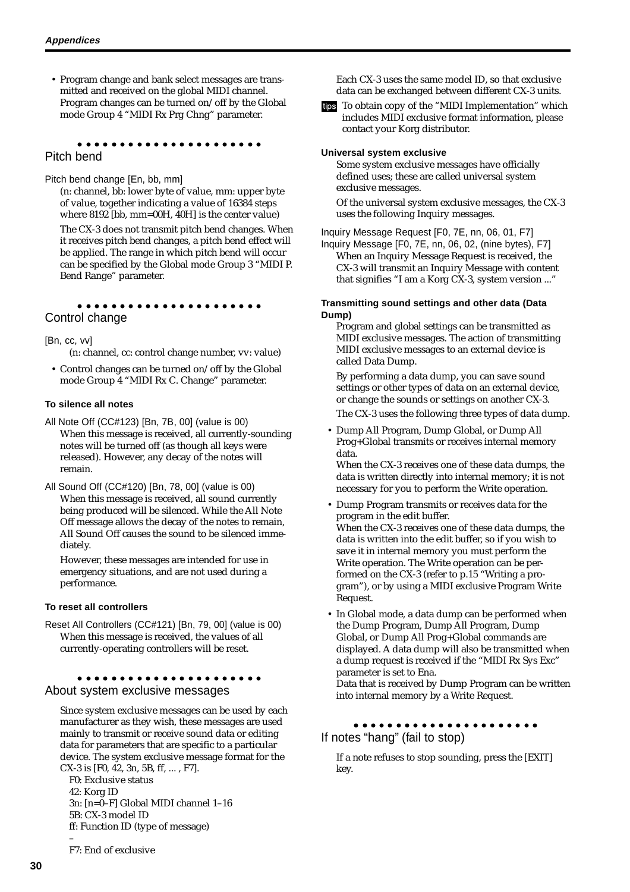- Program change and bank select messages are transmitted and received on the global MIDI channel. Program changes can be turned on/off by the Global mode Group 4 "MIDI Rx Prg Chng" parameter.

## Pitch bend

Pitch bend change [En, bb, mm]

(n: channel, bb: lower byte of value, mm: upper byte of value, together indicating a value of 16384 steps where 8192 [bb, mm=00H, 40H] is the center value)

The CX-3 does not transmit pitch bend changes. When it receives pitch bend changes, a pitch bend effect will be applied. The range in which pitch bend will occur can be specified by the Global mode Group 3 "MIDI P. Bend Range" parameter.

## Control change

[Bn, cc, vv]

(n: channel, cc: control change number, vv: value)

- Control changes can be turned on/off by the Global mode Group 4 "MIDI Rx C. Change" parameter.

### To silence all notes

All Note Off (CC#123) [Bn, 7B, 00] (value is 00)

When this message is received, all currently-sounding notes will be turned off (as though all keys were released). However, any decay of the notes will remain.

All Sound Off (CC#120) [Bn, 78, 00] (value is 00)

When this message is received, all sound currently being produced will be silenced. While the All Note Off message allows the decay of the notes to remain, All Sound Off causes the sound to be silenced immediately.

However, these messages are intended for use in emergency situations, and are not used during a performance.

### To reset all controllers

Reset All Controllers (CC#121) [Bn, 79, 00] (value is 00)

When this message is received, the values of all currently-operating controllers will be reset.

## About system exclusive messages

Since system exclusive messages can be used by each manufacturer as they wish, these messages are used mainly to transmit or receive sound data or editing data for parameters that are specific to a particular device. The system exclusive message format for the CX-3 is [F0, 42, 3n, 5B, ff, ... , F7].

F0: Exclusive status
42: Korg ID
3n: [n=0–F] Global MIDI channel 1–16
5B: CX-3 model ID
ff: Function ID (type of message)
–
F7: End of exclusive

Each CX-3 uses the same model ID, so that exclusive data can be exchanged between different CX-3 units.

tips To obtain copy of the "MIDI Implementation" which includes MIDI exclusive format information, please contact your Korg distributor.

### Universal system exclusive

Some system exclusive messages have officially defined uses; these are called universal system exclusive messages.

Of the universal system exclusive messages, the CX-3 uses the following Inquiry messages.

Inquiry Message Request [F0, 7E, nn, 06, 01, F7]
Inquiry Message [F0, 7E, nn, 06, 02, (nine bytes), F7]

When an Inquiry Message Request is received, the CX-3 will transmit an Inquiry Message with content that signifies "I am a Korg CX-3, system version ..."

### Transmitting sound settings and other data (Data Dump)

Program and global settings can be transmitted as MIDI exclusive messages. The action of transmitting MIDI exclusive messages to an external device is called Data Dump.

By performing a data dump, you can save sound settings or other types of data on an external device, or change the sounds or settings on another CX-3.

The CX-3 uses the following three types of data dump.

- Dump All Program, Dump Global, or Dump All Prog+Global transmits or receives internal memory data.
  When the CX-3 receives one of these data dumps, the data is written directly into internal memory; it is not necessary for you to perform the Write operation.
- Dump Program transmits or receives data for the program in the edit buffer.
  When the CX-3 receives one of these data dumps, the data is written into the edit buffer, so if you wish to save it in internal memory you must perform the Write operation. The Write operation can be performed on the CX-3 (refer to p.15 "Writing a program"), or by using a MIDI exclusive Program Write Request.
- In Global mode, a data dump can be performed when the Dump Program, Dump All Program, Dump Global, or Dump All Prog+Global commands are displayed. A data dump will also be transmitted when a dump request is received if the "MIDI Rx Sys Exc" parameter is set to Ena.
  Data that is received by Dump Program can be written into internal memory by a Write Request.

## If notes "hang" (fail to stop)

If a note refuses to stop sounding, press the [EXIT] key.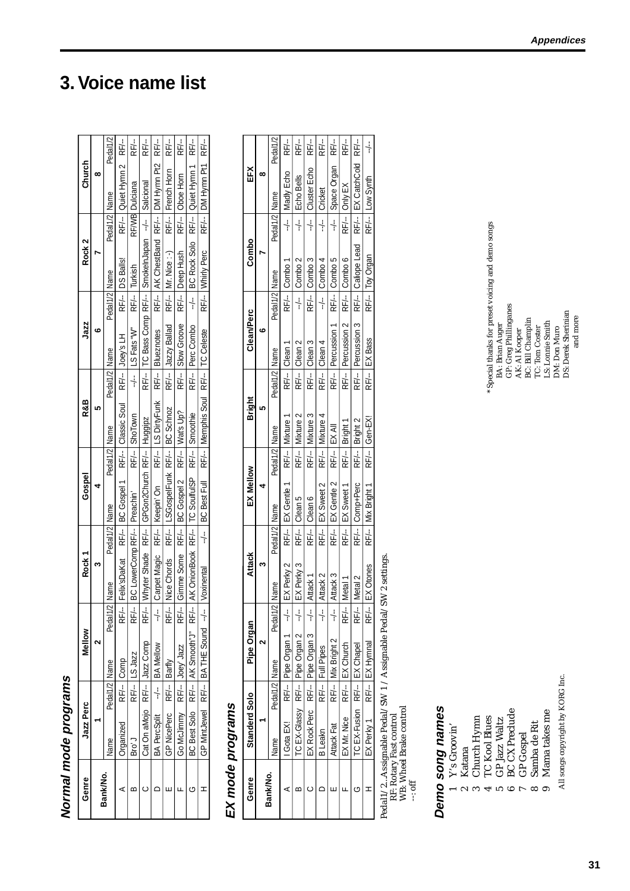# 3. Voice name list

## Normal mode programs

| Genre | Jazz Perc | | Mellow | | Rock 1 | | Gospel | | R&B | | Jazz | | Rock 2 | | Church | |
|---|---|---|---|---|---|---|---|---|---|---|---|---|---|---|---|---|
| Bank/No. | 1 | | 2 | | 3 | | 4 | | 5 | | 6 | | 7 | | 8 | |
| | Name | Pedal1/2 | Name | Pedal1/2 | Name | Pedal1/2 | Name | Pedal1/2 | Name | Pedal1/2 | Name | Pedal1/2 | Name | Pedal1/2 | Name | Pedal1/2 |
| A | Organized | RF/-- | Comp | RF/-- | Felix'sDaKat | RF/-- | BC Gospel 1 | RF/-- | Classic Soul | RF/-- | Joey's LH | RF/-- | DS Balls! | RF/-- | Quiet Hymn 2 | RF/-- |
| B | Bro' J | RF/-- | LS Jazz | RF/-- | BC LowerComp | RF/-- | Preachin' | RF/-- | ShoTown | --/-- | LS Fats "W" | RF/-- | Turkish | RF/WB | Dulciana | RF/-- |
| C | Cat On aMojo | RF/-- | Jazz Comp | RF/-- | Whyter Shade | RF/-- | GPGon2Church | RF/-- | Huggipz | RF/-- | TC Bass Comp | RF/-- | SmokeInJapan | --/-- | Salcional | RF/-- |
| D | BA PercSplit | --/-- | BA Mellow | --/-- | Carpet Magic | RF/-- | Keepin' On | RF/-- | LS DirtyFunk | RF/-- | Blueznotes | RF/-- | AK ChestBand | RF/-- | DM Hymn Pt2 | RF/-- |
| E | GP NicePerc | RF/-- | Barfly | RF/-- | Nice Chords | RF/-- | LSGospelFunk | RF/-- | BC Schnoz | RF/-- | Jazzy Ballad | RF/-- | Mr. Nice : -) | RF/-- | French Horn | RF/-- |
| F | Go McJimmy | RF/-- | Joey' Jazz | RF/-- | Gimme Some | RF/-- | BC Gospel 2 | RF/-- | Wat's Up? | RF/-- | Slow Groove | RF/-- | Deep Hush | RF/-- | Oboe Horn | RF/-- |
| G | BC Best Solo | RF/-- | AK Smooth"J" | RF/-- | AK OnionBook | RF/-- | TC SoulfulSP | RF/-- | Smoothie | RF/-- | Perc Combo | --/-- | BC Rock Solo | RF/-- | Quiet Hymn 1 | RF/-- |
| H | GP MintJewel | RF/-- | BA THE Sound | --/-- | Voxinental | --/-- | BC Best Full | RF/-- | Memphis Soul | RF/-- | TC Celeste | RF/-- | Whirly Perc | RF/-- | DM Hymn Pt1 | RF/-- |

## EX mode programs

| Genre | Standerd Solo | | Pipe Organ | | Attack | | EX Mellow | | Bright | | Clean/Perc | | Combo | | EFX | |
|---|---|---|---|---|---|---|---|---|---|---|---|---|---|---|---|---|
| Bank/No. | 1 | | 2 | | 3 | | 4 | | 5 | | 6 | | 7 | | 8 | |
| | Name | Pedal1/2 | Name | Pedal1/2 | Name | Pedal1/2 | Name | Pedal1/2 | Name | Pedal1/2 | Name | Pedal1/2 | Name | Pedal1/2 | Name | Pedal1/2 |
| A | I Gota EX! | RF/-- | Pipe Organ 1 | --/-- | EX Perky 2 | RF/-- | EX Gentle 1 | RF/-- | Mixture 1 | RF/-- | Clean 1 | RF/-- | Combo 1 | --/-- | Madly Echo | RF/-- |
| B | TC EX-Glassy | RF/-- | Pipe Organ 2 | --/-- | EX Perky 3 | RF/-- | Clean 5 | RF/-- | Mixture 2 | RF/-- | Clean 2 | --/-- | Combo 2 | --/-- | Echo Bells | RF/-- |
| C | EX Rock Perc | RF/-- | Pipe Organ 3 | --/-- | Attack 1 | RF/-- | Clean 6 | RF/-- | Mixture 3 | RF/-- | Clean 3 | RF/-- | Combo 3 | --/-- | Cluster Echo | RF/-- |
| D | B Leakn | RF/-- | Full Pipes | --/-- | Attack 2 | RF/-- | EX Sweet 2 | RF/-- | Mixture 4 | RF/-- | Clean 4 | --/-- | Combo 4 | --/-- | Cricket | RF/-- |
| E | Attack Fat | RF/-- | Mix Bright 2 | --/-- | Attack 3 | RF/-- | EX Gentle 2 | RF/-- | EX All | RF/-- | Percussion 1 | RF/-- | Combo 5 | --/-- | Space Organ | RF/-- |
| F | EX Mr. Nice | RF/-- | EX Church | RF/-- | Metal 1 | RF/-- | EX Sweet 1 | RF/-- | Bright 1 | RF/-- | Percussion 2 | RF/-- | Combo 6 | RF/-- | Only EX | RF/-- |
| G | TC EX-Fusion | RF/-- | EX Chapel | RF/-- | Metal 2 | RF/-- | Comp+Perc | RF/-- | Bright 2 | RF/-- | Percussion 3 | RF/-- | Caliope Lead | RF/-- | EX CatchCold | RF/-- |
| H | EX Perky 1 | RF/-- | EX Hymnal | RF/-- | EX Otones | RF/-- | Mix Bright 1 | RF/-- | Gen-EX! | RF/-- | EX Bass | RF/-- | Toy Organ | RF/-- | Low Synth | --/-- |

Pedal1/ 2...Assignable Pedal/ SW 1/ Assignable Pedal/ SW 2 settings.
RF: Rotary Fast control
WB: Wheel Brake control
--: off

## Demo song names

1. Y's Groovin'
2. Katana
3. Church Hymn
4. TC Kool Blues
5. GP Jazz Waltz
6. BC CX Preclude
7. GP Gospel
8. Samba de Rit
9. Mama takes me

All songs copyright by KORG Inc.

*Special thanks for preset voicing and demo songs
BA: Brian Auger
GP: Greg Phillinganes
AK: Al Kooper
BC: Bill Champlin
TC: Tom Coster
LS: Lonnie Smith
DM: Don Muro
DS: Derek Sherinian
and more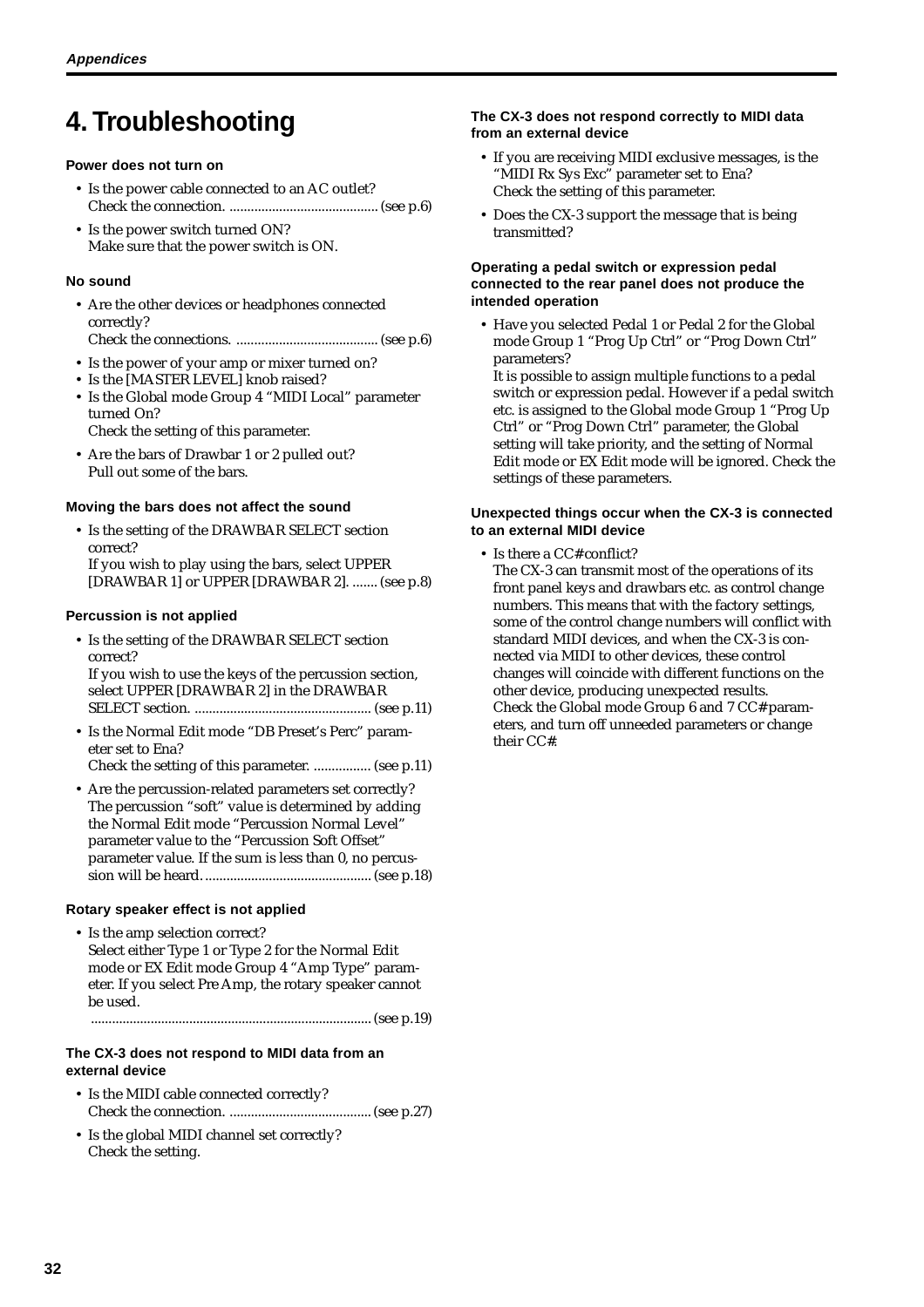# 4. Troubleshooting

### Power does not turn on

- Is the power cable connected to an AC outlet?
  Check the connection. .......................................... (see p.6)
- Is the power switch turned ON?
  Make sure that the power switch is ON.

### No sound

- Are the other devices or headphones connected correctly?
  Check the connections. ........................................ (see p.6)
- Is the power of your amp or mixer turned on?
- Is the [MASTER LEVEL] knob raised?
- Is the Global mode Group 4 "MIDI Local" parameter turned On?
  Check the setting of this parameter.
- Are the bars of Drawbar 1 or 2 pulled out?
  Pull out some of the bars.

### Moving the bars does not affect the sound

- Is the setting of the DRAWBAR SELECT section correct?
  If you wish to play using the bars, select UPPER [DRAWBAR 1] or UPPER [DRAWBAR 2]. ....... (see p.8)

### Percussion is not applied

- Is the setting of the DRAWBAR SELECT section correct?
  If you wish to use the keys of the percussion section, select UPPER [DRAWBAR 2] in the DRAWBAR SELECT section. .................................................. (see p.11)
- Is the Normal Edit mode "DB Preset's Perc" parameter set to Ena?
  Check the setting of this parameter. ................ (see p.11)
- Are the percussion-related parameters set correctly?
  The percussion "soft" value is determined by adding the Normal Edit mode "Percussion Normal Level" parameter value to the "Percussion Soft Offset" parameter value. If the sum is less than 0, no percussion will be heard. .............................................. (see p.18)

### Rotary speaker effect is not applied

- Is the amp selection correct?
  Select either Type 1 or Type 2 for the Normal Edit mode or EX Edit mode Group 4 "Amp Type" parameter. If you select Pre Amp, the rotary speaker cannot be used.
  ............................................................................. (see p.19)

### The CX-3 does not respond to MIDI data from an external device

- Is the MIDI cable connected correctly?
  Check the connection. ....................................... (see p.27)
- Is the global MIDI channel set correctly?
  Check the setting.

### The CX-3 does not respond correctly to MIDI data from an external device

- If you are receiving MIDI exclusive messages, is the "MIDI Rx Sys Exc" parameter set to Ena?
  Check the setting of this parameter.
- Does the CX-3 support the message that is being transmitted?

### Operating a pedal switch or expression pedal connected to the rear panel does not produce the intended operation

- Have you selected Pedal 1 or Pedal 2 for the Global mode Group 1 "Prog Up Ctrl" or "Prog Down Ctrl" parameters?
  It is possible to assign multiple functions to a pedal switch or expression pedal. However if a pedal switch etc. is assigned to the Global mode Group 1 "Prog Up Ctrl" or "Prog Down Ctrl" parameter, the Global setting will take priority, and the setting of Normal Edit mode or EX Edit mode will be ignored. Check the settings of these parameters.

### Unexpected things occur when the CX-3 is connected to an external MIDI device

- Is there a CC# conflict?
  The CX-3 can transmit most of the operations of its front panel keys and drawbars etc. as control change numbers. This means that with the factory settings, some of the control change numbers will conflict with standard MIDI devices, and when the CX-3 is connected via MIDI to other devices, these control changes will coincide with different functions on the other device, producing unexpected results.
  Check the Global mode Group 6 and 7 CC# parameters, and turn off unneeded parameters or change their CC#.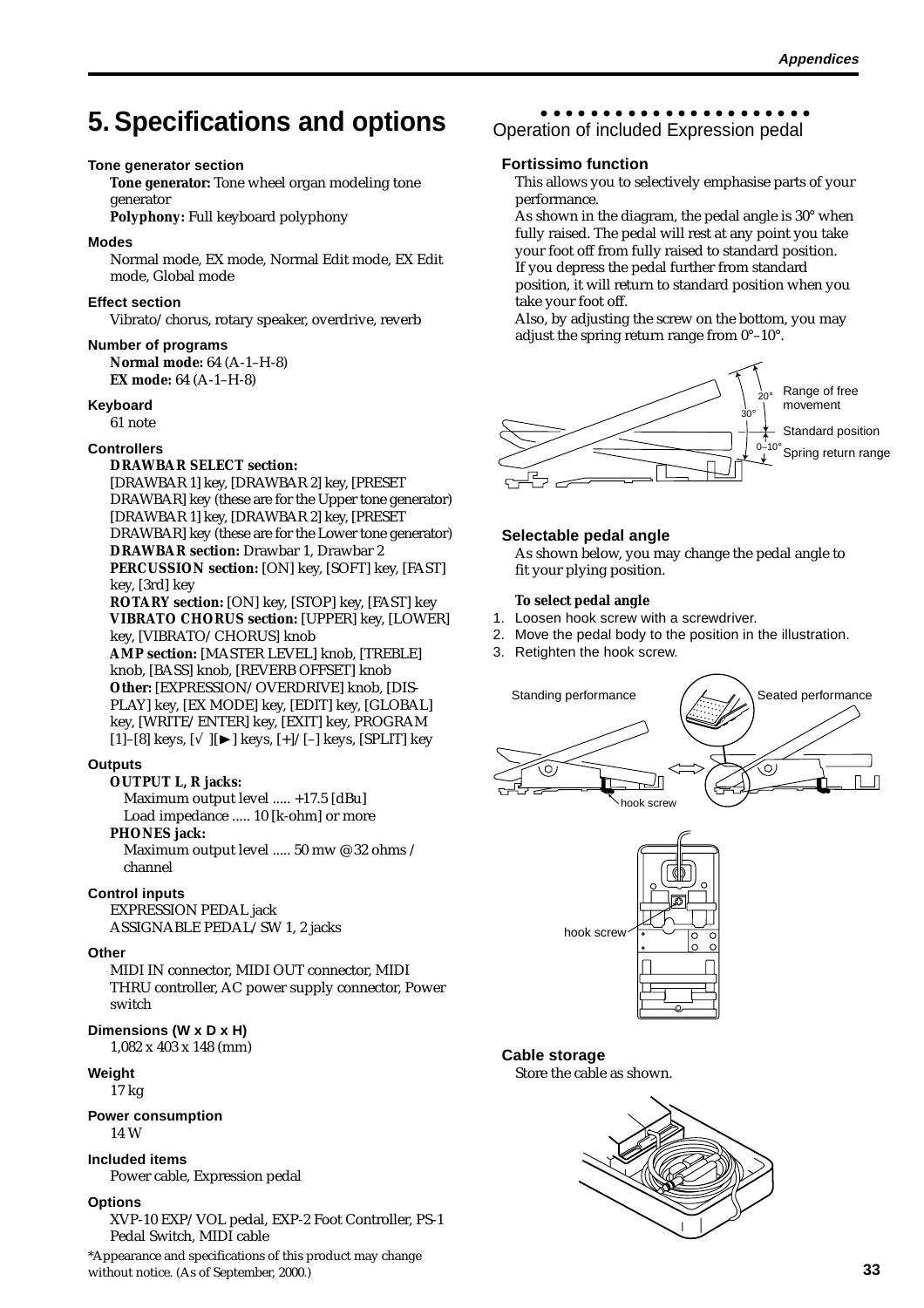# 5. Specifications and options

**Tone generator section**

**Tone generator:** Tone wheel organ modeling tone generator
**Polyphony:** Full keyboard polyphony

**Modes**

Normal mode, EX mode, Normal Edit mode, EX Edit mode, Global mode

**Effect section**

Vibrato/chorus, rotary speaker, overdrive, reverb

**Number of programs**

**Normal mode:** 64 (A-1–H-8)
**EX mode:** 64 (A-1–H-8)

**Keyboard**

61 note

**Controllers**

**DRAWBAR SELECT section:**
[DRAWBAR 1] key, [DRAWBAR 2] key, [PRESET DRAWBAR] key (these are for the Upper tone generator)
[DRAWBAR 1] key, [DRAWBAR 2] key, [PRESET DRAWBAR] key (these are for the Lower tone generator)
**DRAWBAR section:** Drawbar 1, Drawbar 2
**PERCUSSION section:** [ON] key, [SOFT] key, [FAST] key, [3rd] key
**ROTARY section:** [ON] key, [STOP] key, [FAST] key
**VIBRATO CHORUS section:** [UPPER] key, [LOWER] key, [VIBRATO/CHORUS] knob
**AMP section:** [MASTER LEVEL] knob, [TREBLE] knob, [BASS] knob, [REVERB OFFSET] knob
**Other:** [EXPRESSION/OVERDRIVE] knob, [DISPLAY] key, [EX MODE] key, [EDIT] key, [GLOBAL] key, [WRITE/ENTER] key, [EXIT] key, PROGRAM [1]–[8] keys, [√][►] keys, [+]/[–] keys, [SPLIT] key

**Outputs**

**OUTPUT L, R jacks:**
Maximum output level ..... +17.5 [dBu]
Load impedance ..... 10 [k-ohm] or more
**PHONES jack:**
Maximum output level ..... 50 mw @ 32 ohms / channel

**Control inputs**

EXPRESSION PEDAL jack
ASSIGNABLE PEDAL/SW 1, 2 jacks

**Other**

MIDI IN connector, MIDI OUT connector, MIDI THRU controller, AC power supply connector, Power switch

**Dimensions (W x D x H)**

1,082 x 403 x 148 (mm)

**Weight**

17 kg

**Power consumption**

14 W

**Included items**

Power cable, Expression pedal

**Options**

XVP-10 EXP/VOL pedal, EXP-2 Foot Controller, PS-1 Pedal Switch, MIDI cable

*Appearance and specifications of this product may change without notice. (As of September, 2000.)

## Operation of included Expression pedal

**Fortissimo function**

This allows you to selectively emphasise parts of your performance.
As shown in the diagram, the pedal angle is 30° when fully raised. The pedal will rest at any point you take your foot off from fully raised to standard position.
If you depress the pedal further from standard position, it will return to standard position when you take your foot off.
Also, by adjusting the screw on the bottom, you may adjust the spring return range from 0°–10°.

20° Range of free movement
30°
Standard position
0–10° Spring return range

**Selectable pedal angle**

As shown below, you may change the pedal angle to fit your plying position.

**To select pedal angle**

1. Loosen hook screw with a screwdriver.
2. Move the pedal body to the position in the illustration.
3. Retighten the hook screw.

Standing performance — Seated performance

hook screw

hook screw

**Cable storage**

Store the cable as shown.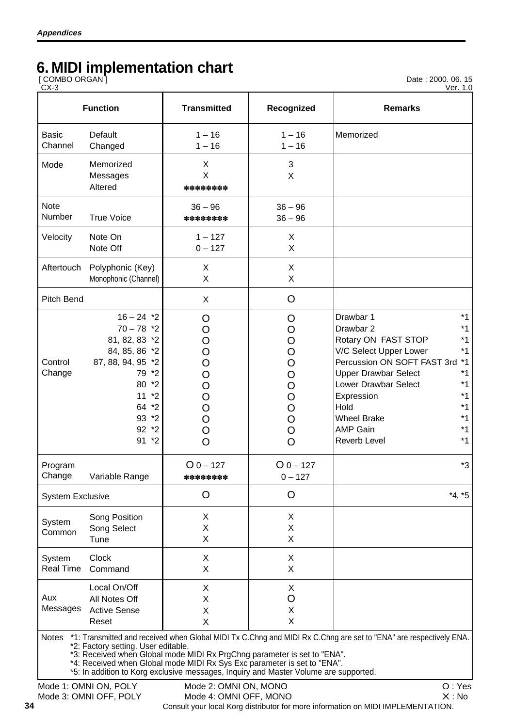# 6. MIDI implementation chart

[ COMBO ORGAN ]
CX-3

Date : 2000. 06. 15
Ver. 1.0

| Function | | Transmitted | Recognized | Remarks |
|---|---|---|---|---|
| Basic Channel | Default<br>Changed | 1 – 16<br>1 – 16 | 1 – 16<br>1 – 16 | Memorized |
| Mode | Memorized<br>Messages<br>Altered | X<br>X<br>******* | 3<br>X | |
| Note Number | <br>True Voice | 36 – 96<br>******* | 36 – 96<br>36 – 96 | |
| Velocity | Note On<br>Note Off | 1 – 127<br>0 – 127 | X<br>X | |
| Aftertouch | Polyphonic (Key)<br>Monophonic (Channel) | X<br>X | X<br>X | |
| Pitch Bend | | X | O | |
| Control Change | 16 – 24 *2<br>70 – 78 *2<br>81, 82, 83 *2<br>84, 85, 86 *2<br>87, 88, 94, 95 *2<br>79 *2<br>80 *2<br>11 *2<br>64 *2<br>93 *2<br>92 *2<br>91 *2 | O<br>O<br>O<br>O<br>O<br>O<br>O<br>O<br>O<br>O<br>O<br>O | O<br>O<br>O<br>O<br>O<br>O<br>O<br>O<br>O<br>O<br>O<br>O | Drawbar 1 *1<br>Drawbar 2 *1<br>Rotary ON FAST STOP *1<br>V/C Select Upper Lower *1<br>Percussion ON SOFT FAST 3rd *1<br>Upper Drawbar Select *1<br>Lower Drawbar Select *1<br>Expression *1<br>Hold *1<br>Wheel Brake *1<br>AMP Gain *1<br>Reverb Level *1 |
| Program Change | <br>Variable Range | O 0 – 127<br>******* | O 0 – 127<br>0 – 127 | *3 |
| System Exclusive | | O | O | *4, *5 |
| System Common | Song Position<br>Song Select<br>Tune | X<br>X<br>X | X<br>X<br>X | |
| System Real Time | Clock<br>Command | X<br>X | X<br>X | |
| Aux Messages | Local On/Off<br>All Notes Off<br>Active Sense<br>Reset | X<br>X<br>X<br>X | X<br>O<br>X<br>X | |

Notes
*1: Transmitted and received when Global MIDI Tx C.Chng and MIDI Rx C.Chng are set to "ENA" are respectively ENA.
*2: Factory setting. User editable.
*3: Received when Global mode MIDI Rx PrgChng parameter is set to "ENA".
*4: Received when Global mode MIDI Rx Sys Exc parameter is set to "ENA".
*5: In addition to Korg exclusive messages, Inquiry and Master Volume are supported.

Mode 1: OMNI ON, POLY　　Mode 2: OMNI ON, MONO　　O : Yes
Mode 3: OMNI OFF, POLY　　Mode 4: OMNI OFF, MONO　　X : No

Consult your local Korg distributor for more information on MIDI IMPLEMENTATION.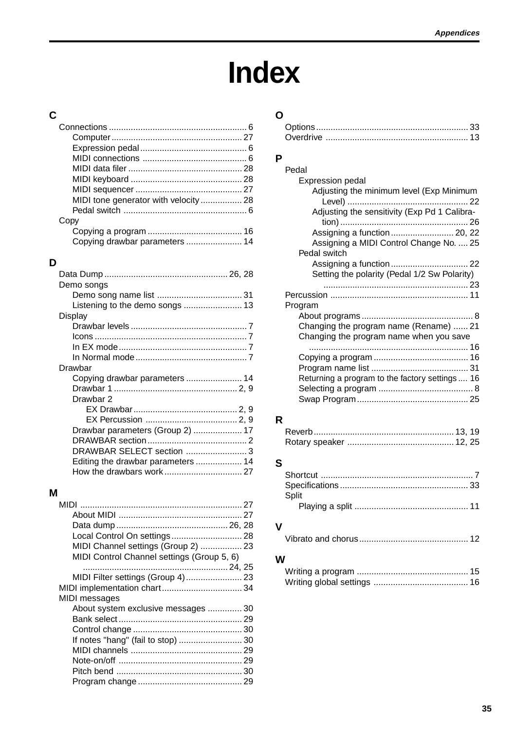# Index

## C

- Connections ... 6
  - Computer ... 27
  - Expression pedal ... 6
  - MIDI connections ... 6
  - MIDI data filer ... 28
  - MIDI keyboard ... 28
  - MIDI sequencer ... 27
  - MIDI tone generator with velocity ... 28
  - Pedal switch ... 6
- Copy
  - Copying a program ... 16
  - Copying drawbar parameters ... 14

## D

- Data Dump ... 26, 28
- Demo songs
  - Demo song name list ... 31
  - Listening to the demo songs ... 13
- Display
  - Drawbar levels ... 7
  - Icons ... 7
  - In EX mode ... 7
  - In Normal mode ... 7
- Drawbar
  - Copying drawbar parameters ... 14
  - Drawbar 1 ... 2, 9
  - Drawbar 2
    - EX Drawbar ... 2, 9
    - EX Percussion ... 2, 9
  - Drawbar parameters (Group 2) ... 17
  - DRAWBAR section ... 2
  - DRAWBAR SELECT section ... 3
  - Editing the drawbar parameters ... 14
  - How the drawbars work ... 27

## M

- MIDI ... 27
  - About MIDI ... 27
  - Data dump ... 26, 28
  - Local Control On settings ... 28
  - MIDI Channel settings (Group 2) ... 23
  - MIDI Control Channel settings (Group 5, 6) ... 24, 25
  - MIDI Filter settings (Group 4) ... 23
- MIDI implementation chart ... 34
- MIDI messages
  - About system exclusive messages ... 30
  - Bank select ... 29
  - Control change ... 30
  - If notes "hang" (fail to stop) ... 30
  - MIDI channels ... 29
  - Note-on/off ... 29
  - Pitch bend ... 30
  - Program change ... 29

## O

- Options ... 33
- Overdrive ... 13

## P

- Pedal
  - Expression pedal
    - Adjusting the minimum level (Exp Minimum Level) ... 22
    - Adjusting the sensitivity (Exp Pd 1 Calibration) ... 26
    - Assigning a function ... 20, 22
    - Assigning a MIDI Control Change No. ... 25
  - Pedal switch
    - Assigning a function ... 22
    - Setting the polarity (Pedal 1/2 Sw Polarity) ... 23
- Percussion ... 11
- Program
  - About programs ... 8
  - Changing the program name (Rename) ... 21
  - Changing the program name when you save ... 16
  - Copying a program ... 16
  - Program name list ... 31
  - Returning a program to the factory settings ... 16
  - Selecting a program ... 8
  - Swap Program ... 25

## R

- Reverb ... 13, 19
- Rotary speaker ... 12, 25

## S

- Shortcut ... 7
- Specifications ... 33
- Split
  - Playing a split ... 11

## V

- Vibrato and chorus ... 12

## W

- Writing a program ... 15
- Writing global settings ... 16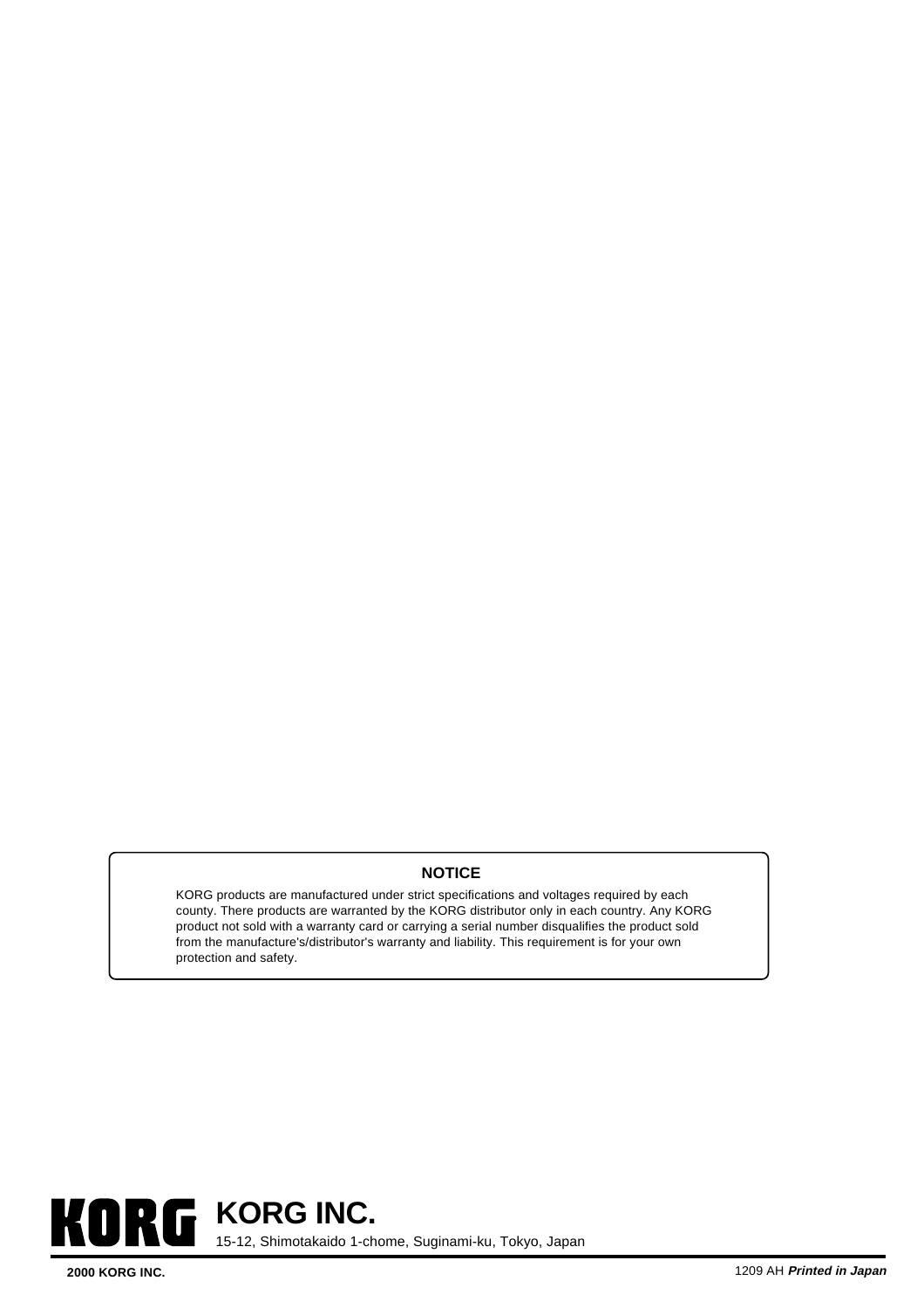**NOTICE**

KORG products are manufactured under strict specifications and voltages required by each county. There products are warranted by the KORG distributor only in each country. Any KORG product not sold with a warranty card or carrying a serial number disqualifies the product sold from the manufacture's/distributor's warranty and liability. This requirement is for your own protection and safety.

KORG

# KORG INC.

15-12, Shimotakaido 1-chome, Suginami-ku, Tokyo, Japan

**2000 KORG INC.**

1209 AH ***Printed in Japan***